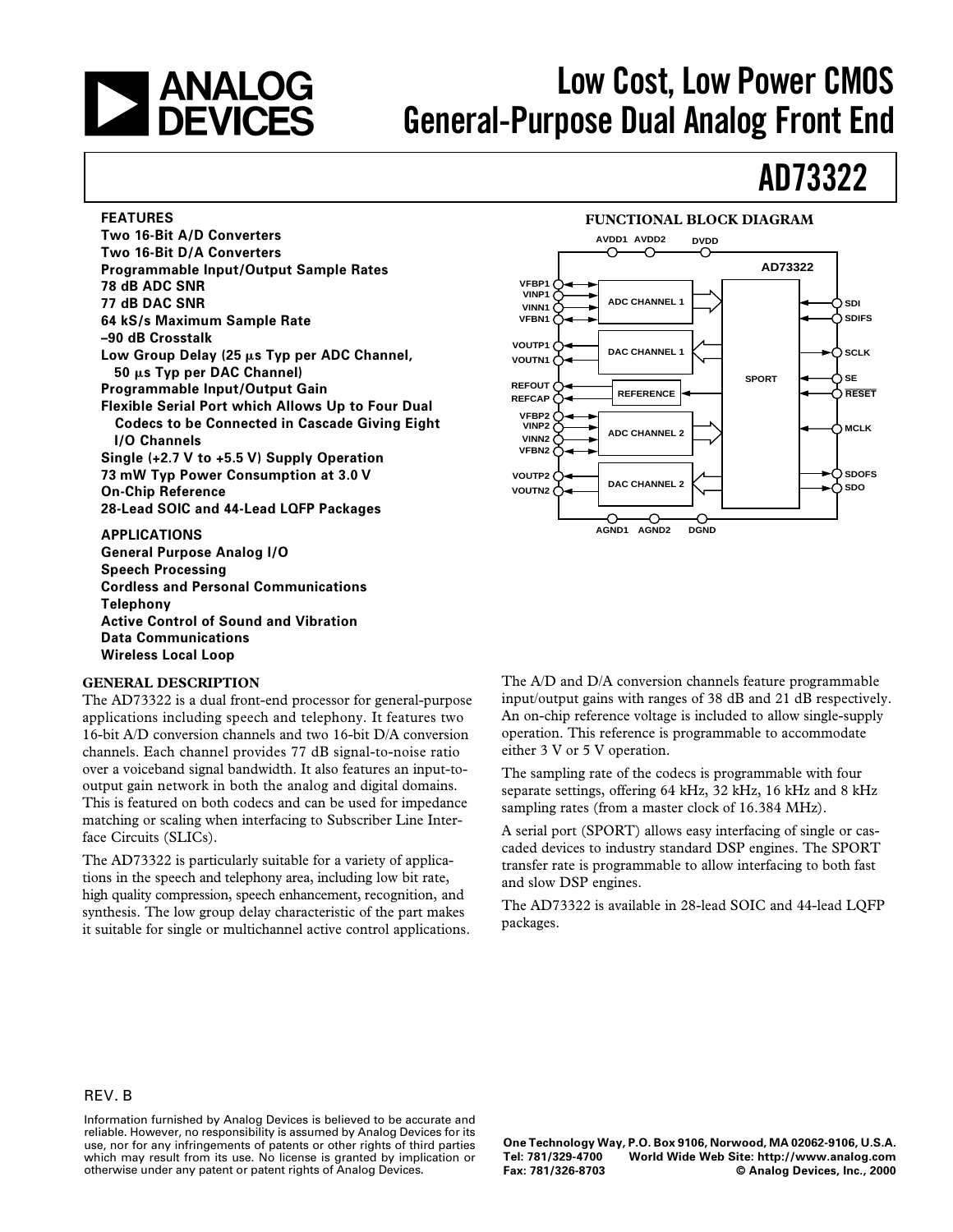# Low Cost, Low Power CMOS General-Purpose Dual Analog Front End

# AD73322

## FEATURES

**Two 16-Bit A/D Converters**
**Two 16-Bit D/A Converters**
**Programmable Input/Output Sample Rates**
**78 dB ADC SNR**
**77 dB DAC SNR**
**64 kS/s Maximum Sample Rate**
**–90 dB Crosstalk**
**Low Group Delay (25 μs Typ per ADC Channel, 50 μs Typ per DAC Channel)**
**Programmable Input/Output Gain**
**Flexible Serial Port which Allows Up to Four Dual Codecs to be Connected in Cascade Giving Eight I/O Channels**
**Single (+2.7 V to +5.5 V) Supply Operation**
**73 mW Typ Power Consumption at 3.0 V**
**On-Chip Reference**
**28-Lead SOIC and 44-Lead LQFP Packages**

## APPLICATIONS

**General Purpose Analog I/O**
**Speech Processing**
**Cordless and Personal Communications**
**Telephony**
**Active Control of Sound and Vibration**
**Data Communications**
**Wireless Local Loop**

## FUNCTIONAL BLOCK DIAGRAM

## GENERAL DESCRIPTION

The AD73322 is a dual front-end processor for general-purpose applications including speech and telephony. It features two 16-bit A/D conversion channels and two 16-bit D/A conversion channels. Each channel provides 77 dB signal-to-noise ratio over a voiceband signal bandwidth. It also features an input-to-output gain network in both the analog and digital domains. This is featured on both codecs and can be used for impedance matching or scaling when interfacing to Subscriber Line Interface Circuits (SLICs).

The AD73322 is particularly suitable for a variety of applications in the speech and telephony area, including low bit rate, high quality compression, speech enhancement, recognition, and synthesis. The low group delay characteristic of the part makes it suitable for single or multichannel active control applications.

The A/D and D/A conversion channels feature programmable input/output gains with ranges of 38 dB and 21 dB respectively. An on-chip reference voltage is included to allow single-supply operation. This reference is programmable to accommodate either 3 V or 5 V operation.

The sampling rate of the codecs is programmable with four separate settings, offering 64 kHz, 32 kHz, 16 kHz and 8 kHz sampling rates (from a master clock of 16.384 MHz).

A serial port (SPORT) allows easy interfacing of single or cascaded devices to industry standard DSP engines. The SPORT transfer rate is programmable to allow interfacing to both fast and slow DSP engines.

The AD73322 is available in 28-lead SOIC and 44-lead LQFP packages.

REV. B

Information furnished by Analog Devices is believed to be accurate and reliable. However, no responsibility is assumed by Analog Devices for its use, nor for any infringements of patents or other rights of third parties which may result from its use. No license is granted by implication or otherwise under any patent or patent rights of Analog Devices.

One Technology Way, P.O. Box 9106, Norwood, MA 02062-9106, U.S.A.
Tel: 781/329-4700 World Wide Web Site: http://www.analog.com
Fax: 781/326-8703 © Analog Devices, Inc., 2000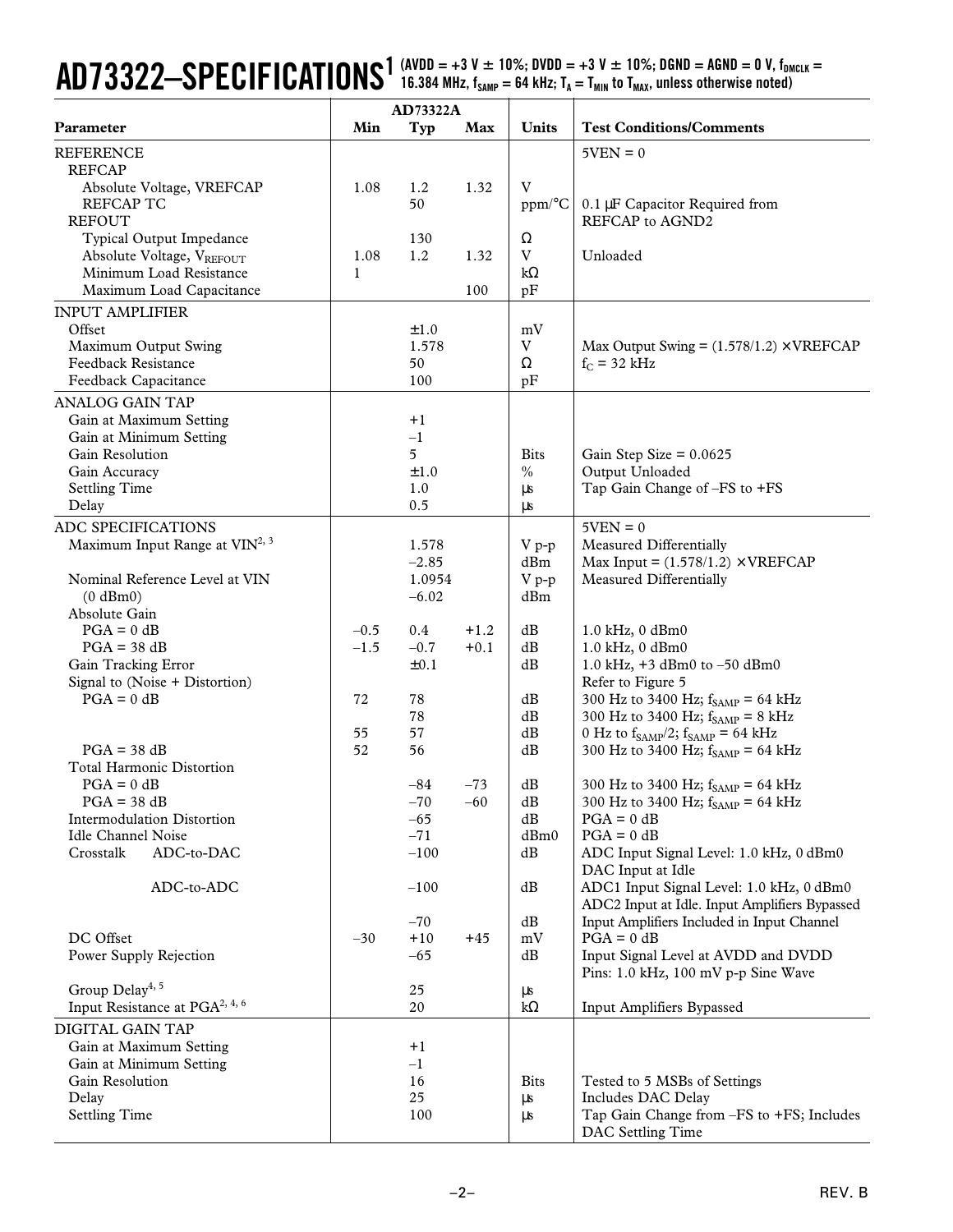# AD73322–SPECIFICATIONS[1]

(AVDD = +3 V ± 10%; DVDD = +3 V ± 10%; DGND = AGND = 0 V, $f_{DMCLK}$ = 16.384 MHz, $f_{SAMP}$ = 64 kHz; $T_A$ = $T_{MIN}$ to $T_{MAX}$, unless otherwise noted)

| Parameter | AD73322A Min | Typ | Max | Units | Test Conditions/Comments |
|---|---|---|---|---|---|
| **REFERENCE** | | | | | 5VEN = 0 |
| REFCAP | | | | | |
| Absolute Voltage, VREFCAP | 1.08 | 1.2 | 1.32 | V | |
| REFCAP TC | | 50 | | ppm/°C | 0.1 µF Capacitor Required from REFCAP to AGND2 |
| REFOUT | | | | | |
| Typical Output Impedance | | 130 | | Ω | |
| Absolute Voltage, $V_{REFOUT}$ | 1.08 | 1.2 | 1.32 | V | Unloaded |
| Minimum Load Resistance | 1 | | | kΩ | |
| Maximum Load Capacitance | | | 100 | pF | |
| **INPUT AMPLIFIER** | | | | | |
| Offset | | ±1.0 | | mV | |
| Maximum Output Swing | | 1.578 | | V | Max Output Swing = (1.578/1.2) × VREFCAP |
| Feedback Resistance | | 50 | | Ω | $f_C$ = 32 kHz |
| Feedback Capacitance | | 100 | | pF | |
| **ANALOG GAIN TAP** | | | | | |
| Gain at Maximum Setting | | +1 | | | |
| Gain at Minimum Setting | | –1 | | | |
| Gain Resolution | | 5 | | Bits | Gain Step Size = 0.0625 |
| Gain Accuracy | | ±1.0 | | % | Output Unloaded |
| Settling Time | | 1.0 | | µs | Tap Gain Change of –FS to +FS |
| Delay | | 0.5 | | µs | |
| **ADC SPECIFICATIONS** | | | | | 5VEN = 0 |
| Maximum Input Range at VIN[2, 3] | | 1.578 | | V p-p | Measured Differentially |
| | | –2.85 | | dBm | Max Input = (1.578/1.2) × VREFCAP |
| Nominal Reference Level at VIN | | 1.0954 | | V p-p | Measured Differentially |
| (0 dBm0) | | –6.02 | | dBm | |
| Absolute Gain | | | | | |
| PGA = 0 dB | –0.5 | 0.4 | +1.2 | dB | 1.0 kHz, 0 dBm0 |
| PGA = 38 dB | –1.5 | –0.7 | +0.1 | dB | 1.0 kHz, 0 dBm0 |
| Gain Tracking Error | | ±0.1 | | dB | 1.0 kHz, +3 dBm0 to –50 dBm0 |
| Signal to (Noise + Distortion) | | | | | Refer to Figure 5 |
| PGA = 0 dB | 72 | 78 | | dB | 300 Hz to 3400 Hz; $f_{SAMP}$ = 64 kHz |
| | | 78 | | dB | 300 Hz to 3400 Hz; $f_{SAMP}$ = 8 kHz |
| | 55 | 57 | | dB | 0 Hz to $f_{SAMP}/2$; $f_{SAMP}$ = 64 kHz |
| PGA = 38 dB | 52 | 56 | | dB | 300 Hz to 3400 Hz; $f_{SAMP}$ = 64 kHz |
| Total Harmonic Distortion | | | | | |
| PGA = 0 dB | | –84 | –73 | dB | 300 Hz to 3400 Hz; $f_{SAMP}$ = 64 kHz |
| PGA = 38 dB | | –70 | –60 | dB | 300 Hz to 3400 Hz; $f_{SAMP}$ = 64 kHz |
| Intermodulation Distortion | | –65 | | dB | PGA = 0 dB |
| Idle Channel Noise | | –71 | | dBm0 | PGA = 0 dB |
| Crosstalk ADC-to-DAC | | –100 | | dB | ADC Input Signal Level: 1.0 kHz, 0 dBm0 DAC Input at Idle |
| ADC-to-ADC | | –100 | | dB | ADC1 Input Signal Level: 1.0 kHz, 0 dBm0 ADC2 Input at Idle. Input Amplifiers Bypassed |
| | | –70 | | dB | Input Amplifiers Included in Input Channel |
| DC Offset | –30 | +10 | +45 | mV | PGA = 0 dB |
| Power Supply Rejection | | –65 | | dB | Input Signal Level at AVDD and DVDD Pins: 1.0 kHz, 100 mV p-p Sine Wave |
| Group Delay[4, 5] | | 25 | | µs | |
| Input Resistance at PGA[2, 4, 6] | | 20 | | kΩ | Input Amplifiers Bypassed |
| **DIGITAL GAIN TAP** | | | | | |
| Gain at Maximum Setting | | +1 | | | |
| Gain at Minimum Setting | | –1 | | | |
| Gain Resolution | | 16 | | Bits | Tested to 5 MSBs of Settings |
| Delay | | 25 | | µs | Includes DAC Delay |
| Settling Time | | 100 | | µs | Tap Gain Change from –FS to +FS; Includes DAC Settling Time |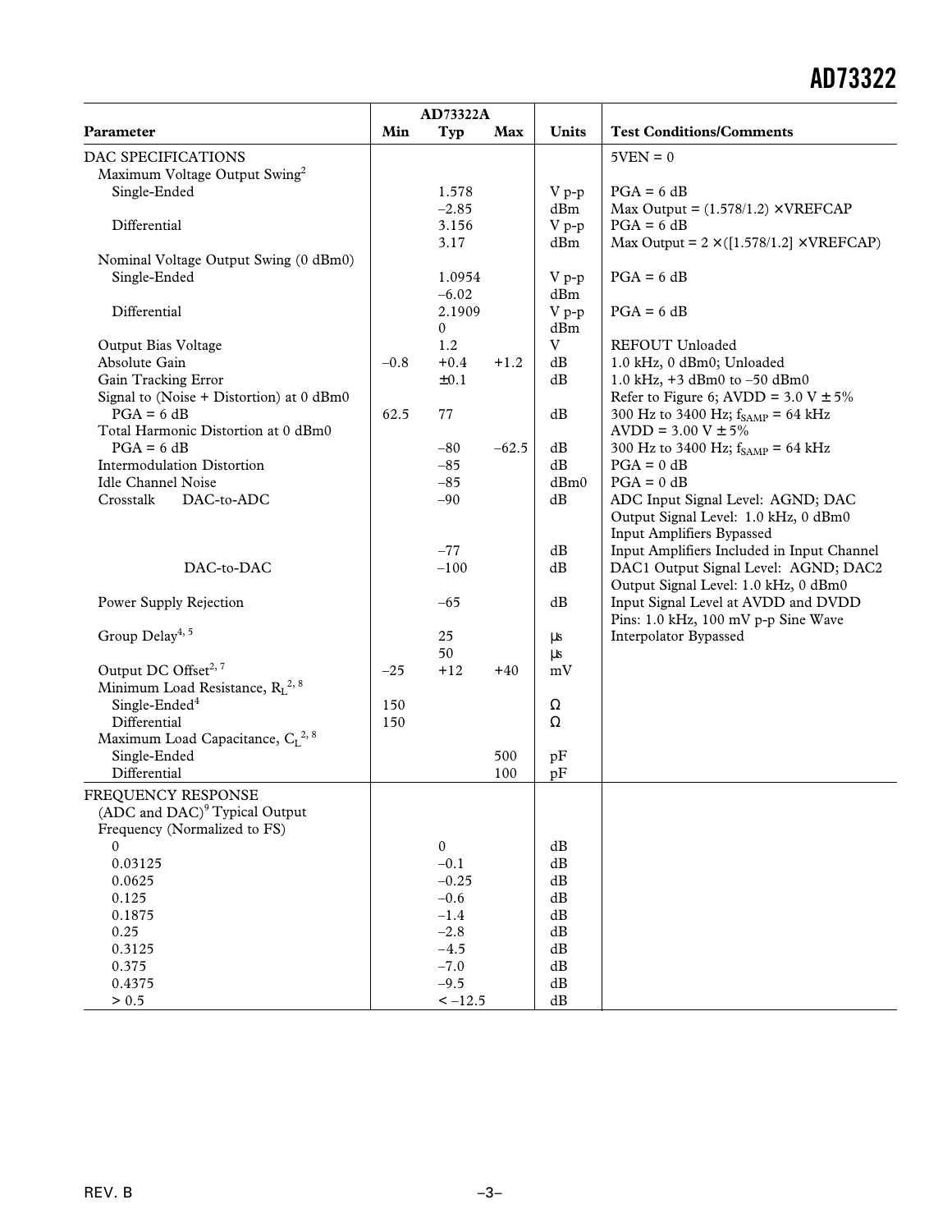| Parameter | AD73322A Min | Typ | Max | Units | Test Conditions/Comments |
|---|---|---|---|---|---|
| DAC SPECIFICATIONS | | | | | 5VEN = 0 |
| Maximum Voltage Output Swing[2] | | | | | |
| Single-Ended | | 1.578 | | V p-p | PGA = 6 dB |
| | | –2.85 | | dBm | Max Output = (1.578/1.2) × VREFCAP |
| Differential | | 3.156 | | V p-p | PGA = 6 dB |
| | | 3.17 | | dBm | Max Output = 2 × ([1.578/1.2] × VREFCAP) |
| Nominal Voltage Output Swing (0 dBm0) | | | | | |
| Single-Ended | | 1.0954 | | V p-p | PGA = 6 dB |
| | | –6.02 | | dBm | |
| Differential | | 2.1909 | | V p-p | PGA = 6 dB |
| | | 0 | | dBm | |
| Output Bias Voltage | | 1.2 | | V | REFOUT Unloaded |
| Absolute Gain | –0.8 | +0.4 | +1.2 | dB | 1.0 kHz, 0 dBm0; Unloaded |
| Gain Tracking Error | | ±0.1 | | dB | 1.0 kHz, +3 dBm0 to –50 dBm0 |
| Signal to (Noise + Distortion) at 0 dBm0 | | | | | Refer to Figure 6; AVDD = 3.0 V ± 5% |
| PGA = 6 dB | 62.5 | 77 | | dB | 300 Hz to 3400 Hz; $f_{SAMP}$ = 64 kHz |
| Total Harmonic Distortion at 0 dBm0 | | | | | AVDD = 3.00 V ± 5% |
| PGA = 6 dB | | –80 | –62.5 | dB | 300 Hz to 3400 Hz; $f_{SAMP}$ = 64 kHz |
| Intermodulation Distortion | | –85 | | dB | PGA = 0 dB |
| Idle Channel Noise | | –85 | | dBm0 | PGA = 0 dB |
| Crosstalk DAC-to-ADC | | –90 | | dB | ADC Input Signal Level: AGND; DAC Output Signal Level: 1.0 kHz, 0 dBm0 Input Amplifiers Bypassed |
| | | –77 | | dB | Input Amplifiers Included in Input Channel |
| DAC-to-DAC | | –100 | | dB | DAC1 Output Signal Level: AGND; DAC2 Output Signal Level: 1.0 kHz, 0 dBm0 |
| Power Supply Rejection | | –65 | | dB | Input Signal Level at AVDD and DVDD Pins: 1.0 kHz, 100 mV p-p Sine Wave |
| Group Delay[4, 5] | | 25 | | µs | Interpolator Bypassed |
| | | 50 | | µs | |
| Output DC Offset[2, 7] | –25 | +12 | +40 | mV | |
| Minimum Load Resistance, $R_L$[2, 8] | | | | | |
| Single-Ended[4] | 150 | | | Ω | |
| Differential | 150 | | | Ω | |
| Maximum Load Capacitance, $C_L$[2, 8] | | | | | |
| Single-Ended | | | 500 | pF | |
| Differential | | | 100 | pF | |
| FREQUENCY RESPONSE (ADC and DAC)[9] Typical Output Frequency (Normalized to FS) | | | | | |
| 0 | | 0 | | dB | |
| 0.03125 | | –0.1 | | dB | |
| 0.0625 | | –0.25 | | dB | |
| 0.125 | | –0.6 | | dB | |
| 0.1875 | | –1.4 | | dB | |
| 0.25 | | –2.8 | | dB | |
| 0.3125 | | –4.5 | | dB | |
| 0.375 | | –7.0 | | dB | |
| 0.4375 | | –9.5 | | dB | |
| > 0.5 | | < –12.5 | | dB | |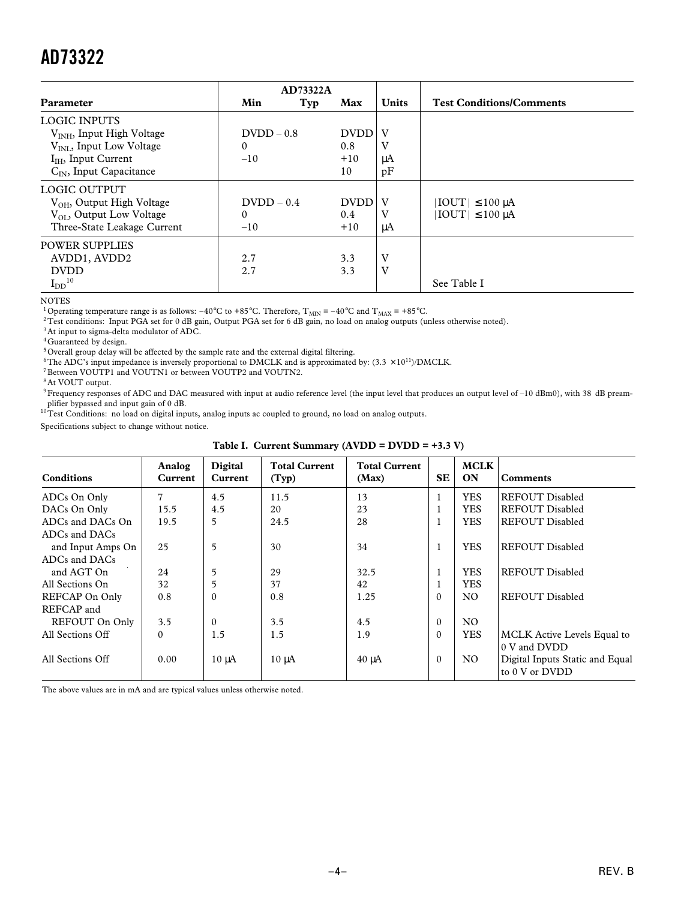| Parameter | AD73322A Min | Typ | Max | Units | Test Conditions/Comments |
|---|---|---|---|---|---|
| LOGIC INPUTS | | | | | |
| $V_{INH}$, Input High Voltage | DVDD – 0.8 | | DVDD | V | |
| $V_{INL}$, Input Low Voltage | 0 | | 0.8 | V | |
| $I_{IH}$, Input Current | –10 | | +10 | µA | |
| $C_{IN}$, Input Capacitance | | | 10 | pF | |
| LOGIC OUTPUT | | | | | |
| $V_{OH}$, Output High Voltage | DVDD – 0.4 | | DVDD | V | \|IOUT\| ≤ 100 µA |
| $V_{OL}$, Output Low Voltage | 0 | | 0.4 | V | \|IOUT\| ≤ 100 µA |
| Three-State Leakage Current | –10 | | +10 | µA | |
| POWER SUPPLIES | | | | | |
| AVDD1, AVDD2 | 2.7 | | 3.3 | V | |
| DVDD | 2.7 | | 3.3 | V | |
| $I_{DD}$[10] | | | | | See Table I |

NOTES

[1] Operating temperature range is as follows: –40°C to +85°C. Therefore, $T_{MIN}$ = –40°C and $T_{MAX}$ = +85°C.

[2] Test conditions: Input PGA set for 0 dB gain, Output PGA set for 6 dB gain, no load on analog outputs (unless otherwise noted).

[3] At input to sigma-delta modulator of ADC.

[4] Guaranteed by design.

[5] Overall group delay will be affected by the sample rate and the external digital filtering.

[6] The ADC's input impedance is inversely proportional to DMCLK and is approximated by: $(3.3 \times 10^{11})$/DMCLK.

[7] Between VOUTP1 and VOUTN1 or between VOUTP2 and VOUTN2.

[8] At VOUT output.

[9] Frequency responses of ADC and DAC measured with input at audio reference level (the input level that produces an output level of –10 dBm0), with 38 dB preamplifier bypassed and input gain of 0 dB.

[10] Test Conditions: no load on digital inputs, analog inputs ac coupled to ground, no load on analog outputs.

Specifications subject to change without notice.

**Table I. Current Summary (AVDD = DVDD = +3.3 V)**

| Conditions | Analog Current | Digital Current | Total Current (Typ) | Total Current (Max) | SE | MCLK ON | Comments |
|---|---|---|---|---|---|---|---|
| ADCs On Only | 7 | 4.5 | 11.5 | 13 | 1 | YES | REFOUT Disabled |
| DACs On Only | 15.5 | 4.5 | 20 | 23 | 1 | YES | REFOUT Disabled |
| ADCs and DACs On | 19.5 | 5 | 24.5 | 28 | 1 | YES | REFOUT Disabled |
| ADCs and DACs and Input Amps On | 25 | 5 | 30 | 34 | 1 | YES | REFOUT Disabled |
| ADCs and DACs and AGT On | 24 | 5 | 29 | 32.5 | 1 | YES | REFOUT Disabled |
| All Sections On | 32 | 5 | 37 | 42 | 1 | YES | |
| REFCAP On Only | 0.8 | 0 | 0.8 | 1.25 | 0 | NO | REFOUT Disabled |
| REFCAP and REFOUT On Only | 3.5 | 0 | 3.5 | 4.5 | 0 | NO | |
| All Sections Off | 0 | 1.5 | 1.5 | 1.9 | 0 | YES | MCLK Active Levels Equal to 0 V and DVDD |
| All Sections Off | 0.00 | 10 µA | 10 µA | 40 µA | 0 | NO | Digital Inputs Static and Equal to 0 V or DVDD |

The above values are in mA and are typical values unless otherwise noted.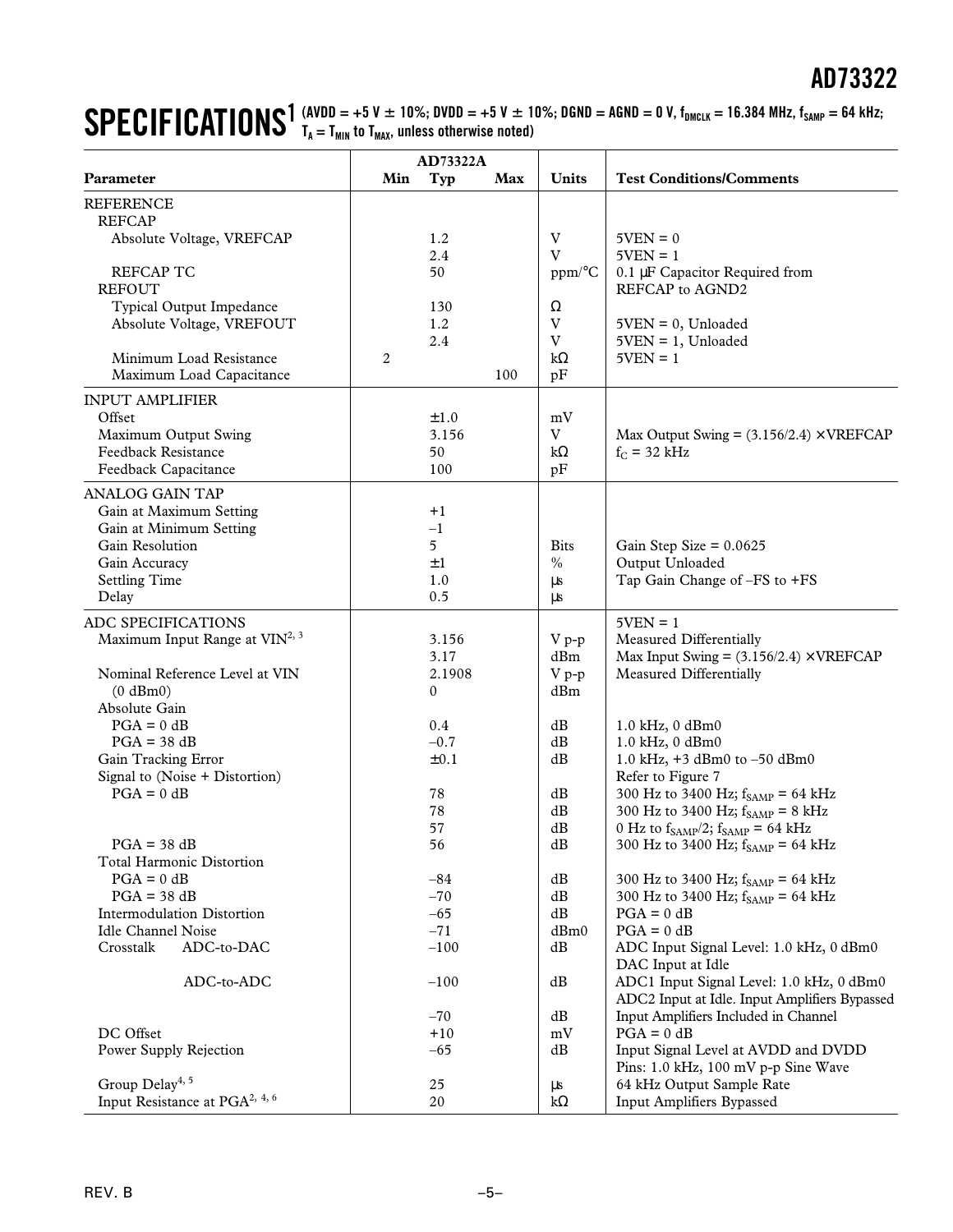# SPECIFICATIONS[1]

(AVDD = +5 V ± 10%; DVDD = +5 V ± 10%; DGND = AGND = 0 V, $f_{DMCLK}$ = 16.384 MHz, $f_{SAMP}$ = 64 kHz; $T_A$ = $T_{MIN}$ to $T_{MAX}$, unless otherwise noted)

| Parameter | AD73322A Min | Typ | Max | Units | Test Conditions/Comments |
|---|---|---|---|---|---|
| REFERENCE | | | | | |
| REFCAP | | | | | |
| Absolute Voltage, VREFCAP | | 1.2 | | V | 5VEN = 0 |
| | | 2.4 | | V | 5VEN = 1 |
| REFCAP TC | | 50 | | ppm/°C | 0.1 µF Capacitor Required from REFCAP to AGND2 |
| REFOUT | | | | | |
| Typical Output Impedance | | 130 | | Ω | |
| Absolute Voltage, VREFOUT | | 1.2 | | V | 5VEN = 0, Unloaded |
| | | 2.4 | | V | 5VEN = 1, Unloaded |
| Minimum Load Resistance | 2 | | | kΩ | 5VEN = 1 |
| Maximum Load Capacitance | | | 100 | pF | |
| INPUT AMPLIFIER | | | | | |
| Offset | | ±1.0 | | mV | |
| Maximum Output Swing | | 3.156 | | V | Max Output Swing = (3.156/2.4) × VREFCAP |
| Feedback Resistance | | 50 | | kΩ | $f_C$ = 32 kHz |
| Feedback Capacitance | | 100 | | pF | |
| ANALOG GAIN TAP | | | | | |
| Gain at Maximum Setting | | +1 | | | |
| Gain at Minimum Setting | | –1 | | | |
| Gain Resolution | | 5 | | Bits | Gain Step Size = 0.0625 |
| Gain Accuracy | | ±1 | | % | Output Unloaded |
| Settling Time | | 1.0 | | µs | Tap Gain Change of –FS to +FS |
| Delay | | 0.5 | | µs | |
| ADC SPECIFICATIONS | | | | | 5VEN = 1 |
| Maximum Input Range at VIN[2, 3] | | 3.156 | | V p-p | Measured Differentially |
| | | 3.17 | | dBm | Max Input Swing = (3.156/2.4) × VREFCAP |
| Nominal Reference Level at VIN | | 2.1908 | | V p-p | Measured Differentially |
| (0 dBm0) | | 0 | | dBm | |
| Absolute Gain | | | | | |
| PGA = 0 dB | | 0.4 | | dB | 1.0 kHz, 0 dBm0 |
| PGA = 38 dB | | –0.7 | | dB | 1.0 kHz, 0 dBm0 |
| Gain Tracking Error | | ±0.1 | | dB | 1.0 kHz, +3 dBm0 to –50 dBm0 |
| Signal to (Noise + Distortion) | | | | | Refer to Figure 7 |
| PGA = 0 dB | | 78 | | dB | 300 Hz to 3400 Hz; $f_{SAMP}$ = 64 kHz |
| | | 78 | | dB | 300 Hz to 3400 Hz; $f_{SAMP}$ = 8 kHz |
| | | 57 | | dB | 0 Hz to $f_{SAMP}$/2; $f_{SAMP}$ = 64 kHz |
| PGA = 38 dB | | 56 | | dB | 300 Hz to 3400 Hz; $f_{SAMP}$ = 64 kHz |
| Total Harmonic Distortion | | | | | |
| PGA = 0 dB | | –84 | | dB | 300 Hz to 3400 Hz; $f_{SAMP}$ = 64 kHz |
| PGA = 38 dB | | –70 | | dB | 300 Hz to 3400 Hz; $f_{SAMP}$ = 64 kHz |
| Intermodulation Distortion | | –65 | | dB | PGA = 0 dB |
| Idle Channel Noise | | –71 | | dBm0 | PGA = 0 dB |
| Crosstalk ADC-to-DAC | | –100 | | dB | ADC Input Signal Level: 1.0 kHz, 0 dBm0 DAC Input at Idle |
| ADC-to-ADC | | –100 | | dB | ADC1 Input Signal Level: 1.0 kHz, 0 dBm0 ADC2 Input at Idle. Input Amplifiers Bypassed |
| | | –70 | | dB | Input Amplifiers Included in Channel |
| DC Offset | | +10 | | mV | PGA = 0 dB |
| Power Supply Rejection | | –65 | | dB | Input Signal Level at AVDD and DVDD Pins: 1.0 kHz, 100 mV p-p Sine Wave |
| Group Delay[4, 5] | | 25 | | µs | 64 kHz Output Sample Rate |
| Input Resistance at PGA[2, 4, 6] | | 20 | | kΩ | Input Amplifiers Bypassed |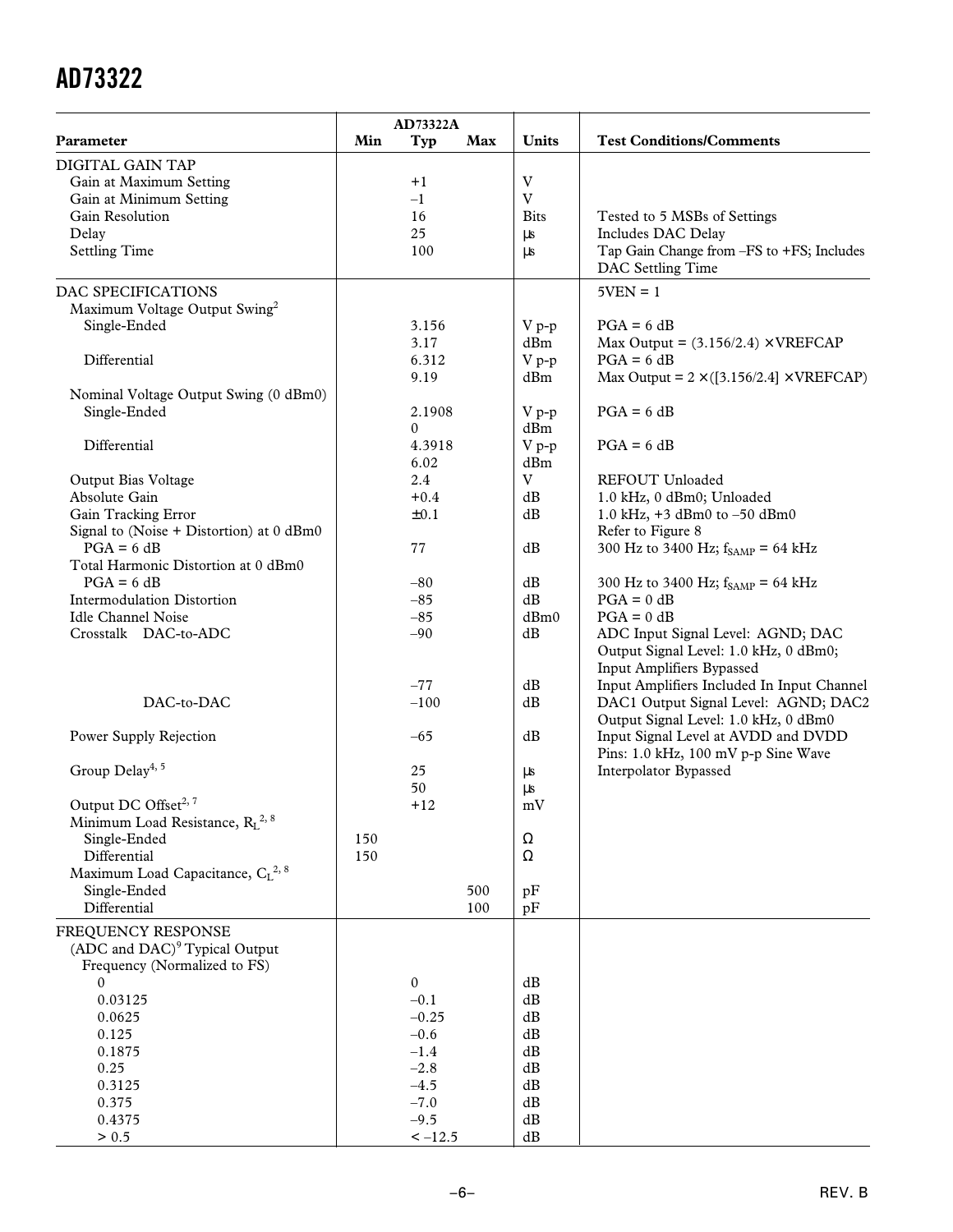| Parameter | Min | Typ | Max | Units | Test Conditions/Comments |
|---|---|---|---|---|---|
| | | AD73322A | | | |
| DIGITAL GAIN TAP | | | | | |
| Gain at Maximum Setting | | +1 | | V | |
| Gain at Minimum Setting | | –1 | | V | |
| Gain Resolution | | 16 | | Bits | Tested to 5 MSBs of Settings |
| Delay | | 25 | | µs | Includes DAC Delay |
| Settling Time | | 100 | | µs | Tap Gain Change from –FS to +FS; Includes DAC Settling Time |
| DAC SPECIFICATIONS | | | | | 5VEN = 1 |
| Maximum Voltage Output Swing[2] | | | | | |
| Single-Ended | | 3.156 | | V p-p | PGA = 6 dB |
| | | 3.17 | | dBm | Max Output = (3.156/2.4) × VREFCAP |
| Differential | | 6.312 | | V p-p | PGA = 6 dB |
| | | 9.19 | | dBm | Max Output = 2 × ([3.156/2.4] × VREFCAP) |
| Nominal Voltage Output Swing (0 dBm0) | | | | | |
| Single-Ended | | 2.1908 | | V p-p | PGA = 6 dB |
| | | 0 | | dBm | |
| Differential | | 4.3918 | | V p-p | PGA = 6 dB |
| | | 6.02 | | dBm | |
| Output Bias Voltage | | 2.4 | | V | REFOUT Unloaded |
| Absolute Gain | | +0.4 | | dB | 1.0 kHz, 0 dBm0; Unloaded |
| Gain Tracking Error | | ±0.1 | | dB | 1.0 kHz, +3 dBm0 to –50 dBm0 |
| Signal to (Noise + Distortion) at 0 dBm0 | | | | | Refer to Figure 8 |
| PGA = 6 dB | | 77 | | dB | 300 Hz to 3400 Hz; $f_{SAMP}$ = 64 kHz |
| Total Harmonic Distortion at 0 dBm0 | | | | | |
| PGA = 6 dB | | –80 | | dB | 300 Hz to 3400 Hz; $f_{SAMP}$ = 64 kHz |
| Intermodulation Distortion | | –85 | | dB | PGA = 0 dB |
| Idle Channel Noise | | –85 | | dBm0 | PGA = 0 dB |
| Crosstalk DAC-to-ADC | | –90 | | dB | ADC Input Signal Level: AGND; DAC Output Signal Level: 1.0 kHz, 0 dBm0; Input Amplifiers Bypassed |
| | | –77 | | dB | Input Amplifiers Included In Input Channel |
| DAC-to-DAC | | –100 | | dB | DAC1 Output Signal Level: AGND; DAC2 Output Signal Level: 1.0 kHz, 0 dBm0 |
| Power Supply Rejection | | –65 | | dB | Input Signal Level at AVDD and DVDD Pins: 1.0 kHz, 100 mV p-p Sine Wave |
| Group Delay[4, 5] | | 25 | | µs | Interpolator Bypassed |
| | | 50 | | µs | |
| Output DC Offset[2, 7] | | +12 | | mV | |
| Minimum Load Resistance, $R_L$[2, 8] | | | | | |
| Single-Ended | 150 | | | Ω | |
| Differential | 150 | | | Ω | |
| Maximum Load Capacitance, $C_L$[2, 8] | | | | | |
| Single-Ended | | | 500 | pF | |
| Differential | | | 100 | pF | |
| FREQUENCY RESPONSE | | | | | |
| (ADC and DAC)[9] Typical Output Frequency (Normalized to FS) | | | | | |
| 0 | | 0 | | dB | |
| 0.03125 | | –0.1 | | dB | |
| 0.0625 | | –0.25 | | dB | |
| 0.125 | | –0.6 | | dB | |
| 0.1875 | | –1.4 | | dB | |
| 0.25 | | –2.8 | | dB | |
| 0.3125 | | –4.5 | | dB | |
| 0.375 | | –7.0 | | dB | |
| 0.4375 | | –9.5 | | dB | |
| > 0.5 | | < –12.5 | | dB | |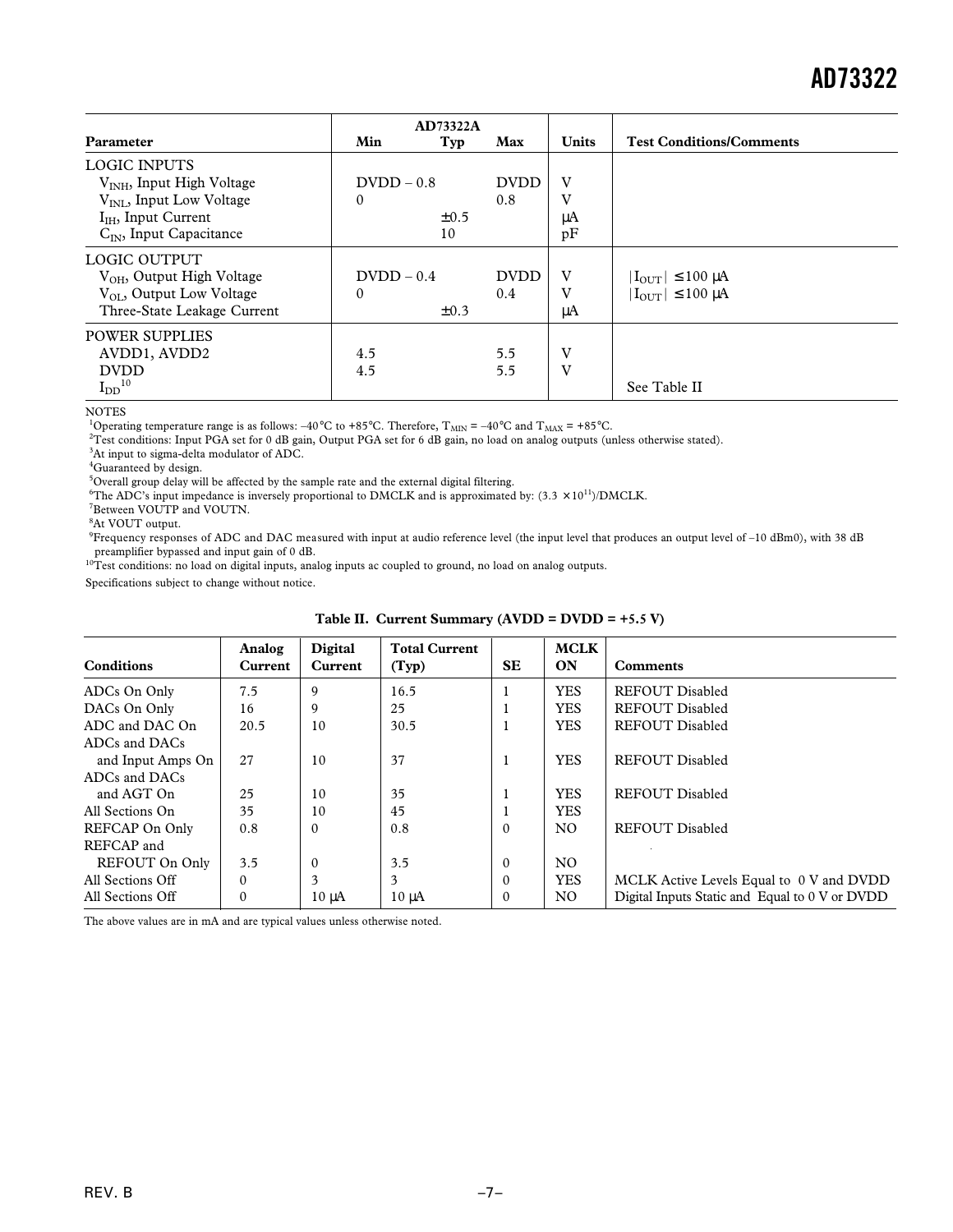| Parameter | AD73322A Min | Typ | Max | Units | Test Conditions/Comments |
|---|---|---|---|---|---|
| LOGIC INPUTS | | | | | |
| $V_{INH}$, Input High Voltage | DVDD – 0.8 | | DVDD | V | |
| $V_{INL}$, Input Low Voltage | 0 | | 0.8 | V | |
| $I_{IH}$, Input Current | | ±0.5 | | μA | |
| $C_{IN}$, Input Capacitance | | 10 | | pF | |
| LOGIC OUTPUT | | | | | |
| $V_{OH}$, Output High Voltage | DVDD – 0.4 | | DVDD | V | $\lvert I_{OUT} \rvert \leq 100$ μA |
| $V_{OL}$, Output Low Voltage | 0 | | 0.4 | V | $\lvert I_{OUT} \rvert \leq 100$ μA |
| Three-State Leakage Current | | ±0.3 | | μA | |
| POWER SUPPLIES | | | | | |
| AVDD1, AVDD2 | 4.5 | | 5.5 | V | |
| DVDD | 4.5 | | 5.5 | V | |
| $I_{DD}$[10] | | | | | See Table II |

NOTES

[1]Operating temperature range is as follows: –40°C to +85°C. Therefore, $T_{MIN}$ = –40°C and $T_{MAX}$ = +85°C.

[2]Test conditions: Input PGA set for 0 dB gain, Output PGA set for 6 dB gain, no load on analog outputs (unless otherwise stated).

[3]At input to sigma-delta modulator of ADC.

[4]Guaranteed by design.

[5]Overall group delay will be affected by the sample rate and the external digital filtering.

[6]The ADC's input impedance is inversely proportional to DMCLK and is approximated by: $(3.3 \times 10^{11})$/DMCLK.

[7]Between VOUTP and VOUTN.

[8]At VOUT output.

[9]Frequency responses of ADC and DAC measured with input at audio reference level (the input level that produces an output level of –10 dBm0), with 38 dB preamplifier bypassed and input gain of 0 dB.

[10]Test conditions: no load on digital inputs, analog inputs ac coupled to ground, no load on analog outputs.

Specifications subject to change without notice.

**Table II. Current Summary (AVDD = DVDD = +5.5 V)**

| Conditions | Analog Current | Digital Current | Total Current (Typ) | SE | MCLK ON | Comments |
|---|---|---|---|---|---|---|
| ADCs On Only | 7.5 | 9 | 16.5 | 1 | YES | REFOUT Disabled |
| DACs On Only | 16 | 9 | 25 | 1 | YES | REFOUT Disabled |
| ADC and DAC On | 20.5 | 10 | 30.5 | 1 | YES | REFOUT Disabled |
| ADCs and DACs and Input Amps On | 27 | 10 | 37 | 1 | YES | REFOUT Disabled |
| ADCs and DACs and AGT On | 25 | 10 | 35 | 1 | YES | REFOUT Disabled |
| All Sections On | 35 | 10 | 45 | 1 | YES | |
| REFCAP On Only | 0.8 | 0 | 0.8 | 0 | NO | REFOUT Disabled |
| REFCAP and REFOUT On Only | 3.5 | 0 | 3.5 | 0 | NO | |
| All Sections Off | 0 | 3 | 3 | 0 | YES | MCLK Active Levels Equal to 0 V and DVDD |
| All Sections Off | 0 | 10 μA | 10 μA | 0 | NO | Digital Inputs Static and Equal to 0 V or DVDD |

The above values are in mA and are typical values unless otherwise noted.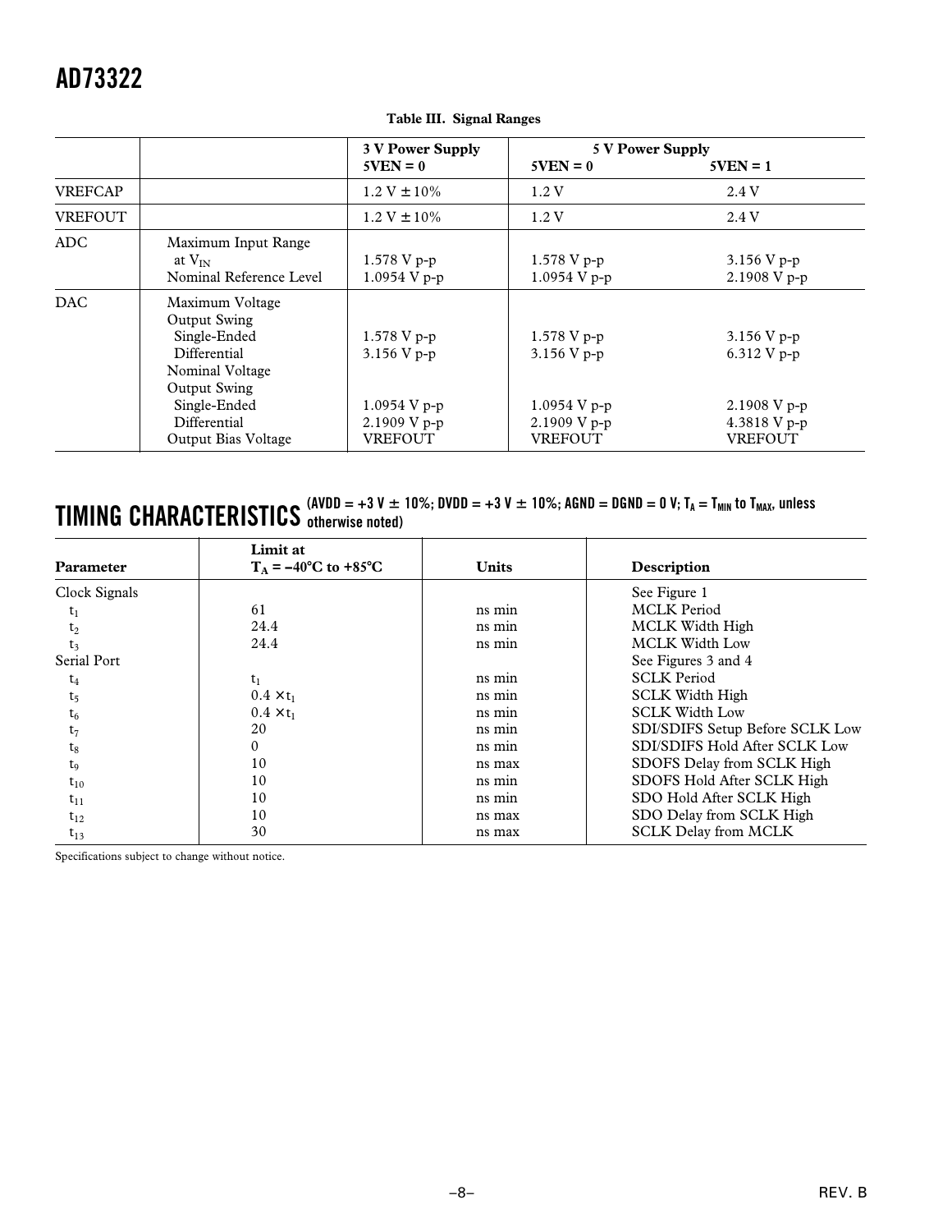**Table III. Signal Ranges**

| | | 3 V Power Supply 5VEN = 0 | 5 V Power Supply 5VEN = 0 | 5VEN = 1 |
|---|---|---|---|---|
| VREFCAP | | 1.2 V ± 10% | 1.2 V | 2.4 V |
| VREFOUT | | 1.2 V ± 10% | 1.2 V | 2.4 V |
| ADC | Maximum Input Range at $V_{IN}$ | 1.578 V p-p | 1.578 V p-p | 3.156 V p-p |
| | Nominal Reference Level | 1.0954 V p-p | 1.0954 V p-p | 2.1908 V p-p |
| DAC | Maximum Voltage Output Swing | | | |
| | Single-Ended | 1.578 V p-p | 1.578 V p-p | 3.156 V p-p |
| | Differential | 3.156 V p-p | 3.156 V p-p | 6.312 V p-p |
| | Nominal Voltage Output Swing | | | |
| | Single-Ended | 1.0954 V p-p | 1.0954 V p-p | 2.1908 V p-p |
| | Differential | 2.1909 V p-p | 2.1909 V p-p | 4.3818 V p-p |
| | Output Bias Voltage | VREFOUT | VREFOUT | VREFOUT |

## TIMING CHARACTERISTICS (AVDD = +3 V ± 10%; DVDD = +3 V ± 10%; AGND = DGND = 0 V; $T_A = T_{MIN}$ to $T_{MAX}$, unless otherwise noted)

| Parameter | Limit at $T_A$ = –40°C to +85°C | Units | Description |
|---|---|---|---|
| Clock Signals | | | See Figure 1 |
| $t_1$ | 61 | ns min | MCLK Period |
| $t_2$ | 24.4 | ns min | MCLK Width High |
| $t_3$ | 24.4 | ns min | MCLK Width Low |
| Serial Port | | | See Figures 3 and 4 |
| $t_4$ | $t_1$ | ns min | SCLK Period |
| $t_5$ | $0.4 \times t_1$ | ns min | SCLK Width High |
| $t_6$ | $0.4 \times t_1$ | ns min | SCLK Width Low |
| $t_7$ | 20 | ns min | SDI/SDIFS Setup Before SCLK Low |
| $t_8$ | 0 | ns min | SDI/SDIFS Hold After SCLK Low |
| $t_9$ | 10 | ns max | SDOFS Delay from SCLK High |
| $t_{10}$ | 10 | ns min | SDOFS Hold After SCLK High |
| $t_{11}$ | 10 | ns min | SDO Hold After SCLK High |
| $t_{12}$ | 10 | ns max | SDO Delay from SCLK High |
| $t_{13}$ | 30 | ns max | SCLK Delay from MCLK |

Specifications subject to change without notice.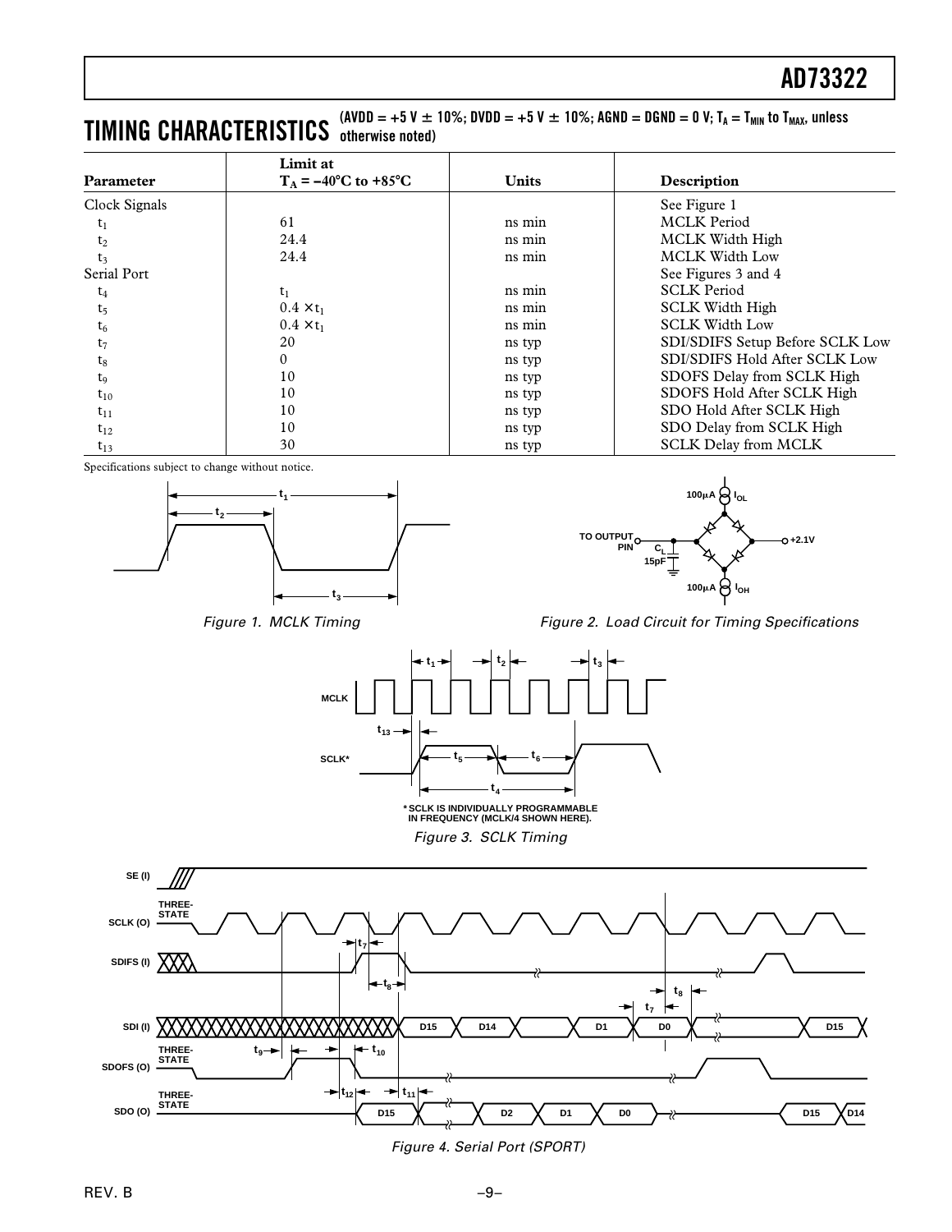## TIMING CHARACTERISTICS

(AVDD = +5 V ± 10%; DVDD = +5 V ± 10%; AGND = DGND = 0 V; $T_A = T_{MIN}$ to $T_{MAX}$, unless otherwise noted)

| Parameter | Limit at $T_A = -40°C$ to $+85°C$ | Units | Description |
|---|---|---|---|
| Clock Signals | | | See Figure 1 |
| $t_1$ | 61 | ns min | MCLK Period |
| $t_2$ | 24.4 | ns min | MCLK Width High |
| $t_3$ | 24.4 | ns min | MCLK Width Low |
| Serial Port | | | See Figures 3 and 4 |
| $t_4$ | $t_1$ | ns min | SCLK Period |
| $t_5$ | $0.4 \times t_1$ | ns min | SCLK Width High |
| $t_6$ | $0.4 \times t_1$ | ns min | SCLK Width Low |
| $t_7$ | 20 | ns typ | SDI/SDIFS Setup Before SCLK Low |
| $t_8$ | 0 | ns typ | SDI/SDIFS Hold After SCLK Low |
| $t_9$ | 10 | ns typ | SDOFS Delay from SCLK High |
| $t_{10}$ | 10 | ns typ | SDOFS Hold After SCLK High |
| $t_{11}$ | 10 | ns typ | SDO Hold After SCLK High |
| $t_{12}$ | 10 | ns typ | SDO Delay from SCLK High |
| $t_{13}$ | 30 | ns typ | SCLK Delay from MCLK |

Specifications subject to change without notice.

*Figure 1. MCLK Timing*

*Figure 2. Load Circuit for Timing Specifications*

*SCLK IS INDIVIDUALLY PROGRAMMABLE IN FREQUENCY (MCLK/4 SHOWN HERE).

*Figure 3. SCLK Timing*

*Figure 4. Serial Port (SPORT)*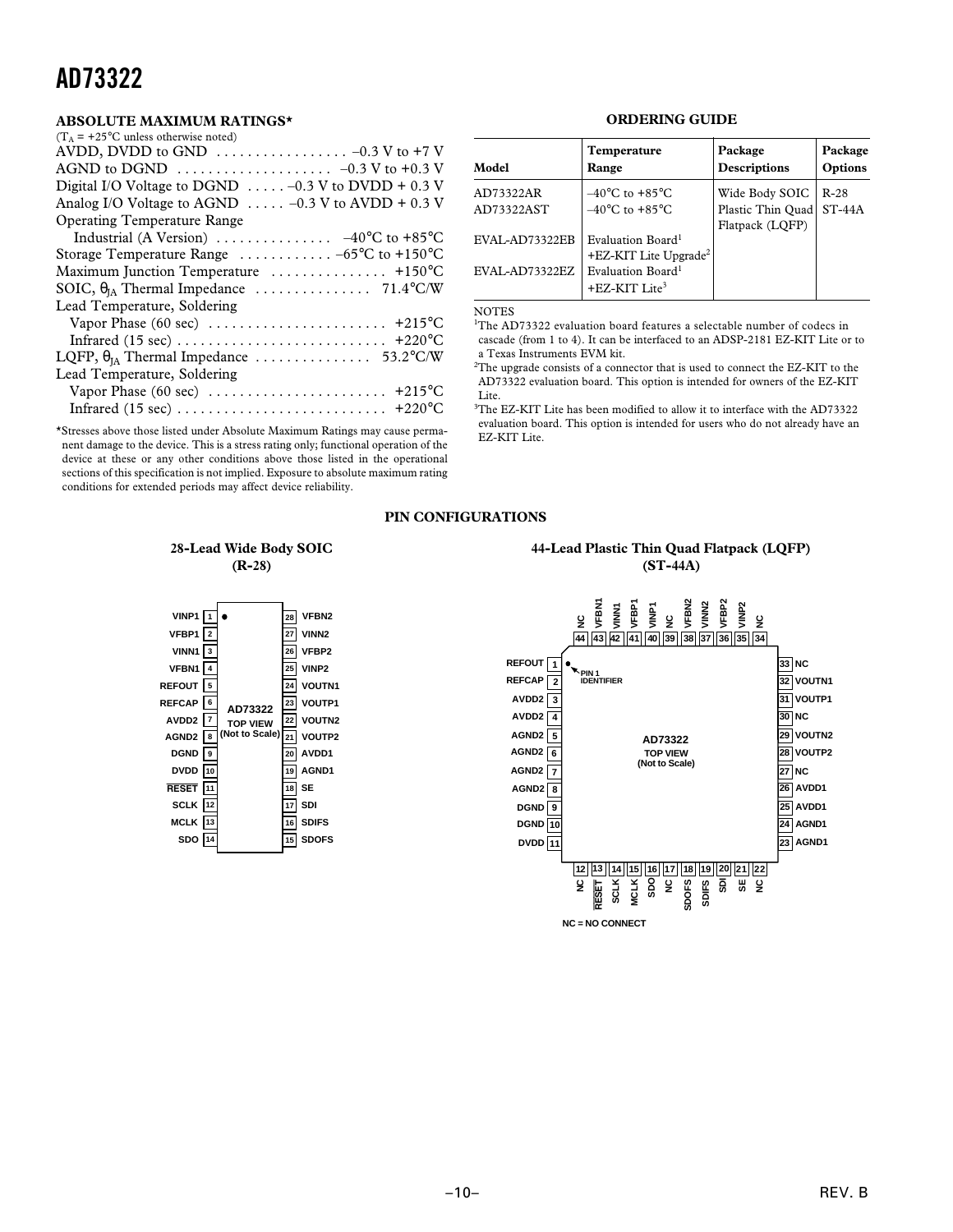## ABSOLUTE MAXIMUM RATINGS*

($T_A$ = +25°C unless otherwise noted)

AVDD, DVDD to GND . . . . . . . . . . . . . . . . –0.3 V to +7 V
AGND to DGND . . . . . . . . . . . . . . . . . . . –0.3 V to +0.3 V
Digital I/O Voltage to DGND . . . . . –0.3 V to DVDD + 0.3 V
Analog I/O Voltage to AGND . . . . . –0.3 V to AVDD + 0.3 V
Operating Temperature Range
  Industrial (A Version) . . . . . . . . . . . . . . . –40°C to +85°C
Storage Temperature Range . . . . . . . . . . . –65°C to +150°C
Maximum Junction Temperature . . . . . . . . . . . . . . . +150°C
SOIC, $\theta_{JA}$ Thermal Impedance . . . . . . . . . . . . . . . 71.4°C/W
Lead Temperature, Soldering
  Vapor Phase (60 sec) . . . . . . . . . . . . . . . . . . . . . . +215°C
  Infrared (15 sec) . . . . . . . . . . . . . . . . . . . . . . . . . . +220°C
LQFP, $\theta_{JA}$ Thermal Impedance . . . . . . . . . . . . . . . 53.2°C/W
Lead Temperature, Soldering
  Vapor Phase (60 sec) . . . . . . . . . . . . . . . . . . . . . . +215°C
  Infrared (15 sec) . . . . . . . . . . . . . . . . . . . . . . . . . . +220°C

*Stresses above those listed under Absolute Maximum Ratings may cause permanent damage to the device. This is a stress rating only; functional operation of the device at these or any other conditions above those listed in the operational sections of this specification is not implied. Exposure to absolute maximum rating conditions for extended periods may affect device reliability.

## ORDERING GUIDE

| Model | Temperature Range | Package Descriptions | Package Options |
|---|---|---|---|
| AD73322AR | –40°C to +85°C | Wide Body SOIC | R-28 |
| AD73322AST | –40°C to +85°C | Plastic Thin Quad Flatpack (LQFP) | ST-44A |
| EVAL-AD73322EB | Evaluation Board[1] +EZ-KIT Lite Upgrade[2] | | |
| EVAL-AD73322EZ | Evaluation Board[1] +EZ-KIT Lite[3] | | |

NOTES

[1]The AD73322 evaluation board features a selectable number of codecs in cascade (from 1 to 4). It can be interfaced to an ADSP-2181 EZ-KIT Lite or to a Texas Instruments EVM kit.

[2]The upgrade consists of a connector that is used to connect the EZ-KIT to the AD73322 evaluation board. This option is intended for owners of the EZ-KIT Lite.

[3]The EZ-KIT Lite has been modified to allow it to interface with the AD73322 evaluation board. This option is intended for users who do not already have an EZ-KIT Lite.

## PIN CONFIGURATIONS

### 28-Lead Wide Body SOIC (R-28)

AD73322 TOP VIEW (Not to Scale)

| Pin | Name | Pin | Name |
|---|---|---|---|
| 1 | VINP1 | 28 | VFBN2 |
| 2 | VFBP1 | 27 | VINN2 |
| 3 | VINN1 | 26 | VFBP2 |
| 4 | VFBN1 | 25 | VINP2 |
| 5 | REFOUT | 24 | VOUTN1 |
| 6 | REFCAP | 23 | VOUTP1 |
| 7 | AVDD2 | 22 | VOUTN2 |
| 8 | AGND2 | 21 | VOUTP2 |
| 9 | DGND | 20 | AVDD1 |
| 10 | DVDD | 19 | AGND1 |
| 11 | RESET | 18 | SE |
| 12 | SCLK | 17 | SDI |
| 13 | MCLK | 16 | SDIFS |
| 14 | SDO | 15 | SDOFS |

### 44-Lead Plastic Thin Quad Flatpack (LQFP) (ST-44A)

AD73322 TOP VIEW (Not to Scale)

| Pin | Name | Pin | Name | Pin | Name | Pin | Name |
|---|---|---|---|---|---|---|---|
| 1 | REFOUT | 12 | NC | 23 | AGND1 | 34 | NC |
| 2 | REFCAP | 13 | RESET | 24 | AGND1 | 35 | VINP2 |
| 3 | AVDD2 | 14 | SCLK | 25 | AVDD1 | 36 | VFBP2 |
| 4 | AVDD2 | 15 | MCLK | 26 | AVDD1 | 37 | VINN2 |
| 5 | AGND2 | 16 | SDO | 27 | NC | 38 | VFBN2 |
| 6 | AGND2 | 17 | NC | 28 | VOUTP2 | 39 | NC |
| 7 | AGND2 | 18 | SDOFS | 29 | VOUTN2 | 40 | VINP1 |
| 8 | AGND2 | 19 | SDIFS | 30 | NC | 41 | VFBP1 |
| 9 | DGND | 20 | SDI | 31 | VOUTP1 | 42 | VINN1 |
| 10 | DGND | 21 | SE | 32 | VOUTN1 | 43 | VFBN1 |
| 11 | DVDD | 22 | NC | 33 | NC | 44 | NC |

NC = NO CONNECT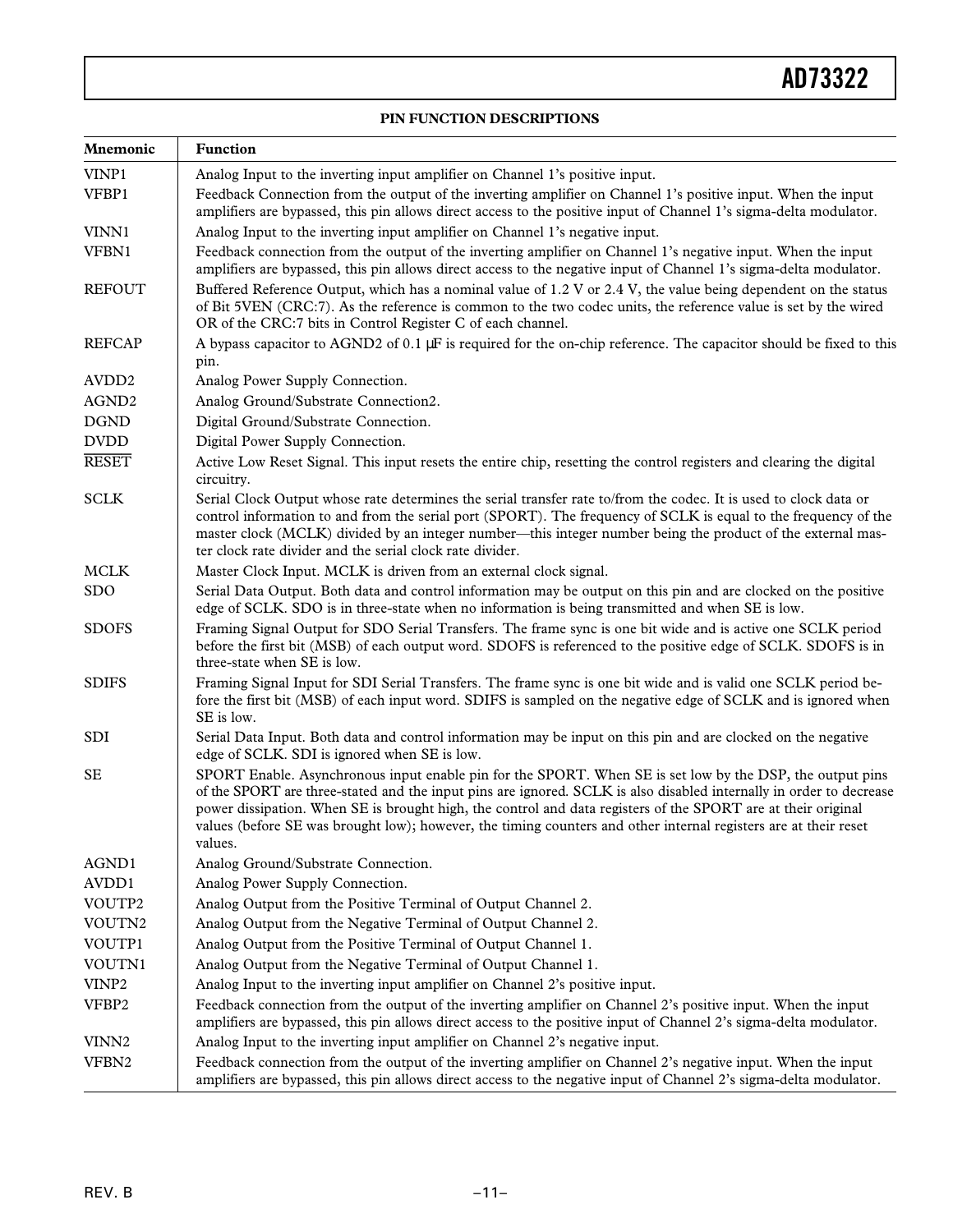## PIN FUNCTION DESCRIPTIONS

| Mnemonic | Function |
|---|---|
| VINP1 | Analog Input to the inverting input amplifier on Channel 1's positive input. |
| VFBP1 | Feedback Connection from the output of the inverting amplifier on Channel 1's positive input. When the input amplifiers are bypassed, this pin allows direct access to the positive input of Channel 1's sigma-delta modulator. |
| VINN1 | Analog Input to the inverting input amplifier on Channel 1's negative input. |
| VFBN1 | Feedback connection from the output of the inverting amplifier on Channel 1's negative input. When the input amplifiers are bypassed, this pin allows direct access to the negative input of Channel 1's sigma-delta modulator. |
| REFOUT | Buffered Reference Output, which has a nominal value of 1.2 V or 2.4 V, the value being dependent on the status of Bit 5VEN (CRC:7). As the reference is common to the two codec units, the reference value is set by the wired OR of the CRC:7 bits in Control Register C of each channel. |
| REFCAP | A bypass capacitor to AGND2 of 0.1 μF is required for the on-chip reference. The capacitor should be fixed to this pin. |
| AVDD2 | Analog Power Supply Connection. |
| AGND2 | Analog Ground/Substrate Connection2. |
| DGND | Digital Ground/Substrate Connection. |
| DVDD | Digital Power Supply Connection. |
| $\overline{\text{RESET}}$ | Active Low Reset Signal. This input resets the entire chip, resetting the control registers and clearing the digital circuitry. |
| SCLK | Serial Clock Output whose rate determines the serial transfer rate to/from the codec. It is used to clock data or control information to and from the serial port (SPORT). The frequency of SCLK is equal to the frequency of the master clock (MCLK) divided by an integer number—this integer number being the product of the external master clock rate divider and the serial clock rate divider. |
| MCLK | Master Clock Input. MCLK is driven from an external clock signal. |
| SDO | Serial Data Output. Both data and control information may be output on this pin and are clocked on the positive edge of SCLK. SDO is in three-state when no information is being transmitted and when SE is low. |
| SDOFS | Framing Signal Output for SDO Serial Transfers. The frame sync is one bit wide and is active one SCLK period before the first bit (MSB) of each output word. SDOFS is referenced to the positive edge of SCLK. SDOFS is in three-state when SE is low. |
| SDIFS | Framing Signal Input for SDI Serial Transfers. The frame sync is one bit wide and is valid one SCLK period before the first bit (MSB) of each input word. SDIFS is sampled on the negative edge of SCLK and is ignored when SE is low. |
| SDI | Serial Data Input. Both data and control information may be input on this pin and are clocked on the negative edge of SCLK. SDI is ignored when SE is low. |
| SE | SPORT Enable. Asynchronous input enable pin for the SPORT. When SE is set low by the DSP, the output pins of the SPORT are three-stated and the input pins are ignored. SCLK is also disabled internally in order to decrease power dissipation. When SE is brought high, the control and data registers of the SPORT are at their original values (before SE was brought low); however, the timing counters and other internal registers are at their reset values. |
| AGND1 | Analog Ground/Substrate Connection. |
| AVDD1 | Analog Power Supply Connection. |
| VOUTP2 | Analog Output from the Positive Terminal of Output Channel 2. |
| VOUTN2 | Analog Output from the Negative Terminal of Output Channel 2. |
| VOUTP1 | Analog Output from the Positive Terminal of Output Channel 1. |
| VOUTN1 | Analog Output from the Negative Terminal of Output Channel 1. |
| VINP2 | Analog Input to the inverting input amplifier on Channel 2's positive input. |
| VFBP2 | Feedback connection from the output of the inverting amplifier on Channel 2's positive input. When the input amplifiers are bypassed, this pin allows direct access to the positive input of Channel 2's sigma-delta modulator. |
| VINN2 | Analog Input to the inverting input amplifier on Channel 2's negative input. |
| VFBN2 | Feedback connection from the output of the inverting amplifier on Channel 2's negative input. When the input amplifiers are bypassed, this pin allows direct access to the negative input of Channel 2's sigma-delta modulator. |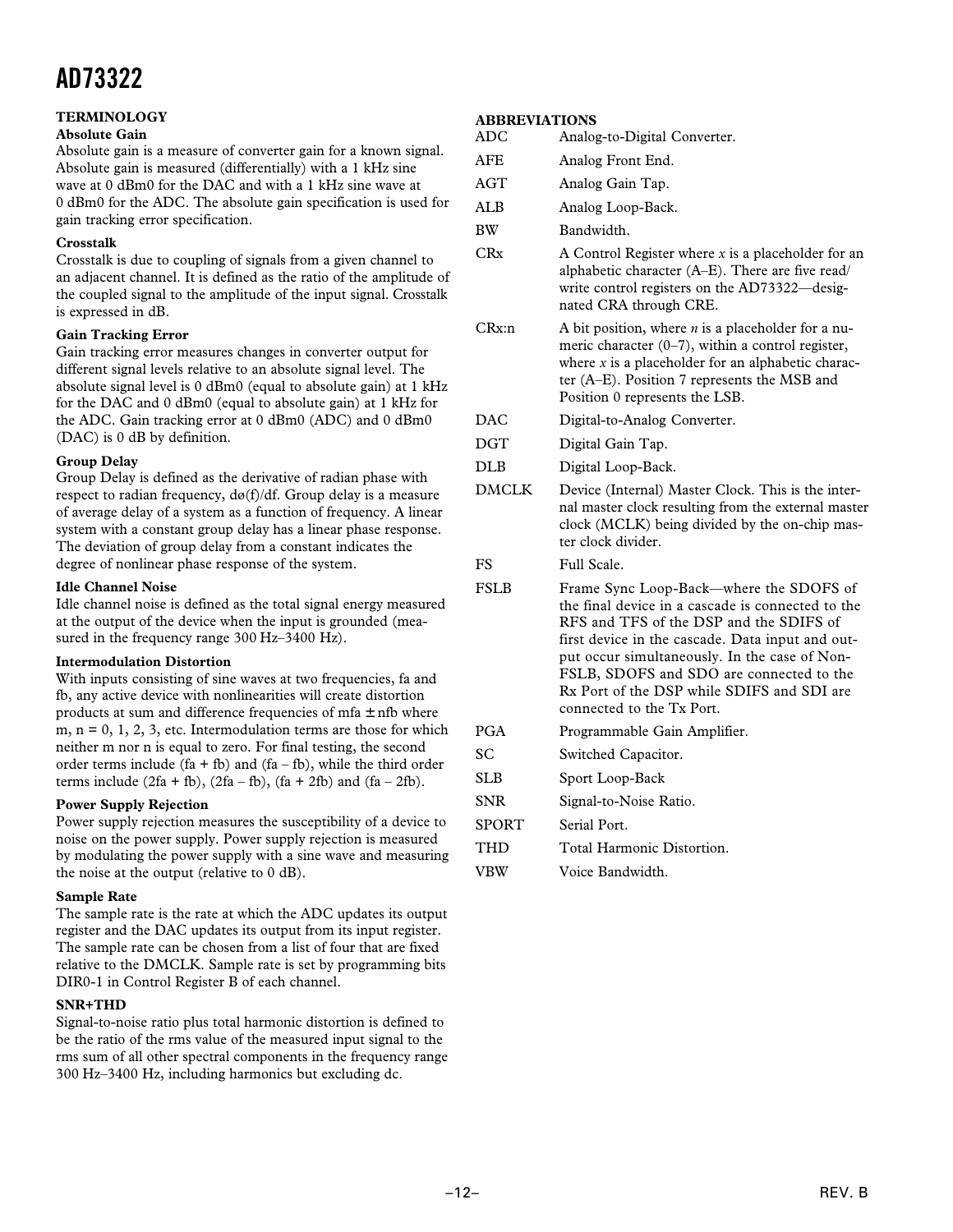## TERMINOLOGY

**Absolute Gain**

Absolute gain is a measure of converter gain for a known signal. Absolute gain is measured (differentially) with a 1 kHz sine wave at 0 dBm0 for the DAC and with a 1 kHz sine wave at 0 dBm0 for the ADC. The absolute gain specification is used for gain tracking error specification.

**Crosstalk**

Crosstalk is due to coupling of signals from a given channel to an adjacent channel. It is defined as the ratio of the amplitude of the coupled signal to the amplitude of the input signal. Crosstalk is expressed in dB.

**Gain Tracking Error**

Gain tracking error measures changes in converter output for different signal levels relative to an absolute signal level. The absolute signal level is 0 dBm0 (equal to absolute gain) at 1 kHz for the DAC and 0 dBm0 (equal to absolute gain) at 1 kHz for the ADC. Gain tracking error at 0 dBm0 (ADC) and 0 dBm0 (DAC) is 0 dB by definition.

**Group Delay**

Group Delay is defined as the derivative of radian phase with respect to radian frequency, $d\phi(f)/df$. Group delay is a measure of average delay of a system as a function of frequency. A linear system with a constant group delay has a linear phase response. The deviation of group delay from a constant indicates the degree of nonlinear phase response of the system.

**Idle Channel Noise**

Idle channel noise is defined as the total signal energy measured at the output of the device when the input is grounded (measured in the frequency range 300 Hz–3400 Hz).

**Intermodulation Distortion**

With inputs consisting of sine waves at two frequencies, fa and fb, any active device with nonlinearities will create distortion products at sum and difference frequencies of $mfa \pm nfb$ where m, n = 0, 1, 2, 3, etc. Intermodulation terms are those for which neither m nor n is equal to zero. For final testing, the second order terms include (fa + fb) and (fa – fb), while the third order terms include (2fa + fb), (2fa – fb), (fa + 2fb) and (fa – 2fb).

**Power Supply Rejection**

Power supply rejection measures the susceptibility of a device to noise on the power supply. Power supply rejection is measured by modulating the power supply with a sine wave and measuring the noise at the output (relative to 0 dB).

**Sample Rate**

The sample rate is the rate at which the ADC updates its output register and the DAC updates its output from its input register. The sample rate can be chosen from a list of four that are fixed relative to the DMCLK. Sample rate is set by programming bits DIR0-1 in Control Register B of each channel.

**SNR+THD**

Signal-to-noise ratio plus total harmonic distortion is defined to be the ratio of the rms value of the measured input signal to the rms sum of all other spectral components in the frequency range 300 Hz–3400 Hz, including harmonics but excluding dc.

## ABBREVIATIONS

| | |
|---|---|
| ADC | Analog-to-Digital Converter. |
| AFE | Analog Front End. |
| AGT | Analog Gain Tap. |
| ALB | Analog Loop-Back. |
| BW | Bandwidth. |
| CRx | A Control Register where *x* is a placeholder for an alphabetic character (A–E). There are five read/write control registers on the AD73322—designated CRA through CRE. |
| CRx:n | A bit position, where *n* is a placeholder for a numeric character (0–7), within a control register, where *x* is a placeholder for an alphabetic character (A–E). Position 7 represents the MSB and Position 0 represents the LSB. |
| DAC | Digital-to-Analog Converter. |
| DGT | Digital Gain Tap. |
| DLB | Digital Loop-Back. |
| DMCLK | Device (Internal) Master Clock. This is the internal master clock resulting from the external master clock (MCLK) being divided by the on-chip master clock divider. |
| FS | Full Scale. |
| FSLB | Frame Sync Loop-Back—where the SDOFS of the final device in a cascade is connected to the RFS and TFS of the DSP and the SDIFS of first device in the cascade. Data input and output occur simultaneously. In the case of Non-FSLB, SDOFS and SDO are connected to the Rx Port of the DSP while SDIFS and SDI are connected to the Tx Port. |
| PGA | Programmable Gain Amplifier. |
| SC | Switched Capacitor. |
| SLB | Sport Loop-Back |
| SNR | Signal-to-Noise Ratio. |
| SPORT | Serial Port. |
| THD | Total Harmonic Distortion. |
| VBW | Voice Bandwidth. |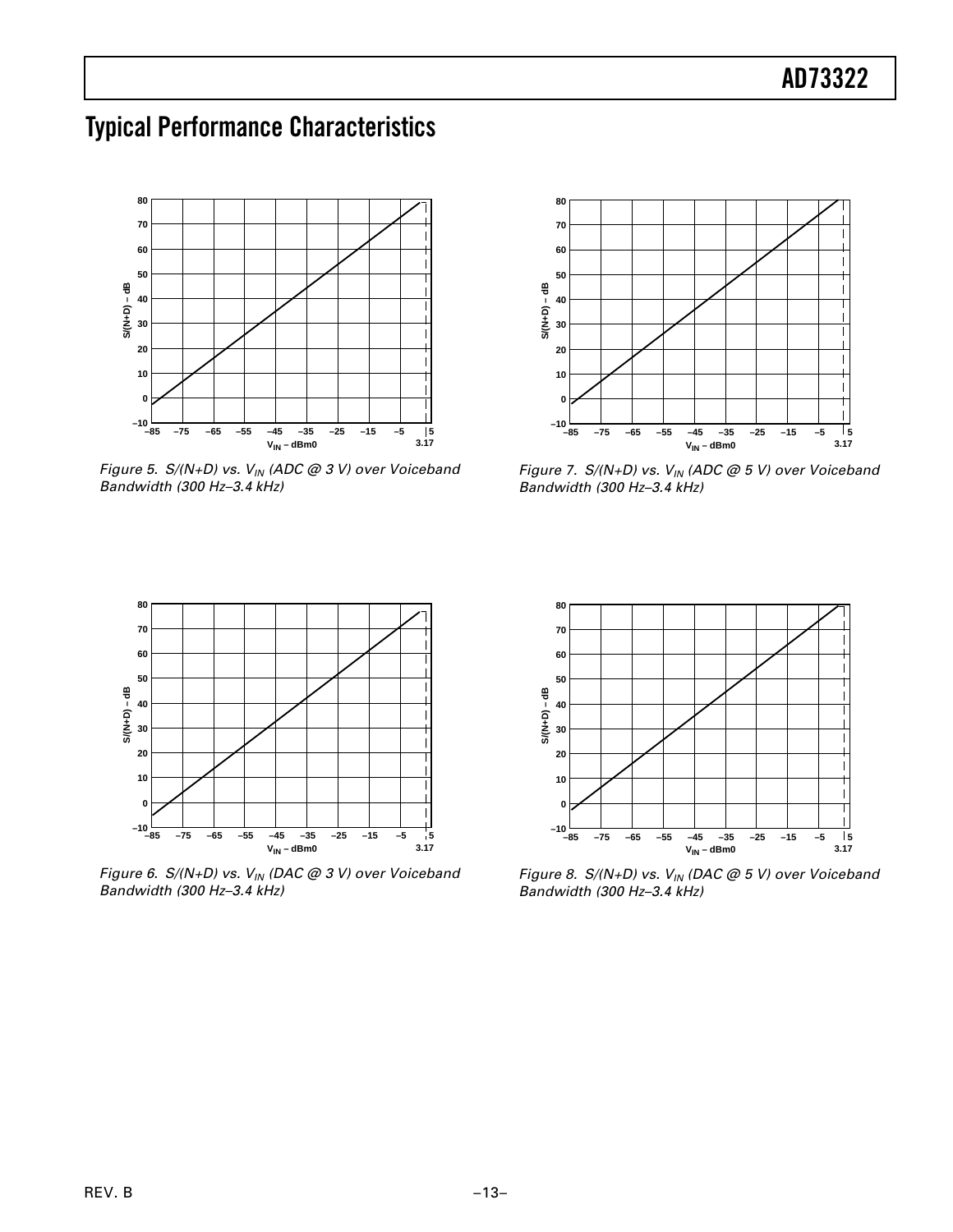# Typical Performance Characteristics

*Figure 5. S/(N+D) vs. $V_{IN}$ (ADC @ 3 V) over Voiceband Bandwidth (300 Hz–3.4 kHz)*

*Figure 7. S/(N+D) vs. $V_{IN}$ (ADC @ 5 V) over Voiceband Bandwidth (300 Hz–3.4 kHz)*

*Figure 6. S/(N+D) vs. $V_{IN}$ (DAC @ 3 V) over Voiceband Bandwidth (300 Hz–3.4 kHz)*

*Figure 8. S/(N+D) vs. $V_{IN}$ (DAC @ 5 V) over Voiceband Bandwidth (300 Hz–3.4 kHz)*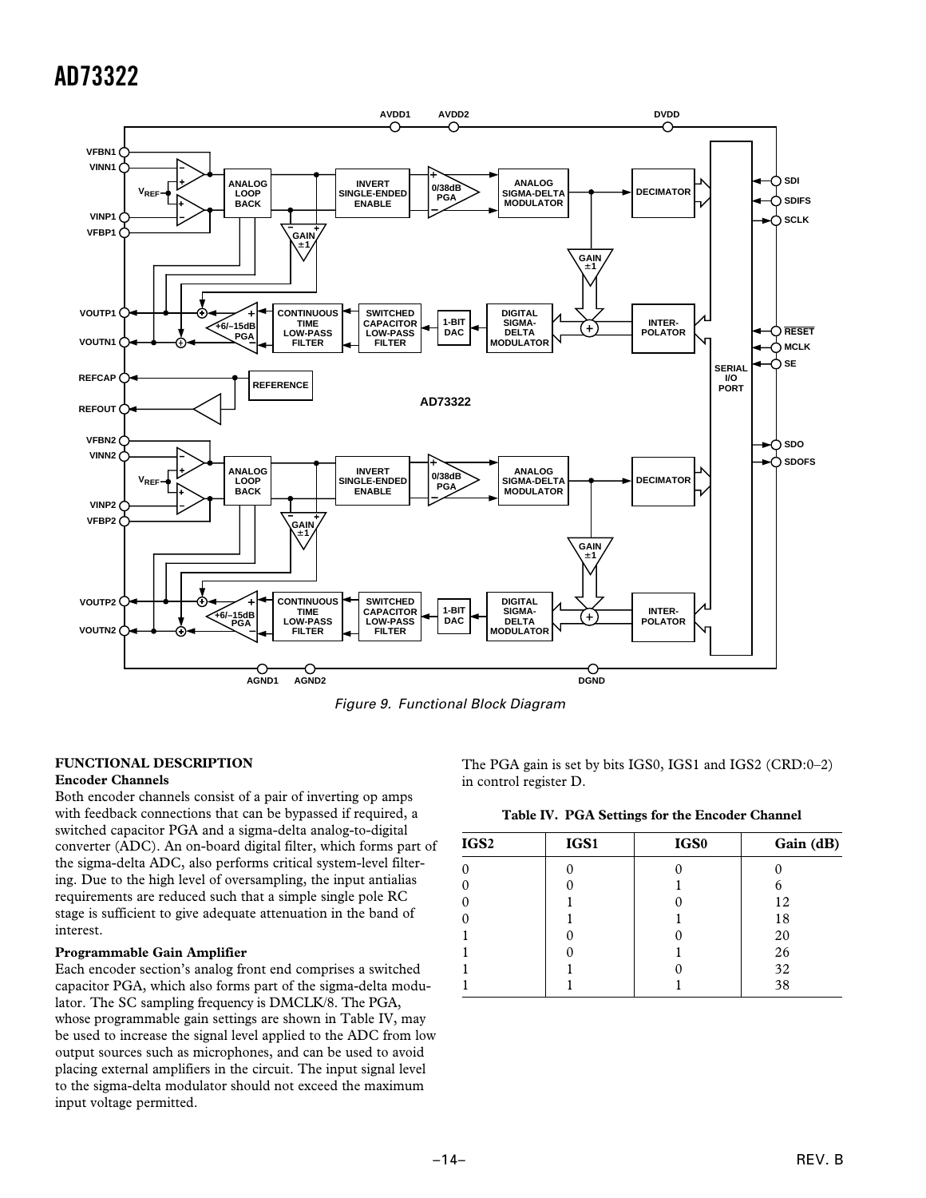Figure 9. Functional Block Diagram

## FUNCTIONAL DESCRIPTION

### Encoder Channels

Both encoder channels consist of a pair of inverting op amps with feedback connections that can be bypassed if required, a switched capacitor PGA and a sigma-delta analog-to-digital converter (ADC). An on-board digital filter, which forms part of the sigma-delta ADC, also performs critical system-level filtering. Due to the high level of oversampling, the input antialias requirements are reduced such that a simple single pole RC stage is sufficient to give adequate attenuation in the band of interest.

### Programmable Gain Amplifier

Each encoder section's analog front end comprises a switched capacitor PGA, which also forms part of the sigma-delta modulator. The SC sampling frequency is DMCLK/8. The PGA, whose programmable gain settings are shown in Table IV, may be used to increase the signal level applied to the ADC from low output sources such as microphones, and can be used to avoid placing external amplifiers in the circuit. The input signal level to the sigma-delta modulator should not exceed the maximum input voltage permitted.

The PGA gain is set by bits IGS0, IGS1 and IGS2 (CRD:0–2) in control register D.

**Table IV. PGA Settings for the Encoder Channel**

| IGS2 | IGS1 | IGS0 | Gain (dB) |
|---|---|---|---|
| 0 | 0 | 0 | 0 |
| 0 | 0 | 1 | 6 |
| 0 | 1 | 0 | 12 |
| 0 | 1 | 1 | 18 |
| 1 | 0 | 0 | 20 |
| 1 | 0 | 1 | 26 |
| 1 | 1 | 0 | 32 |
| 1 | 1 | 1 | 38 |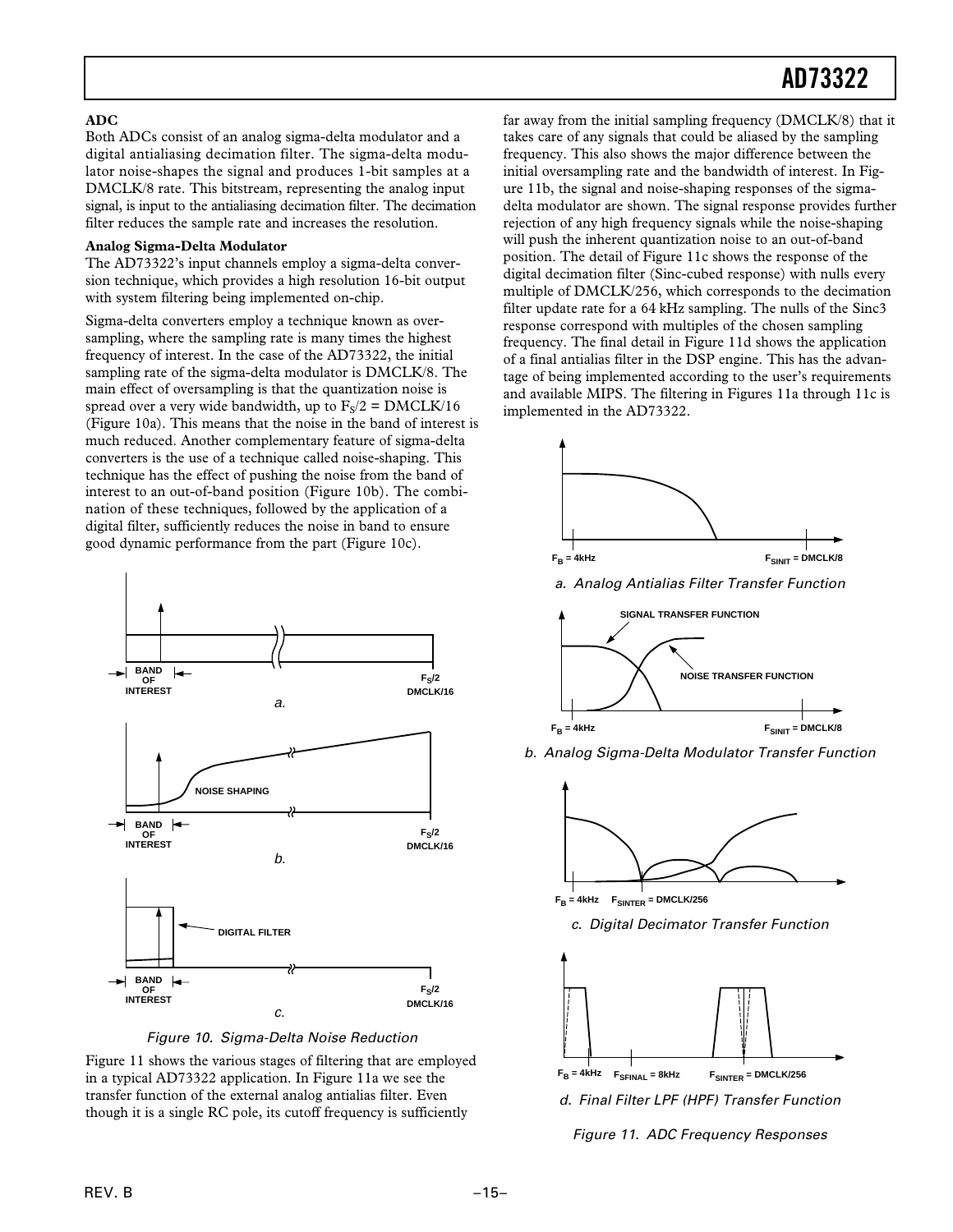### ADC

Both ADCs consist of an analog sigma-delta modulator and a digital antialiasing decimation filter. The sigma-delta modulator noise-shapes the signal and produces 1-bit samples at a DMCLK/8 rate. This bitstream, representing the analog input signal, is input to the antialiasing decimation filter. The decimation filter reduces the sample rate and increases the resolution.

#### Analog Sigma-Delta Modulator

The AD73322's input channels employ a sigma-delta conversion technique, which provides a high resolution 16-bit output with system filtering being implemented on-chip.

Sigma-delta converters employ a technique known as oversampling, where the sampling rate is many times the highest frequency of interest. In the case of the AD73322, the initial sampling rate of the sigma-delta modulator is DMCLK/8. The main effect of oversampling is that the quantization noise is spread over a very wide bandwidth, up to $F_S/2$ = DMCLK/16 (Figure 10a). This means that the noise in the band of interest is much reduced. Another complementary feature of sigma-delta converters is the use of a technique called noise-shaping. This technique has the effect of pushing the noise from the band of interest to an out-of-band position (Figure 10b). The combination of these techniques, followed by the application of a digital filter, sufficiently reduces the noise in band to ensure good dynamic performance from the part (Figure 10c).

*Figure 10. Sigma-Delta Noise Reduction*

Figure 11 shows the various stages of filtering that are employed in a typical AD73322 application. In Figure 11a we see the transfer function of the external analog antialias filter. Even though it is a single RC pole, its cutoff frequency is sufficiently far away from the initial sampling frequency (DMCLK/8) that it takes care of any signals that could be aliased by the sampling frequency. This also shows the major difference between the initial oversampling rate and the bandwidth of interest. In Figure 11b, the signal and noise-shaping responses of the sigma-delta modulator are shown. The signal response provides further rejection of any high frequency signals while the noise-shaping will push the inherent quantization noise to an out-of-band position. The detail of Figure 11c shows the response of the digital decimation filter (Sinc-cubed response) with nulls every multiple of DMCLK/256, which corresponds to the decimation filter update rate for a 64 kHz sampling. The nulls of the Sinc3 response correspond with multiples of the chosen sampling frequency. The final detail in Figure 11d shows the application of a final antialias filter in the DSP engine. This has the advantage of being implemented according to the user's requirements and available MIPS. The filtering in Figures 11a through 11c is implemented in the AD73322.

*a. Analog Antialias Filter Transfer Function*

*b. Analog Sigma-Delta Modulator Transfer Function*

*c. Digital Decimator Transfer Function*

*d. Final Filter LPF (HPF) Transfer Function*

*Figure 11. ADC Frequency Responses*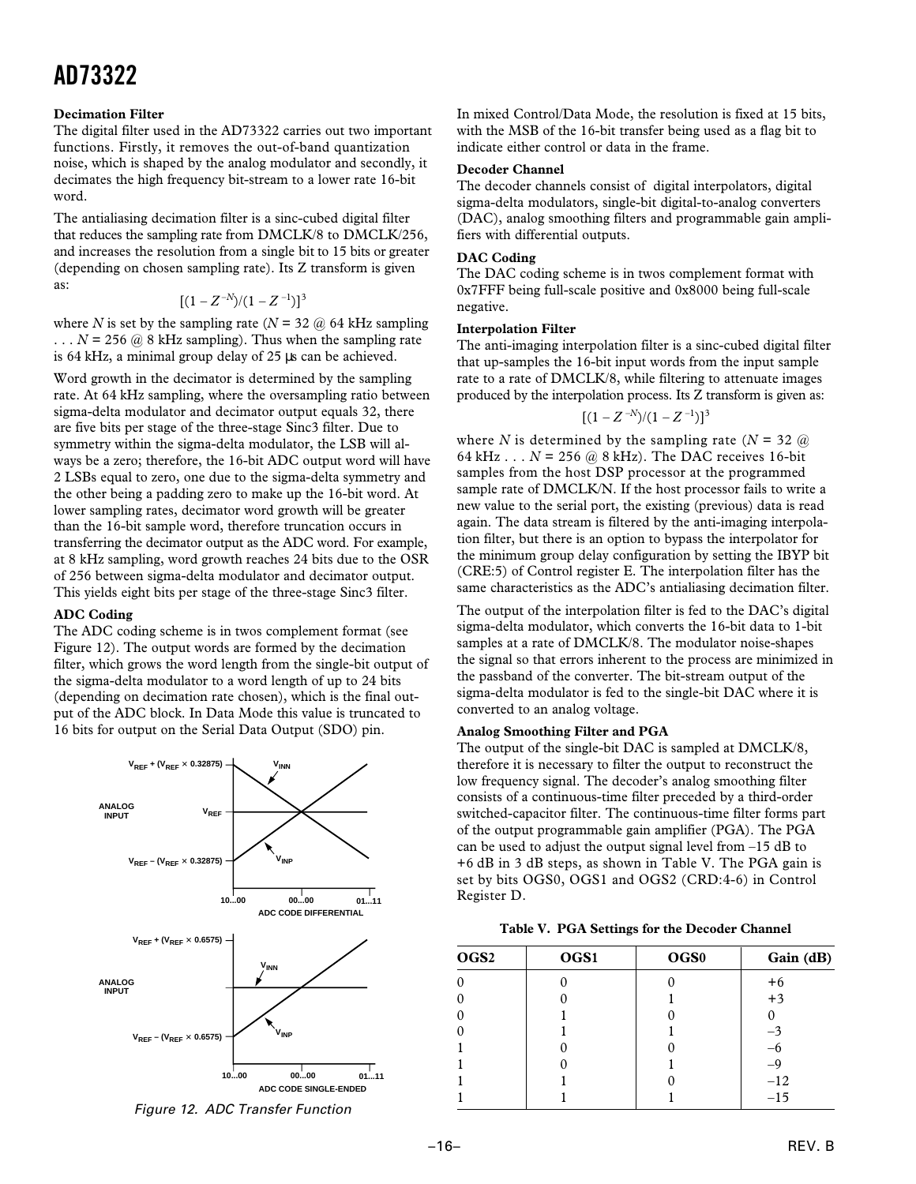### Decimation Filter

The digital filter used in the AD73322 carries out two important functions. Firstly, it removes the out-of-band quantization noise, which is shaped by the analog modulator and secondly, it decimates the high frequency bit-stream to a lower rate 16-bit word.

The antialiasing decimation filter is a sinc-cubed digital filter that reduces the sampling rate from DMCLK/8 to DMCLK/256, and increases the resolution from a single bit to 15 bits or greater (depending on chosen sampling rate). Its Z transform is given as:

$$[(1 - Z^{-N})/(1 - Z^{-1})]^3$$

where $N$ is set by the sampling rate ($N$ = 32 @ 64 kHz sampling . . . $N$ = 256 @ 8 kHz sampling). Thus when the sampling rate is 64 kHz, a minimal group delay of 25 µs can be achieved.

Word growth in the decimator is determined by the sampling rate. At 64 kHz sampling, where the oversampling ratio between sigma-delta modulator and decimator output equals 32, there are five bits per stage of the three-stage Sinc3 filter. Due to symmetry within the sigma-delta modulator, the LSB will always be a zero; therefore, the 16-bit ADC output word will have 2 LSBs equal to zero, one due to the sigma-delta symmetry and the other being a padding zero to make up the 16-bit word. At lower sampling rates, decimator word growth will be greater than the 16-bit sample word, therefore truncation occurs in transferring the decimator output as the ADC word. For example, at 8 kHz sampling, word growth reaches 24 bits due to the OSR of 256 between sigma-delta modulator and decimator output. This yields eight bits per stage of the three-stage Sinc3 filter.

### ADC Coding

The ADC coding scheme is in twos complement format (see Figure 12). The output words are formed by the decimation filter, which grows the word length from the single-bit output of the sigma-delta modulator to a word length of up to 24 bits (depending on decimation rate chosen), which is the final output of the ADC block. In Data Mode this value is truncated to 16 bits for output on the Serial Data Output (SDO) pin.

Figure 12. ADC Transfer Function

In mixed Control/Data Mode, the resolution is fixed at 15 bits, with the MSB of the 16-bit transfer being used as a flag bit to indicate either control or data in the frame.

### Decoder Channel

The decoder channels consist of digital interpolators, digital sigma-delta modulators, single-bit digital-to-analog converters (DAC), analog smoothing filters and programmable gain amplifiers with differential outputs.

### DAC Coding

The DAC coding scheme is in twos complement format with 0x7FFF being full-scale positive and 0x8000 being full-scale negative.

### Interpolation Filter

The anti-imaging interpolation filter is a sinc-cubed digital filter that up-samples the 16-bit input words from the input sample rate to a rate of DMCLK/8, while filtering to attenuate images produced by the interpolation process. Its Z transform is given as:

$$[(1 - Z^{-N})/(1 - Z^{-1})]^3$$

where $N$ is determined by the sampling rate ($N$ = 32 @ 64 kHz . . . $N$ = 256 @ 8 kHz). The DAC receives 16-bit samples from the host DSP processor at the programmed sample rate of DMCLK/N. If the host processor fails to write a new value to the serial port, the existing (previous) data is read again. The data stream is filtered by the anti-imaging interpolation filter, but there is an option to bypass the interpolator for the minimum group delay configuration by setting the IBYP bit (CRE:5) of Control register E. The interpolation filter has the same characteristics as the ADC's antialiasing decimation filter.

The output of the interpolation filter is fed to the DAC's digital sigma-delta modulator, which converts the 16-bit data to 1-bit samples at a rate of DMCLK/8. The modulator noise-shapes the signal so that errors inherent to the process are minimized in the passband of the converter. The bit-stream output of the sigma-delta modulator is fed to the single-bit DAC where it is converted to an analog voltage.

### Analog Smoothing Filter and PGA

The output of the single-bit DAC is sampled at DMCLK/8, therefore it is necessary to filter the output to reconstruct the low frequency signal. The decoder's analog smoothing filter consists of a continuous-time filter preceded by a third-order switched-capacitor filter. The continuous-time filter forms part of the output programmable gain amplifier (PGA). The PGA can be used to adjust the output signal level from –15 dB to +6 dB in 3 dB steps, as shown in Table V. The PGA gain is set by bits OGS0, OGS1 and OGS2 (CRD:4-6) in Control Register D.

**Table V. PGA Settings for the Decoder Channel**

| OGS2 | OGS1 | OGS0 | Gain (dB) |
|---|---|---|---|
| 0 | 0 | 0 | +6 |
| 0 | 0 | 1 | +3 |
| 0 | 1 | 0 | 0 |
| 0 | 1 | 1 | –3 |
| 1 | 0 | 0 | –6 |
| 1 | 0 | 1 | –9 |
| 1 | 1 | 0 | –12 |
| 1 | 1 | 1 | –15 |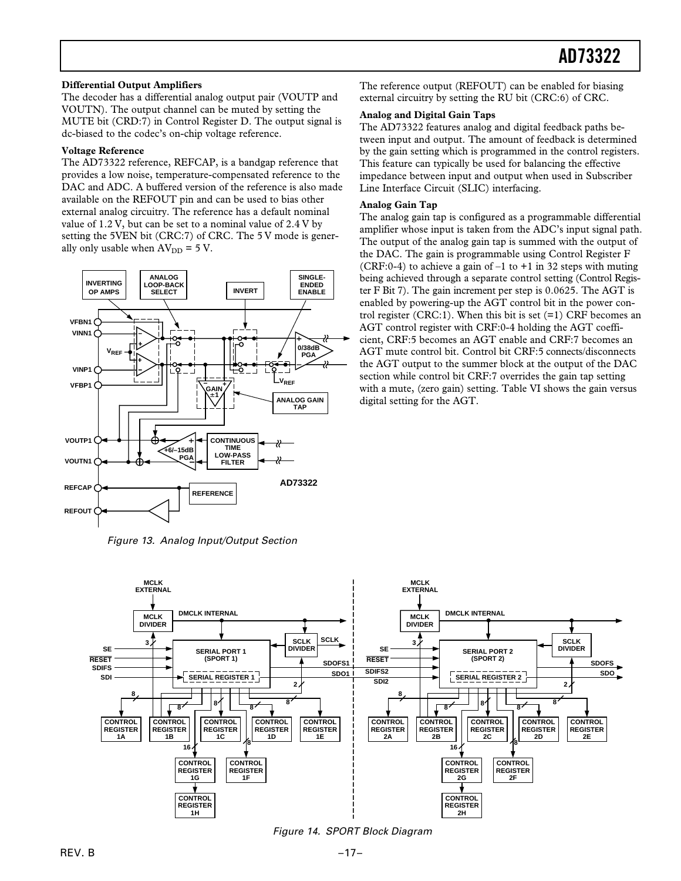**Differential Output Amplifiers**

The decoder has a differential analog output pair (VOUTP and VOUTN). The output channel can be muted by setting the MUTE bit (CRD:7) in Control Register D. The output signal is dc-biased to the codec's on-chip voltage reference.

**Voltage Reference**

The AD73322 reference, REFCAP, is a bandgap reference that provides a low noise, temperature-compensated reference to the DAC and ADC. A buffered version of the reference is also made available on the REFOUT pin and can be used to bias other external analog circuitry. The reference has a default nominal value of 1.2 V, but can be set to a nominal value of 2.4 V by setting the 5VEN bit (CRC:7) of CRC. The 5 V mode is generally only usable when $AV_{DD}$ = 5 V.

Figure 13. Analog Input/Output Section

The reference output (REFOUT) can be enabled for biasing external circuitry by setting the RU bit (CRC:6) of CRC.

**Analog and Digital Gain Taps**

The AD73322 features analog and digital feedback paths between input and output. The amount of feedback is determined by the gain setting which is programmed in the control registers. This feature can typically be used for balancing the effective impedance between input and output when used in Subscriber Line Interface Circuit (SLIC) interfacing.

**Analog Gain Tap**

The analog gain tap is configured as a programmable differential amplifier whose input is taken from the ADC's input signal path. The output of the analog gain tap is summed with the output of the DAC. The gain is programmable using Control Register F (CRF:0-4) to achieve a gain of –1 to +1 in 32 steps with muting being achieved through a separate control setting (Control Register F Bit 7). The gain increment per step is 0.0625. The AGT is enabled by powering-up the AGT control bit in the power control register (CRC:1). When this bit is set (=1) CRF becomes an AGT control register with CRF:0-4 holding the AGT coefficient, CRF:5 becomes an AGT enable and CRF:7 becomes an AGT mute control bit. Control bit CRF:5 connects/disconnects the AGT output to the summer block at the output of the DAC section while control bit CRF:7 overrides the gain tap setting with a mute, (zero gain) setting. Table VI shows the gain versus digital setting for the AGT.

Figure 14. SPORT Block Diagram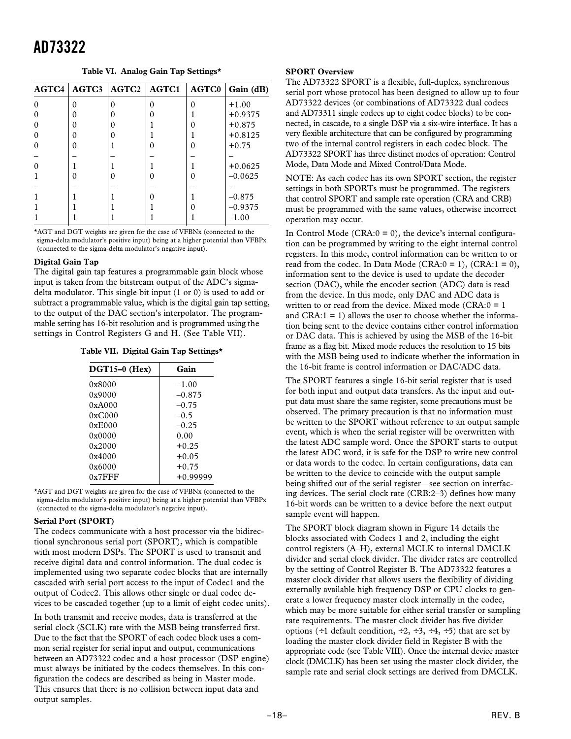**Table VI. Analog Gain Tap Settings***

| AGTC4 | AGTC3 | AGTC2 | AGTC1 | AGTC0 | Gain (dB) |
|---|---|---|---|---|---|
| 0 | 0 | 0 | 0 | 0 | +1.00 |
| 0 | 0 | 0 | 0 | 1 | +0.9375 |
| 0 | 0 | 0 | 1 | 0 | +0.875 |
| 0 | 0 | 0 | 1 | 1 | +0.8125 |
| 0 | 0 | 1 | 0 | 0 | +0.75 |
| – | – | – | – | – | – |
| 0 | 1 | 1 | 1 | 1 | +0.0625 |
| 1 | 0 | 0 | 0 | 0 | –0.0625 |
| – | – | – | – | – | – |
| 1 | 1 | 1 | 0 | 1 | –0.875 |
| 1 | 1 | 1 | 1 | 0 | –0.9375 |
| 1 | 1 | 1 | 1 | 1 | –1.00 |

*AGT and DGT weights are given for the case of VFBNx (connected to the sigma-delta modulator's positive input) being at a higher potential than VFBPx (connected to the sigma-delta modulator's negative input).

**Digital Gain Tap**

The digital gain tap features a programmable gain block whose input is taken from the bitstream output of the ADC's sigma-delta modulator. This single bit input (1 or 0) is used to add or subtract a programmable value, which is the digital gain tap setting, to the output of the DAC section's interpolator. The programmable setting has 16-bit resolution and is programmed using the settings in Control Registers G and H. (See Table VII).

**Table VII. Digital Gain Tap Settings***

| DGT15–0 (Hex) | Gain |
|---|---|
| 0x8000 | –1.00 |
| 0x9000 | –0.875 |
| 0xA000 | –0.75 |
| 0xC000 | –0.5 |
| 0xE000 | –0.25 |
| 0x0000 | 0.00 |
| 0x2000 | +0.25 |
| 0x4000 | +0.05 |
| 0x6000 | +0.75 |
| 0x7FFF | +0.99999 |

*AGT and DGT weights are given for the case of VFBNx (connected to the sigma-delta modulator's positive input) being at a higher potential than VFBPx (connected to the sigma-delta modulator's negative input).

**Serial Port (SPORT)**

The codecs communicate with a host processor via the bidirectional synchronous serial port (SPORT), which is compatible with most modern DSPs. The SPORT is used to transmit and receive digital data and control information. The dual codec is implemented using two separate codec blocks that are internally cascaded with serial port access to the input of Codec1 and the output of Codec2. This allows other single or dual codec devices to be cascaded together (up to a limit of eight codec units).

In both transmit and receive modes, data is transferred at the serial clock (SCLK) rate with the MSB being transferred first. Due to the fact that the SPORT of each codec block uses a common serial register for serial input and output, communications between an AD73322 codec and a host processor (DSP engine) must always be initiated by the codecs themselves. In this configuration the codecs are described as being in Master mode. This ensures that there is no collision between input data and output samples.

**SPORT Overview**

The AD73322 SPORT is a flexible, full-duplex, synchronous serial port whose protocol has been designed to allow up to four AD73322 devices (or combinations of AD73322 dual codecs and AD73311 single codecs up to eight codec blocks) to be connected, in cascade, to a single DSP via a six-wire interface. It has a very flexible architecture that can be configured by programming two of the internal control registers in each codec block. The AD73322 SPORT has three distinct modes of operation: Control Mode, Data Mode and Mixed Control/Data Mode.

NOTE: As each codec has its own SPORT section, the register settings in both SPORTs must be programmed. The registers that control SPORT and sample rate operation (CRA and CRB) must be programmed with the same values, otherwise incorrect operation may occur.

In Control Mode (CRA:0 = 0), the device's internal configuration can be programmed by writing to the eight internal control registers. In this mode, control information can be written to or read from the codec. In Data Mode (CRA:0 = 1), (CRA:1 = 0), information sent to the device is used to update the decoder section (DAC), while the encoder section (ADC) data is read from the device. In this mode, only DAC and ADC data is written to or read from the device. Mixed mode (CRA:0 = 1 and CRA:1 = 1) allows the user to choose whether the information being sent to the device contains either control information or DAC data. This is achieved by using the MSB of the 16-bit frame as a flag bit. Mixed mode reduces the resolution to 15 bits with the MSB being used to indicate whether the information in the 16-bit frame is control information or DAC/ADC data.

The SPORT features a single 16-bit serial register that is used for both input and output data transfers. As the input and output data must share the same register, some precautions must be observed. The primary precaution is that no information must be written to the SPORT without reference to an output sample event, which is when the serial register will be overwritten with the latest ADC sample word. Once the SPORT starts to output the latest ADC word, it is safe for the DSP to write new control or data words to the codec. In certain configurations, data can be written to the device to coincide with the output sample being shifted out of the serial register—see section on interfacing devices. The serial clock rate (CRB:2–3) defines how many 16-bit words can be written to a device before the next output sample event will happen.

The SPORT block diagram shown in Figure 14 details the blocks associated with Codecs 1 and 2, including the eight control registers (A–H), external MCLK to internal DMCLK divider and serial clock divider. The divider rates are controlled by the setting of Control Register B. The AD73322 features a master clock divider that allows users the flexibility of dividing externally available high frequency DSP or CPU clocks to generate a lower frequency master clock internally in the codec, which may be more suitable for either serial transfer or sampling rate requirements. The master clock divider has five divider options (÷1 default condition, ÷2, ÷3, ÷4, ÷5) that are set by loading the master clock divider field in Register B with the appropriate code (see Table VIII). Once the internal device master clock (DMCLK) has been set using the master clock divider, the sample rate and serial clock settings are derived from DMCLK.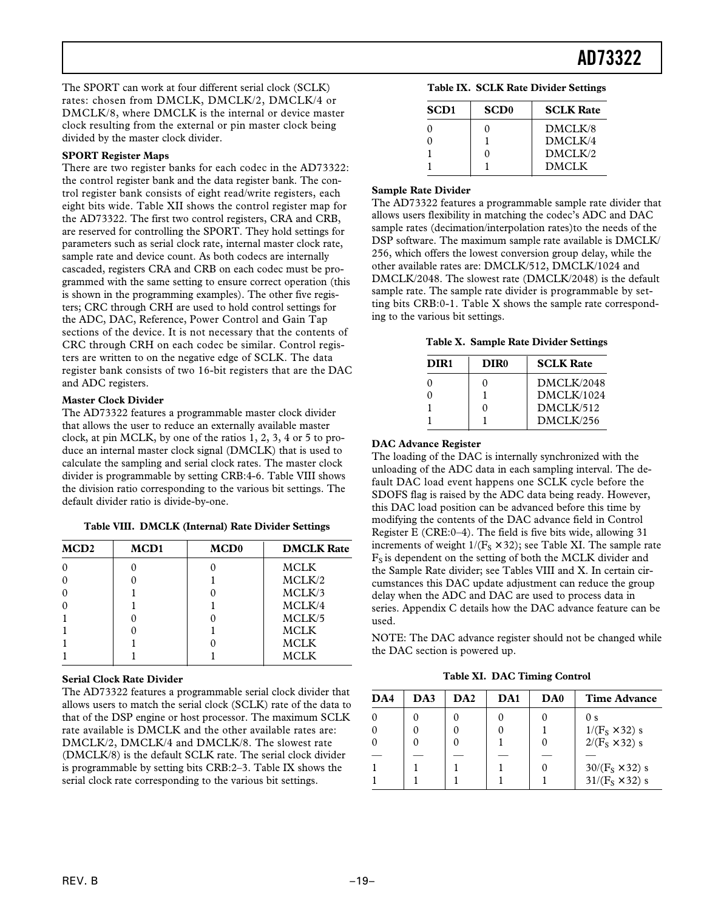The SPORT can work at four different serial clock (SCLK) rates: chosen from DMCLK, DMCLK/2, DMCLK/4 or DMCLK/8, where DMCLK is the internal or device master clock resulting from the external or pin master clock being divided by the master clock divider.

**SPORT Register Maps**

There are two register banks for each codec in the AD73322: the control register bank and the data register bank. The control register bank consists of eight read/write registers, each eight bits wide. Table XII shows the control register map for the AD73322. The first two control registers, CRA and CRB, are reserved for controlling the SPORT. They hold settings for parameters such as serial clock rate, internal master clock rate, sample rate and device count. As both codecs are internally cascaded, registers CRA and CRB on each codec must be programmed with the same setting to ensure correct operation (this is shown in the programming examples). The other five registers; CRC through CRH are used to hold control settings for the ADC, DAC, Reference, Power Control and Gain Tap sections of the device. It is not necessary that the contents of CRC through CRH on each codec be similar. Control registers are written to on the negative edge of SCLK. The data register bank consists of two 16-bit registers that are the DAC and ADC registers.

**Master Clock Divider**

The AD73322 features a programmable master clock divider that allows the user to reduce an externally available master clock, at pin MCLK, by one of the ratios 1, 2, 3, 4 or 5 to produce an internal master clock signal (DMCLK) that is used to calculate the sampling and serial clock rates. The master clock divider is programmable by setting CRB:4-6. Table VIII shows the division ratio corresponding to the various bit settings. The default divider ratio is divide-by-one.

**Table VIII. DMCLK (Internal) Rate Divider Settings**

| MCD2 | MCD1 | MCD0 | DMCLK Rate |
|---|---|---|---|
| 0 | 0 | 0 | MCLK |
| 0 | 0 | 1 | MCLK/2 |
| 0 | 1 | 0 | MCLK/3 |
| 0 | 1 | 1 | MCLK/4 |
| 1 | 0 | 0 | MCLK/5 |
| 1 | 0 | 1 | MCLK |
| 1 | 1 | 0 | MCLK |
| 1 | 1 | 1 | MCLK |

**Serial Clock Rate Divider**

The AD73322 features a programmable serial clock divider that allows users to match the serial clock (SCLK) rate of the data to that of the DSP engine or host processor. The maximum SCLK rate available is DMCLK and the other available rates are: DMCLK/2, DMCLK/4 and DMCLK/8. The slowest rate (DMCLK/8) is the default SCLK rate. The serial clock divider is programmable by setting bits CRB:2–3. Table IX shows the serial clock rate corresponding to the various bit settings.

**Table IX. SCLK Rate Divider Settings**

| SCD1 | SCD0 | SCLK Rate |
|---|---|---|
| 0 | 0 | DMCLK/8 |
| 0 | 1 | DMCLK/4 |
| 1 | 0 | DMCLK/2 |
| 1 | 1 | DMCLK |

**Sample Rate Divider**

The AD73322 features a programmable sample rate divider that allows users flexibility in matching the codec's ADC and DAC sample rates (decimation/interpolation rates)to the needs of the DSP software. The maximum sample rate available is DMCLK/256, which offers the lowest conversion group delay, while the other available rates are: DMCLK/512, DMCLK/1024 and DMCLK/2048. The slowest rate (DMCLK/2048) is the default sample rate. The sample rate divider is programmable by setting bits CRB:0-1. Table X shows the sample rate corresponding to the various bit settings.

**Table X. Sample Rate Divider Settings**

| DIR1 | DIR0 | SCLK Rate |
|---|---|---|
| 0 | 0 | DMCLK/2048 |
| 0 | 1 | DMCLK/1024 |
| 1 | 0 | DMCLK/512 |
| 1 | 1 | DMCLK/256 |

**DAC Advance Register**

The loading of the DAC is internally synchronized with the unloading of the ADC data in each sampling interval. The default DAC load event happens one SCLK cycle before the SDOFS flag is raised by the ADC data being ready. However, this DAC load position can be advanced before this time by modifying the contents of the DAC advance field in Control Register E (CRE:0–4). The field is five bits wide, allowing 31 increments of weight $1/(F_S \times 32)$; see Table XI. The sample rate $F_S$ is dependent on the setting of both the MCLK divider and the Sample Rate divider; see Tables VIII and X. In certain circumstances this DAC update adjustment can reduce the group delay when the ADC and DAC are used to process data in series. Appendix C details how the DAC advance feature can be used.

NOTE: The DAC advance register should not be changed while the DAC section is powered up.

**Table XI. DAC Timing Control**

| DA4 | DA3 | DA2 | DA1 | DA0 | Time Advance |
|---|---|---|---|---|---|
| 0 | 0 | 0 | 0 | 0 | 0 s |
| 0 | 0 | 0 | 0 | 1 | $1/(F_S \times 32)$ s |
| 0 | 0 | 0 | 1 | 0 | $2/(F_S \times 32)$ s |
| — | — | — | — | — | — |
| 1 | 1 | 1 | 1 | 0 | $30/(F_S \times 32)$ s |
| 1 | 1 | 1 | 1 | 1 | $31/(F_S \times 32)$ s |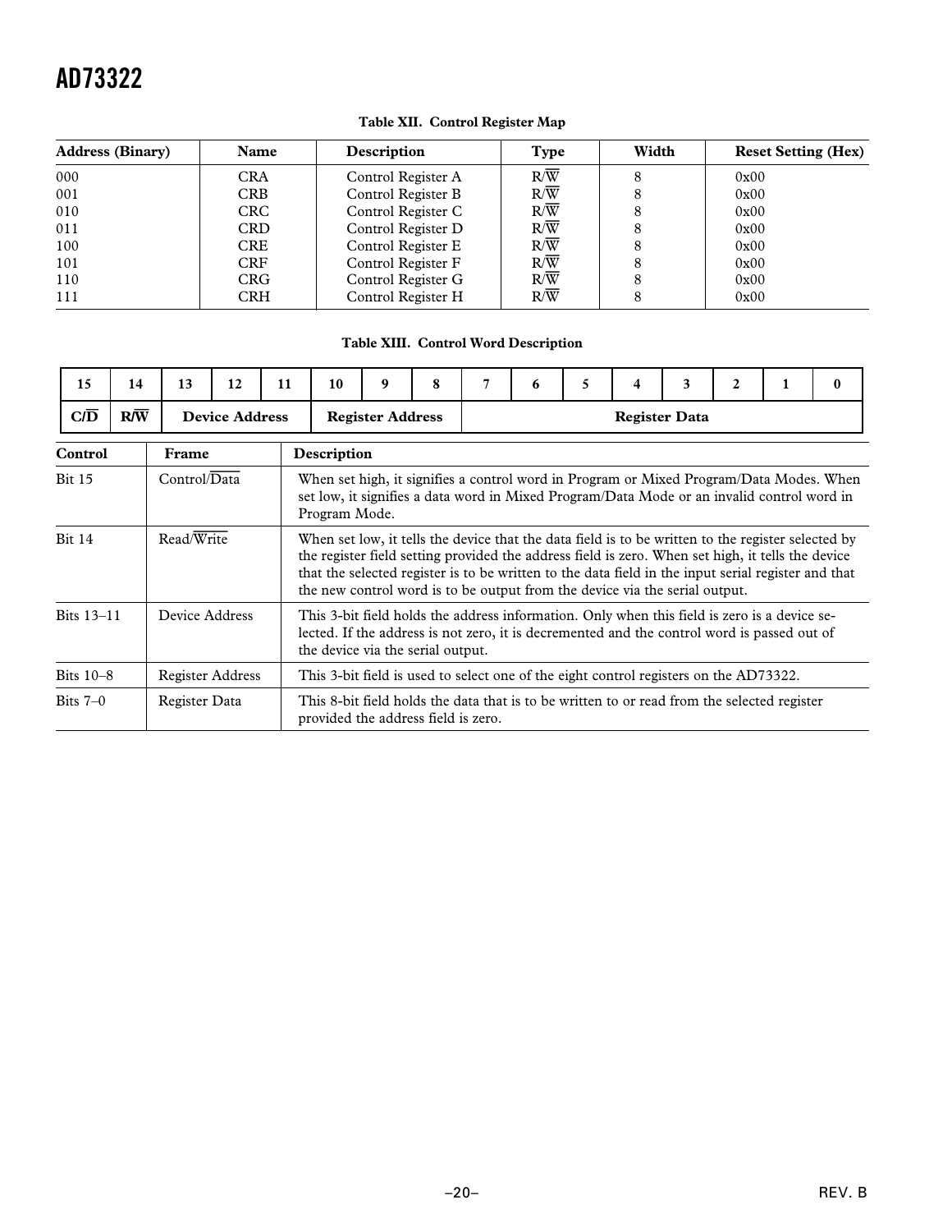**Table XII. Control Register Map**

| Address (Binary) | Name | Description | Type | Width | Reset Setting (Hex) |
|---|---|---|---|---|---|
| 000 | CRA | Control Register A | R/$\overline{W}$ | 8 | 0x00 |
| 001 | CRB | Control Register B | R/$\overline{W}$ | 8 | 0x00 |
| 010 | CRC | Control Register C | R/$\overline{W}$ | 8 | 0x00 |
| 011 | CRD | Control Register D | R/$\overline{W}$ | 8 | 0x00 |
| 100 | CRE | Control Register E | R/$\overline{W}$ | 8 | 0x00 |
| 101 | CRF | Control Register F | R/$\overline{W}$ | 8 | 0x00 |
| 110 | CRG | Control Register G | R/$\overline{W}$ | 8 | 0x00 |
| 111 | CRH | Control Register H | R/$\overline{W}$ | 8 | 0x00 |

**Table XIII. Control Word Description**

| 15 | 14 | 13 | 12 | 11 | 10 | 9 | 8 | 7 | 6 | 5 | 4 | 3 | 2 | 1 | 0 |
|---|---|---|---|---|---|---|---|---|---|---|---|---|---|---|---|
| C/$\overline{D}$ | R/$\overline{W}$ | Device Address | | | Register Address | | | Register Data | | | | | | | |

| Control | Frame | Description |
|---|---|---|
| Bit 15 | Control/$\overline{\text{Data}}$ | When set high, it signifies a control word in Program or Mixed Program/Data Modes. When set low, it signifies a data word in Mixed Program/Data Mode or an invalid control word in Program Mode. |
| Bit 14 | Read/$\overline{\text{Write}}$ | When set low, it tells the device that the data field is to be written to the register selected by the register field setting provided the address field is zero. When set high, it tells the device that the selected register is to be written to the data field in the input serial register and that the new control word is to be output from the device via the serial output. |
| Bits 13–11 | Device Address | This 3-bit field holds the address information. Only when this field is zero is a device selected. If the address is not zero, it is decremented and the control word is passed out of the device via the serial output. |
| Bits 10–8 | Register Address | This 3-bit field is used to select one of the eight control registers on the AD73322. |
| Bits 7–0 | Register Data | This 8-bit field holds the data that is to be written to or read from the selected register provided the address field is zero. |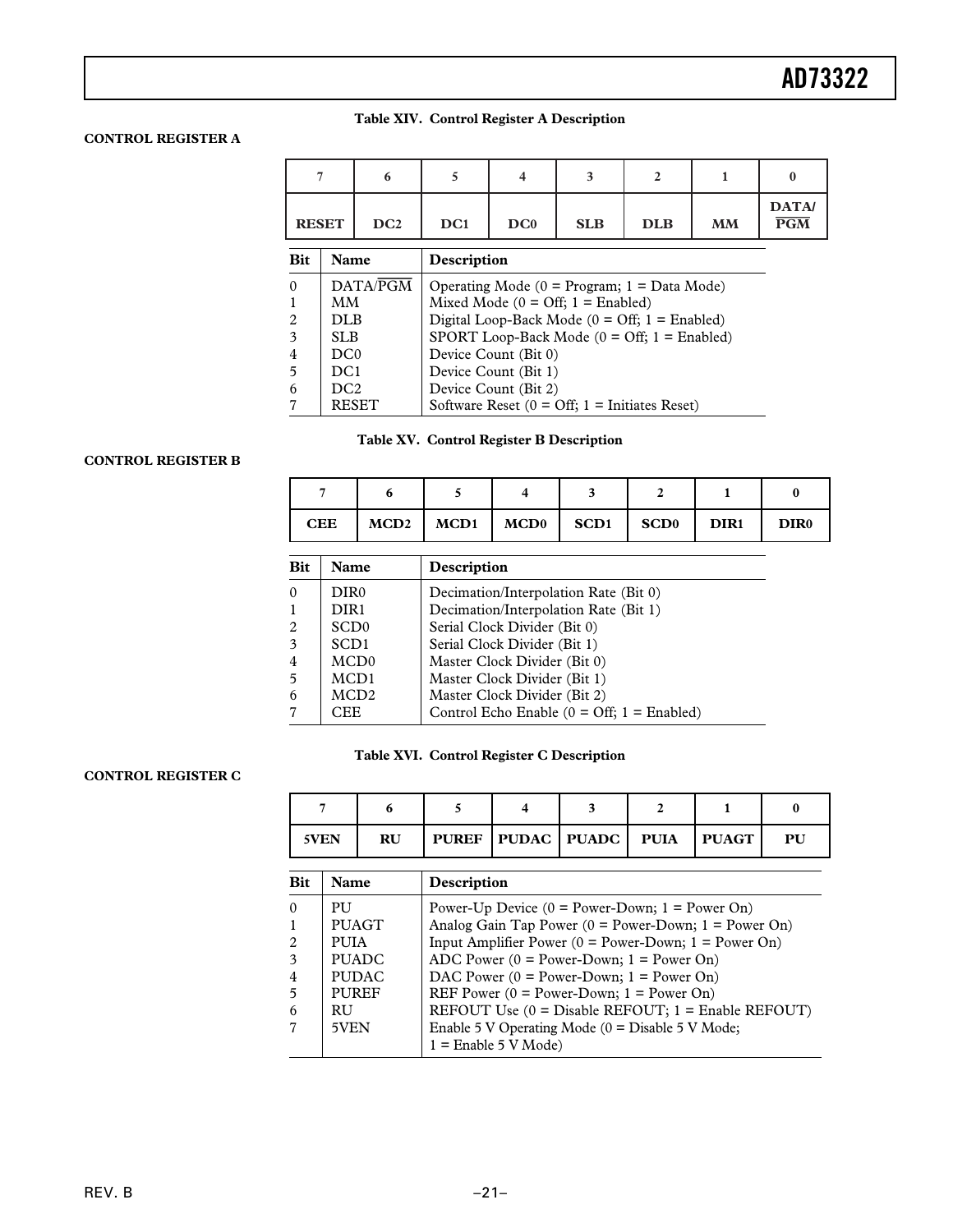**CONTROL REGISTER A**

**Table XIV. Control Register A Description**

| 7 | 6 | 5 | 4 | 3 | 2 | 1 | 0 |
|---|---|---|---|---|---|---|---|
| RESET | DC2 | DC1 | DC0 | SLB | DLB | MM | DATA/$\overline{\text{PGM}}$ |

| Bit | Name | Description |
|---|---|---|
| 0 | DATA/$\overline{\text{PGM}}$ | Operating Mode (0 = Program; 1 = Data Mode) |
| 1 | MM | Mixed Mode (0 = Off; 1 = Enabled) |
| 2 | DLB | Digital Loop-Back Mode (0 = Off; 1 = Enabled) |
| 3 | SLB | SPORT Loop-Back Mode (0 = Off; 1 = Enabled) |
| 4 | DC0 | Device Count (Bit 0) |
| 5 | DC1 | Device Count (Bit 1) |
| 6 | DC2 | Device Count (Bit 2) |
| 7 | RESET | Software Reset (0 = Off; 1 = Initiates Reset) |

**CONTROL REGISTER B**

**Table XV. Control Register B Description**

| 7 | 6 | 5 | 4 | 3 | 2 | 1 | 0 |
|---|---|---|---|---|---|---|---|
| CEE | MCD2 | MCD1 | MCD0 | SCD1 | SCD0 | DIR1 | DIR0 |

| Bit | Name | Description |
|---|---|---|
| 0 | DIR0 | Decimation/Interpolation Rate (Bit 0) |
| 1 | DIR1 | Decimation/Interpolation Rate (Bit 1) |
| 2 | SCD0 | Serial Clock Divider (Bit 0) |
| 3 | SCD1 | Serial Clock Divider (Bit 1) |
| 4 | MCD0 | Master Clock Divider (Bit 0) |
| 5 | MCD1 | Master Clock Divider (Bit 1) |
| 6 | MCD2 | Master Clock Divider (Bit 2) |
| 7 | CEE | Control Echo Enable (0 = Off; 1 = Enabled) |

**CONTROL REGISTER C**

**Table XVI. Control Register C Description**

| 7 | 6 | 5 | 4 | 3 | 2 | 1 | 0 |
|---|---|---|---|---|---|---|---|
| 5VEN | RU | PUREF | PUDAC | PUADC | PUIA | PUAGT | PU |

| Bit | Name | Description |
|---|---|---|
| 0 | PU | Power-Up Device (0 = Power-Down; 1 = Power On) |
| 1 | PUAGT | Analog Gain Tap Power (0 = Power-Down; 1 = Power On) |
| 2 | PUIA | Input Amplifier Power (0 = Power-Down; 1 = Power On) |
| 3 | PUADC | ADC Power (0 = Power-Down; 1 = Power On) |
| 4 | PUDAC | DAC Power (0 = Power-Down; 1 = Power On) |
| 5 | PUREF | REF Power (0 = Power-Down; 1 = Power On) |
| 6 | RU | REFOUT Use (0 = Disable REFOUT; 1 = Enable REFOUT) |
| 7 | 5VEN | Enable 5 V Operating Mode (0 = Disable 5 V Mode; 1 = Enable 5 V Mode) |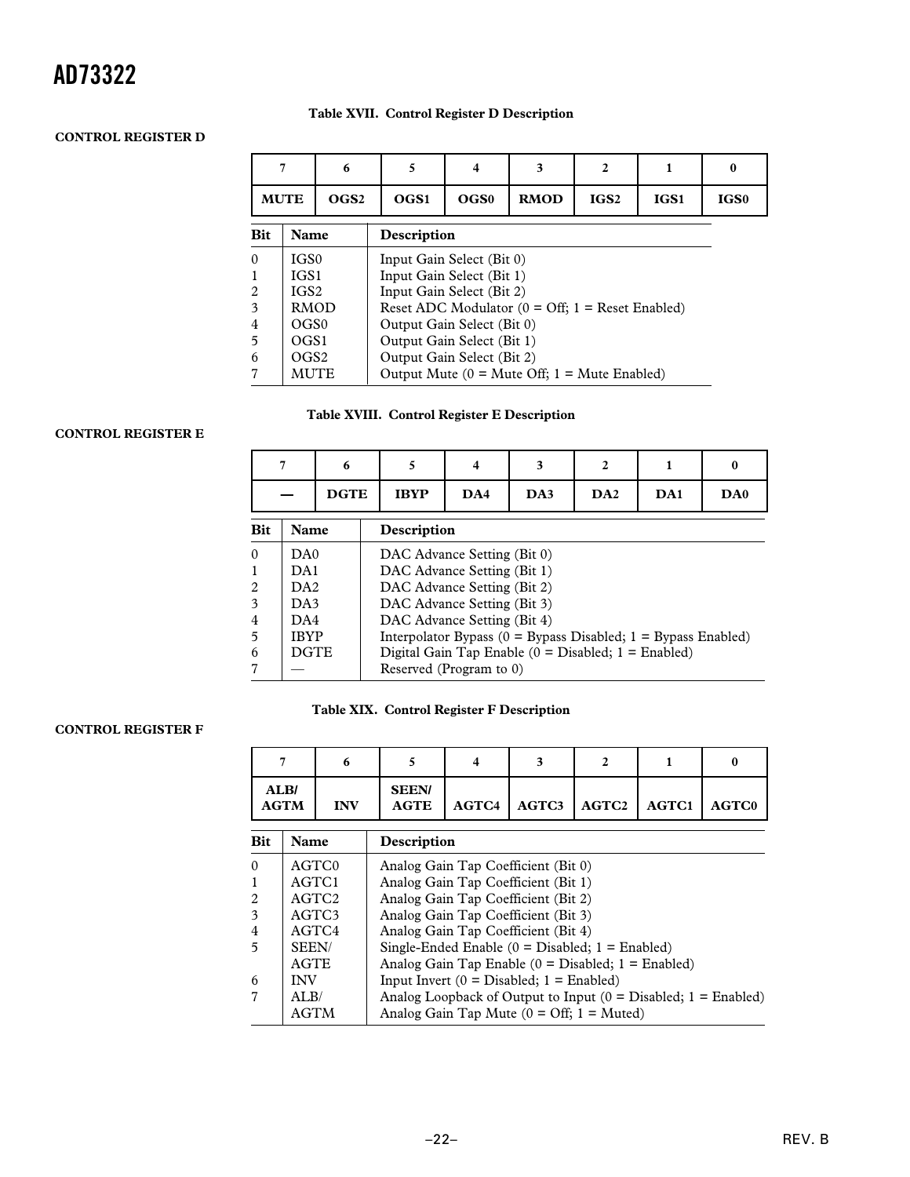**CONTROL REGISTER D**

**Table XVII. Control Register D Description**

| 7 | 6 | 5 | 4 | 3 | 2 | 1 | 0 |
|---|---|---|---|---|---|---|---|
| **MUTE** | **OGS2** | **OGS1** | **OGS0** | **RMOD** | **IGS2** | **IGS1** | **IGS0** |

| Bit | Name | Description |
|---|---|---|
| 0 | IGS0 | Input Gain Select (Bit 0) |
| 1 | IGS1 | Input Gain Select (Bit 1) |
| 2 | IGS2 | Input Gain Select (Bit 2) |
| 3 | RMOD | Reset ADC Modulator (0 = Off; 1 = Reset Enabled) |
| 4 | OGS0 | Output Gain Select (Bit 0) |
| 5 | OGS1 | Output Gain Select (Bit 1) |
| 6 | OGS2 | Output Gain Select (Bit 2) |
| 7 | MUTE | Output Mute (0 = Mute Off; 1 = Mute Enabled) |

**CONTROL REGISTER E**

**Table XVIII. Control Register E Description**

| 7 | 6 | 5 | 4 | 3 | 2 | 1 | 0 |
|---|---|---|---|---|---|---|---|
| **—** | **DGTE** | **IBYP** | **DA4** | **DA3** | **DA2** | **DA1** | **DA0** |

| Bit | Name | Description |
|---|---|---|
| 0 | DA0 | DAC Advance Setting (Bit 0) |
| 1 | DA1 | DAC Advance Setting (Bit 1) |
| 2 | DA2 | DAC Advance Setting (Bit 2) |
| 3 | DA3 | DAC Advance Setting (Bit 3) |
| 4 | DA4 | DAC Advance Setting (Bit 4) |
| 5 | IBYP | Interpolator Bypass (0 = Bypass Disabled; 1 = Bypass Enabled) |
| 6 | DGTE | Digital Gain Tap Enable (0 = Disabled; 1 = Enabled) |
| 7 | — | Reserved (Program to 0) |

**CONTROL REGISTER F**

**Table XIX. Control Register F Description**

| 7 | 6 | 5 | 4 | 3 | 2 | 1 | 0 |
|---|---|---|---|---|---|---|---|
| **ALB/ AGTM** | **INV** | **SEEN/ AGTE** | **AGTC4** | **AGTC3** | **AGTC2** | **AGTC1** | **AGTC0** |

| Bit | Name | Description |
|---|---|---|
| 0 | AGTC0 | Analog Gain Tap Coefficient (Bit 0) |
| 1 | AGTC1 | Analog Gain Tap Coefficient (Bit 1) |
| 2 | AGTC2 | Analog Gain Tap Coefficient (Bit 2) |
| 3 | AGTC3 | Analog Gain Tap Coefficient (Bit 3) |
| 4 | AGTC4 | Analog Gain Tap Coefficient (Bit 4) |
| 5 | SEEN/ AGTE | Single-Ended Enable (0 = Disabled; 1 = Enabled) Analog Gain Tap Enable (0 = Disabled; 1 = Enabled) |
| 6 | INV | Input Invert (0 = Disabled; 1 = Enabled) |
| 7 | ALB/ AGTM | Analog Loopback of Output to Input (0 = Disabled; 1 = Enabled) Analog Gain Tap Mute (0 = Off; 1 = Muted) |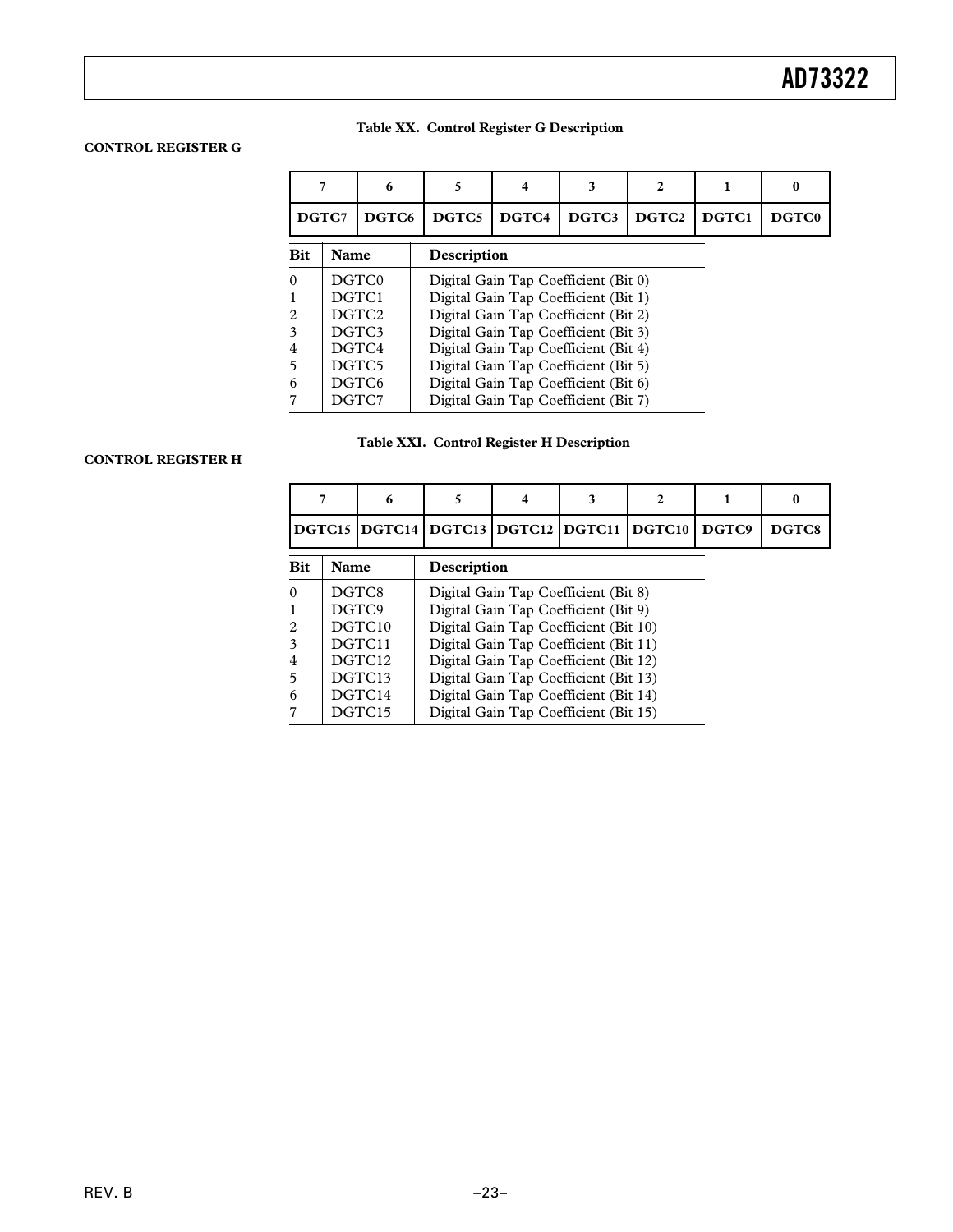**CONTROL REGISTER G**

**Table XX. Control Register G Description**

| 7 | 6 | 5 | 4 | 3 | 2 | 1 | 0 |
|---|---|---|---|---|---|---|---|
| DGTC7 | DGTC6 | DGTC5 | DGTC4 | DGTC3 | DGTC2 | DGTC1 | DGTC0 |

| Bit | Name | Description |
|---|---|---|
| 0 | DGTC0 | Digital Gain Tap Coefficient (Bit 0) |
| 1 | DGTC1 | Digital Gain Tap Coefficient (Bit 1) |
| 2 | DGTC2 | Digital Gain Tap Coefficient (Bit 2) |
| 3 | DGTC3 | Digital Gain Tap Coefficient (Bit 3) |
| 4 | DGTC4 | Digital Gain Tap Coefficient (Bit 4) |
| 5 | DGTC5 | Digital Gain Tap Coefficient (Bit 5) |
| 6 | DGTC6 | Digital Gain Tap Coefficient (Bit 6) |
| 7 | DGTC7 | Digital Gain Tap Coefficient (Bit 7) |

**CONTROL REGISTER H**

**Table XXI. Control Register H Description**

| 7 | 6 | 5 | 4 | 3 | 2 | 1 | 0 |
|---|---|---|---|---|---|---|---|
| DGTC15 | DGTC14 | DGTC13 | DGTC12 | DGTC11 | DGTC10 | DGTC9 | DGTC8 |

| Bit | Name | Description |
|---|---|---|
| 0 | DGTC8 | Digital Gain Tap Coefficient (Bit 8) |
| 1 | DGTC9 | Digital Gain Tap Coefficient (Bit 9) |
| 2 | DGTC10 | Digital Gain Tap Coefficient (Bit 10) |
| 3 | DGTC11 | Digital Gain Tap Coefficient (Bit 11) |
| 4 | DGTC12 | Digital Gain Tap Coefficient (Bit 12) |
| 5 | DGTC13 | Digital Gain Tap Coefficient (Bit 13) |
| 6 | DGTC14 | Digital Gain Tap Coefficient (Bit 14) |
| 7 | DGTC15 | Digital Gain Tap Coefficient (Bit 15) |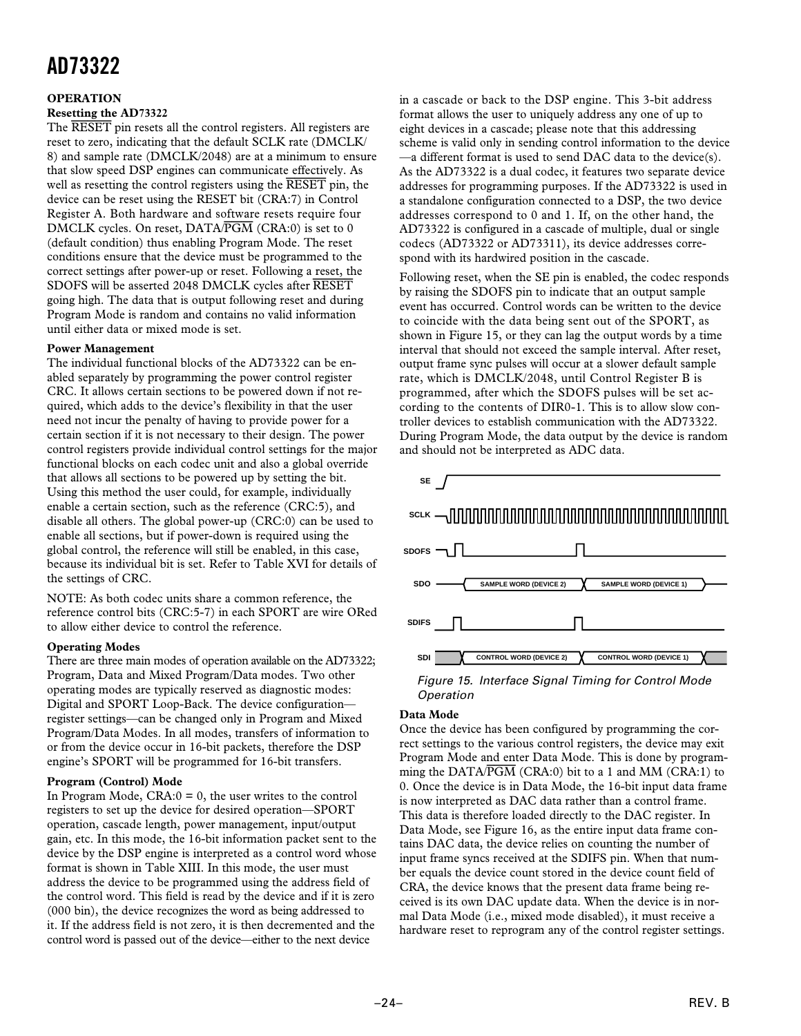## OPERATION

### Resetting the AD73322

The RESET pin resets all the control registers. All registers are reset to zero, indicating that the default SCLK rate (DMCLK/8) and sample rate (DMCLK/2048) are at a minimum to ensure that slow speed DSP engines can communicate effectively. As well as resetting the control registers using the RESET pin, the device can be reset using the RESET bit (CRA:7) in Control Register A. Both hardware and software resets require four DMCLK cycles. On reset, DATA/PGM (CRA:0) is set to 0 (default condition) thus enabling Program Mode. The reset conditions ensure that the device must be programmed to the correct settings after power-up or reset. Following a reset, the SDOFS will be asserted 2048 DMCLK cycles after RESET going high. The data that is output following reset and during Program Mode is random and contains no valid information until either data or mixed mode is set.

### Power Management

The individual functional blocks of the AD73322 can be enabled separately by programming the power control register CRC. It allows certain sections to be powered down if not required, which adds to the device's flexibility in that the user need not incur the penalty of having to provide power for a certain section if it is not necessary to their design. The power control registers provide individual control settings for the major functional blocks on each codec unit and also a global override that allows all sections to be powered up by setting the bit. Using this method the user could, for example, individually enable a certain section, such as the reference (CRC:5), and disable all others. The global power-up (CRC:0) can be used to enable all sections, but if power-down is required using the global control, the reference will still be enabled, in this case, because its individual bit is set. Refer to Table XVI for details of the settings of CRC.

NOTE: As both codec units share a common reference, the reference control bits (CRC:5-7) in each SPORT are wire ORed to allow either device to control the reference.

### Operating Modes

There are three main modes of operation available on the AD73322; Program, Data and Mixed Program/Data modes. Two other operating modes are typically reserved as diagnostic modes: Digital and SPORT Loop-Back. The device configuration—register settings—can be changed only in Program and Mixed Program/Data Modes. In all modes, transfers of information to or from the device occur in 16-bit packets, therefore the DSP engine's SPORT will be programmed for 16-bit transfers.

### Program (Control) Mode

In Program Mode, CRA:0 = 0, the user writes to the control registers to set up the device for desired operation—SPORT operation, cascade length, power management, input/output gain, etc. In this mode, the 16-bit information packet sent to the device by the DSP engine is interpreted as a control word whose format is shown in Table XIII. In this mode, the user must address the device to be programmed using the address field of the control word. This field is read by the device and if it is zero (000 bin), the device recognizes the word as being addressed to it. If the address field is not zero, it is then decremented and the control word is passed out of the device—either to the next device in a cascade or back to the DSP engine. This 3-bit address format allows the user to uniquely address any one of up to eight devices in a cascade; please note that this addressing scheme is valid only in sending control information to the device—a different format is used to send DAC data to the device(s). As the AD73322 is a dual codec, it features two separate device addresses for programming purposes. If the AD73322 is used in a standalone configuration connected to a DSP, the two device addresses correspond to 0 and 1. If, on the other hand, the AD73322 is configured in a cascade of multiple, dual or single codecs (AD73322 or AD73311), its device addresses correspond with its hardwired position in the cascade.

Following reset, when the SE pin is enabled, the codec responds by raising the SDOFS pin to indicate that an output sample event has occurred. Control words can be written to the device to coincide with the data being sent out of the SPORT, as shown in Figure 15, or they can lag the output words by a time interval that should not exceed the sample interval. After reset, output frame sync pulses will occur at a slower default sample rate, which is DMCLK/2048, until Control Register B is programmed, after which the SDOFS pulses will be set according to the contents of DIR0-1. This is to allow slow controller devices to establish communication with the AD73322. During Program Mode, the data output by the device is random and should not be interpreted as ADC data.

Figure 15. Interface Signal Timing for Control Mode Operation

### Data Mode

Once the device has been configured by programming the correct settings to the various control registers, the device may exit Program Mode and enter Data Mode. This is done by programming the DATA/PGM (CRA:0) bit to a 1 and MM (CRA:1) to 0. Once the device is in Data Mode, the 16-bit input data frame is now interpreted as DAC data rather than a control frame. This data is therefore loaded directly to the DAC register. In Data Mode, see Figure 16, as the entire input data frame contains DAC data, the device relies on counting the number of input frame syncs received at the SDIFS pin. When that number equals the device count stored in the device count field of CRA, the device knows that the present data frame being received is its own DAC update data. When the device is in normal Data Mode (i.e., mixed mode disabled), it must receive a hardware reset to reprogram any of the control register settings.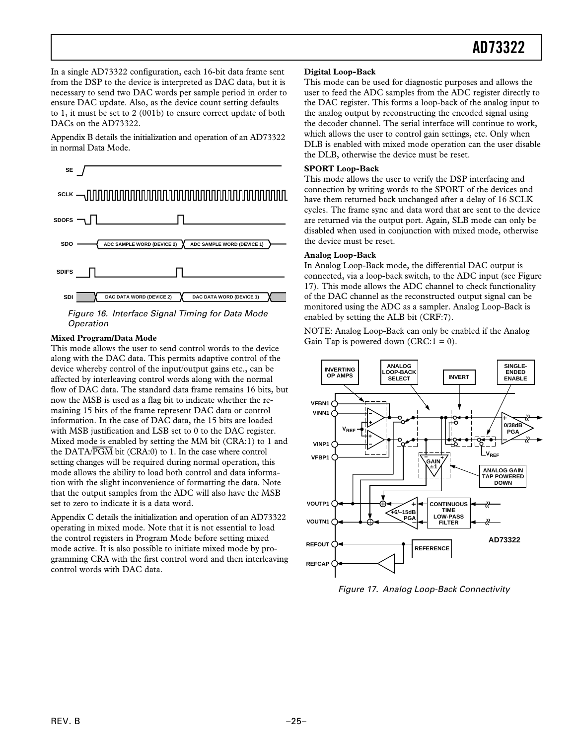In a single AD73322 configuration, each 16-bit data frame sent from the DSP to the device is interpreted as DAC data, but it is necessary to send two DAC words per sample period in order to ensure DAC update. Also, as the device count setting defaults to 1, it must be set to 2 (001b) to ensure correct update of both DACs on the AD73322.

Appendix B details the initialization and operation of an AD73322 in normal Data Mode.

*Figure 16. Interface Signal Timing for Data Mode Operation*

**Mixed Program/Data Mode**

This mode allows the user to send control words to the device along with the DAC data. This permits adaptive control of the device whereby control of the input/output gains etc., can be affected by interleaving control words along with the normal flow of DAC data. The standard data frame remains 16 bits, but now the MSB is used as a flag bit to indicate whether the remaining 15 bits of the frame represent DAC data or control information. In the case of DAC data, the 15 bits are loaded with MSB justification and LSB set to 0 to the DAC register. Mixed mode is enabled by setting the MM bit (CRA:1) to 1 and the DATA/$\overline{PGM}$ bit (CRA:0) to 1. In the case where control setting changes will be required during normal operation, this mode allows the ability to load both control and data information with the slight inconvenience of formatting the data. Note that the output samples from the ADC will also have the MSB set to zero to indicate it is a data word.

Appendix C details the initialization and operation of an AD73322 operating in mixed mode. Note that it is not essential to load the control registers in Program Mode before setting mixed mode active. It is also possible to initiate mixed mode by programming CRA with the first control word and then interleaving control words with DAC data.

**Digital Loop-Back**

This mode can be used for diagnostic purposes and allows the user to feed the ADC samples from the ADC register directly to the DAC register. This forms a loop-back of the analog input to the analog output by reconstructing the encoded signal using the decoder channel. The serial interface will continue to work, which allows the user to control gain settings, etc. Only when DLB is enabled with mixed mode operation can the user disable the DLB, otherwise the device must be reset.

**SPORT Loop-Back**

This mode allows the user to verify the DSP interfacing and connection by writing words to the SPORT of the devices and have them returned back unchanged after a delay of 16 SCLK cycles. The frame sync and data word that are sent to the device are returned via the output port. Again, SLB mode can only be disabled when used in conjunction with mixed mode, otherwise the device must be reset.

**Analog Loop-Back**

In Analog Loop-Back mode, the differential DAC output is connected, via a loop-back switch, to the ADC input (see Figure 17). This mode allows the ADC channel to check functionality of the DAC channel as the reconstructed output signal can be monitored using the ADC as a sampler. Analog Loop-Back is enabled by setting the ALB bit (CRF:7).

NOTE: Analog Loop-Back can only be enabled if the Analog Gain Tap is powered down (CRC:1 = 0).

*Figure 17. Analog Loop-Back Connectivity*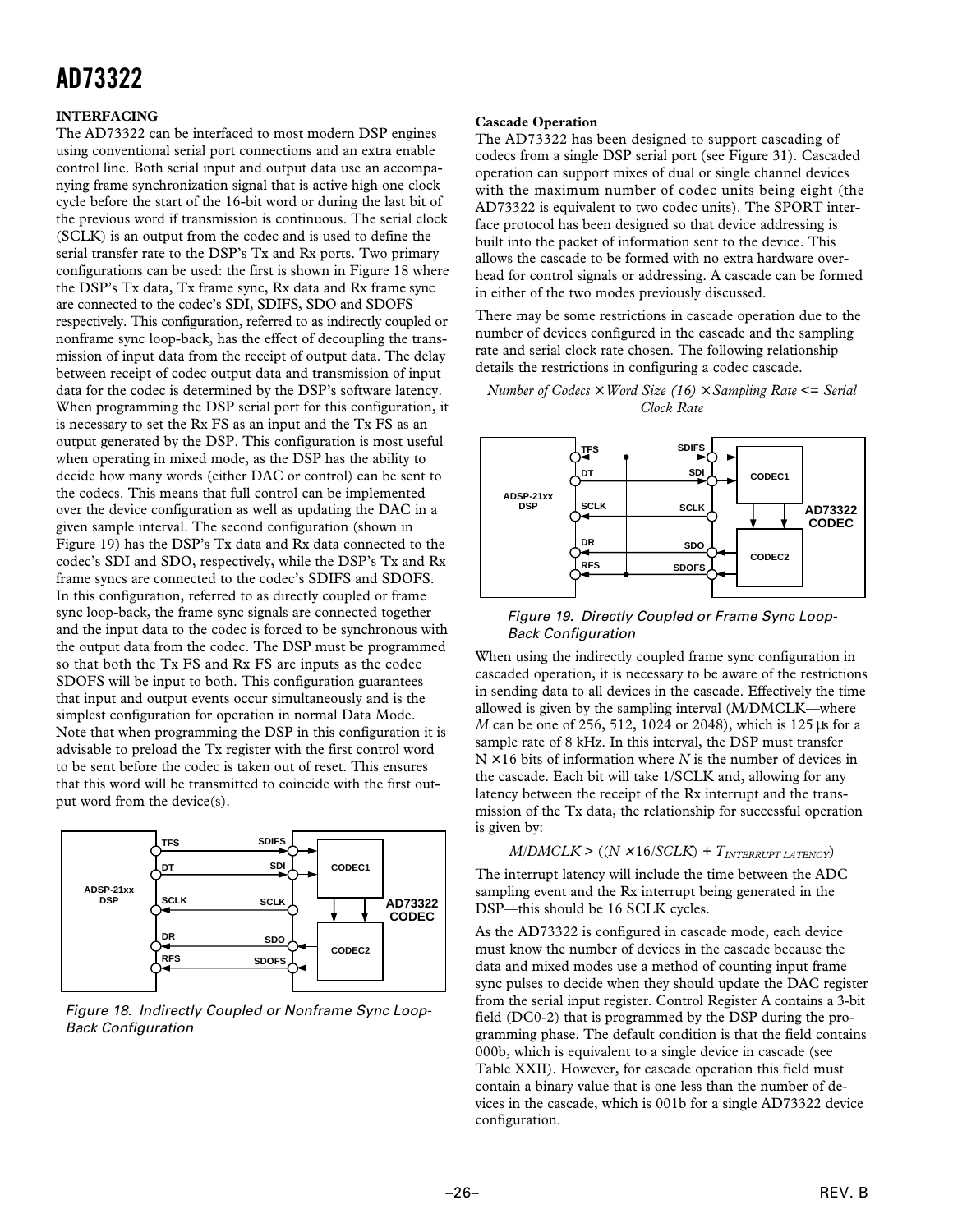## INTERFACING

The AD73322 can be interfaced to most modern DSP engines using conventional serial port connections and an extra enable control line. Both serial input and output data use an accompanying frame synchronization signal that is active high one clock cycle before the start of the 16-bit word or during the last bit of the previous word if transmission is continuous. The serial clock (SCLK) is an output from the codec and is used to define the serial transfer rate to the DSP's Tx and Rx ports. Two primary configurations can be used: the first is shown in Figure 18 where the DSP's Tx data, Tx frame sync, Rx data and Rx frame sync are connected to the codec's SDI, SDIFS, SDO and SDOFS respectively. This configuration, referred to as indirectly coupled or nonframe sync loop-back, has the effect of decoupling the transmission of input data from the receipt of output data. The delay between receipt of codec output data and transmission of input data for the codec is determined by the DSP's software latency. When programming the DSP serial port for this configuration, it is necessary to set the Rx FS as an input and the Tx FS as an output generated by the DSP. This configuration is most useful when operating in mixed mode, as the DSP has the ability to decide how many words (either DAC or control) can be sent to the codecs. This means that full control can be implemented over the device configuration as well as updating the DAC in a given sample interval. The second configuration (shown in Figure 19) has the DSP's Tx data and Rx data connected to the codec's SDI and SDO, respectively, while the DSP's Tx and Rx frame syncs are connected to the codec's SDIFS and SDOFS. In this configuration, referred to as directly coupled or frame sync loop-back, the frame sync signals are connected together and the input data to the codec is forced to be synchronous with the output data from the codec. The DSP must be programmed so that both the Tx FS and Rx FS are inputs as the codec SDOFS will be input to both. This configuration guarantees that input and output events occur simultaneously and is the simplest configuration for operation in normal Data Mode. Note that when programming the DSP in this configuration it is advisable to preload the Tx register with the first control word to be sent before the codec is taken out of reset. This ensures that this word will be transmitted to coincide with the first output word from the device(s).

Figure 18. Indirectly Coupled or Nonframe Sync Loop-Back Configuration

### Cascade Operation

The AD73322 has been designed to support cascading of codecs from a single DSP serial port (see Figure 31). Cascaded operation can support mixes of dual or single channel devices with the maximum number of codec units being eight (the AD73322 is equivalent to two codec units). The SPORT interface protocol has been designed so that device addressing is built into the packet of information sent to the device. This allows the cascade to be formed with no extra hardware overhead for control signals or addressing. A cascade can be formed in either of the two modes previously discussed.

There may be some restrictions in cascade operation due to the number of devices configured in the cascade and the sampling rate and serial clock rate chosen. The following relationship details the restrictions in configuring a codec cascade.

$$\textit{Number of Codecs} \times \textit{Word Size (16)} \times \textit{Sampling Rate} <= \textit{Serial Clock Rate}$$

Figure 19. Directly Coupled or Frame Sync Loop-Back Configuration

When using the indirectly coupled frame sync configuration in cascaded operation, it is necessary to be aware of the restrictions in sending data to all devices in the cascade. Effectively the time allowed is given by the sampling interval (M/DMCLK—where $M$ can be one of 256, 512, 1024 or 2048), which is 125 µs for a sample rate of 8 kHz. In this interval, the DSP must transfer $N \times 16$ bits of information where $N$ is the number of devices in the cascade. Each bit will take 1/SCLK and, allowing for any latency between the receipt of the Rx interrupt and the transmission of the Tx data, the relationship for successful operation is given by:

$$M/DMCLK > ((N \times 16/SCLK) + T_{INTERRUPT\ LATENCY})$$

The interrupt latency will include the time between the ADC sampling event and the Rx interrupt being generated in the DSP—this should be 16 SCLK cycles.

As the AD73322 is configured in cascade mode, each device must know the number of devices in the cascade because the data and mixed modes use a method of counting input frame sync pulses to decide when they should update the DAC register from the serial input register. Control Register A contains a 3-bit field (DC0-2) that is programmed by the DSP during the programming phase. The default condition is that the field contains 000b, which is equivalent to a single device in cascade (see Table XXII). However, for cascade operation this field must contain a binary value that is one less than the number of devices in the cascade, which is 001b for a single AD73322 device configuration.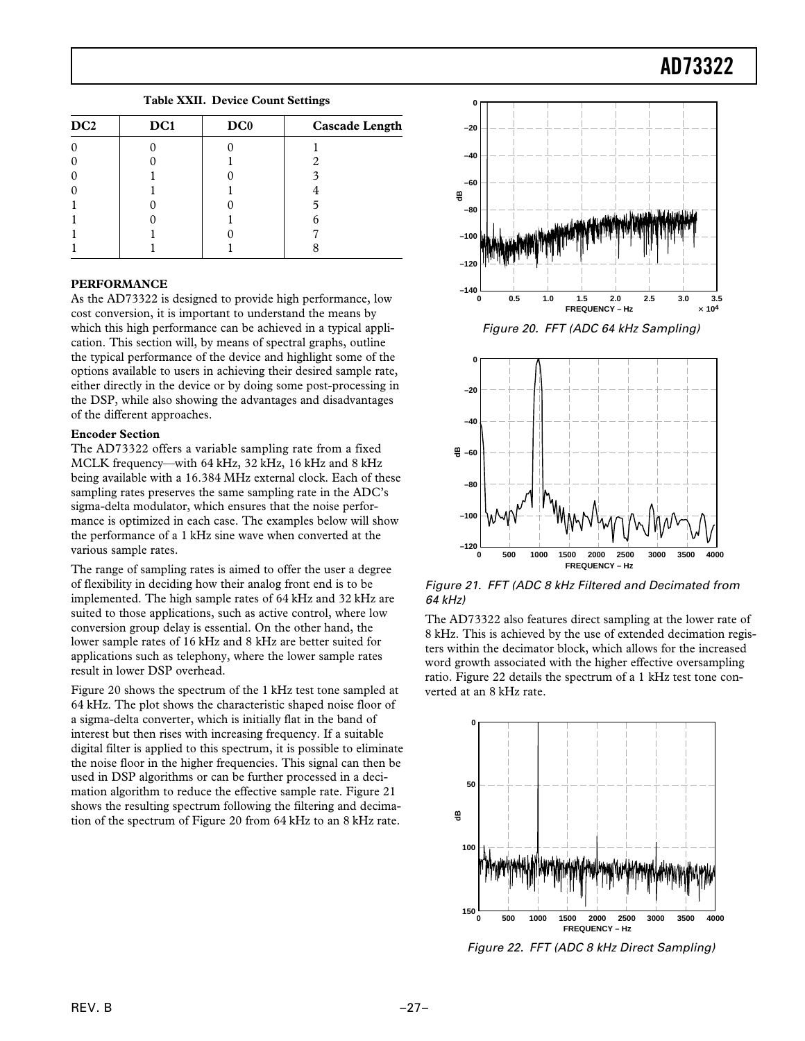**Table XXII. Device Count Settings**

| DC2 | DC1 | DC0 | Cascade Length |
|---|---|---|---|
| 0 | 0 | 0 | 1 |
| 0 | 0 | 1 | 2 |
| 0 | 1 | 0 | 3 |
| 0 | 1 | 1 | 4 |
| 1 | 0 | 0 | 5 |
| 1 | 0 | 1 | 6 |
| 1 | 1 | 0 | 7 |
| 1 | 1 | 1 | 8 |

## PERFORMANCE

As the AD73322 is designed to provide high performance, low cost conversion, it is important to understand the means by which this high performance can be achieved in a typical application. This section will, by means of spectral graphs, outline the typical performance of the device and highlight some of the options available to users in achieving their desired sample rate, either directly in the device or by doing some post-processing in the DSP, while also showing the advantages and disadvantages of the different approaches.

### Encoder Section

The AD73322 offers a variable sampling rate from a fixed MCLK frequency—with 64 kHz, 32 kHz, 16 kHz and 8 kHz being available with a 16.384 MHz external clock. Each of these sampling rates preserves the same sampling rate in the ADC's sigma-delta modulator, which ensures that the noise performance is optimized in each case. The examples below will show the performance of a 1 kHz sine wave when converted at the various sample rates.

The range of sampling rates is aimed to offer the user a degree of flexibility in deciding how their analog front end is to be implemented. The high sample rates of 64 kHz and 32 kHz are suited to those applications, such as active control, where low conversion group delay is essential. On the other hand, the lower sample rates of 16 kHz and 8 kHz are better suited for applications such as telephony, where the lower sample rates result in lower DSP overhead.

Figure 20 shows the spectrum of the 1 kHz test tone sampled at 64 kHz. The plot shows the characteristic shaped noise floor of a sigma-delta converter, which is initially flat in the band of interest but then rises with increasing frequency. If a suitable digital filter is applied to this spectrum, it is possible to eliminate the noise floor in the higher frequencies. This signal can then be used in DSP algorithms or can be further processed in a decimation algorithm to reduce the effective sample rate. Figure 21 shows the resulting spectrum following the filtering and decimation of the spectrum of Figure 20 from 64 kHz to an 8 kHz rate.

Figure 20. FFT (ADC 64 kHz Sampling)

Figure 21. FFT (ADC 8 kHz Filtered and Decimated from 64 kHz)

The AD73322 also features direct sampling at the lower rate of 8 kHz. This is achieved by the use of extended decimation registers within the decimator block, which allows for the increased word growth associated with the higher effective oversampling ratio. Figure 22 details the spectrum of a 1 kHz test tone converted at an 8 kHz rate.

Figure 22. FFT (ADC 8 kHz Direct Sampling)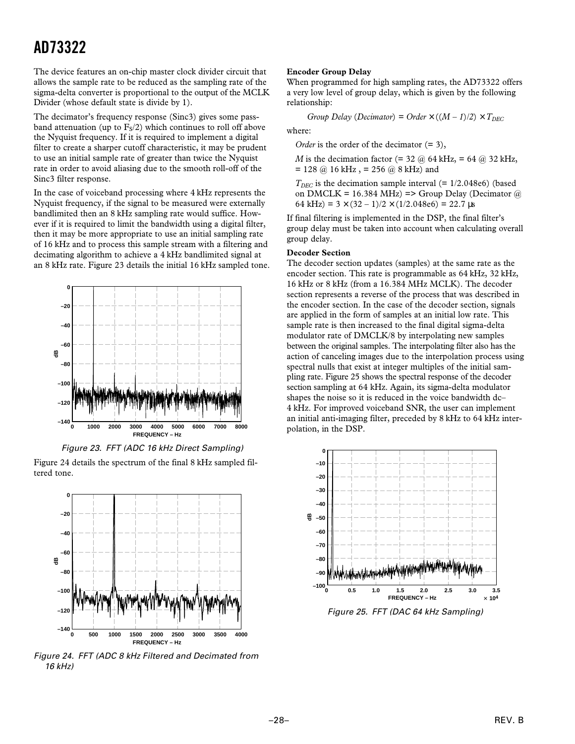The device features an on-chip master clock divider circuit that allows the sample rate to be reduced as the sampling rate of the sigma-delta converter is proportional to the output of the MCLK Divider (whose default state is divide by 1).

The decimator's frequency response (Sinc3) gives some passband attenuation (up to $F_S/2$) which continues to roll off above the Nyquist frequency. If it is required to implement a digital filter to create a sharper cutoff characteristic, it may be prudent to use an initial sample rate of greater than twice the Nyquist rate in order to avoid aliasing due to the smooth roll-off of the Sinc3 filter response.

In the case of voiceband processing where 4 kHz represents the Nyquist frequency, if the signal to be measured were externally bandlimited then an 8 kHz sampling rate would suffice. However if it is required to limit the bandwidth using a digital filter, then it may be more appropriate to use an initial sampling rate of 16 kHz and to process this sample stream with a filtering and decimating algorithm to achieve a 4 kHz bandlimited signal at an 8 kHz rate. Figure 23 details the initial 16 kHz sampled tone.

*Figure 23. FFT (ADC 16 kHz Direct Sampling)*

Figure 24 details the spectrum of the final 8 kHz sampled filtered tone.

*Figure 24. FFT (ADC 8 kHz Filtered and Decimated from 16 kHz)*

**Encoder Group Delay**

When programmed for high sampling rates, the AD73322 offers a very low level of group delay, which is given by the following relationship:

$$Group\ Delay\ (Decimator) = Order \times ((M - 1)/2) \times T_{DEC}$$

where:

*Order* is the order of the decimator (= 3),

*M* is the decimation factor (= 32 @ 64 kHz, = 64 @ 32 kHz, = 128 @ 16 kHz , = 256 @ 8 kHz) and

$T_{DEC}$ is the decimation sample interval (= 1/2.048e6) (based on DMCLK = 16.384 MHz) => Group Delay (Decimator @ 64 kHz) = 3 × (32 – 1)/2 × (1/2.048e6) = 22.7 µs

If final filtering is implemented in the DSP, the final filter's group delay must be taken into account when calculating overall group delay.

**Decoder Section**

The decoder section updates (samples) at the same rate as the encoder section. This rate is programmable as 64 kHz, 32 kHz, 16 kHz or 8 kHz (from a 16.384 MHz MCLK). The decoder section represents a reverse of the process that was described in the encoder section. In the case of the decoder section, signals are applied in the form of samples at an initial low rate. This sample rate is then increased to the final digital sigma-delta modulator rate of DMCLK/8 by interpolating new samples between the original samples. The interpolating filter also has the action of canceling images due to the interpolation process using spectral nulls that exist at integer multiples of the initial sampling rate. Figure 25 shows the spectral response of the decoder section sampling at 64 kHz. Again, its sigma-delta modulator shapes the noise so it is reduced in the voice bandwidth dc–4 kHz. For improved voiceband SNR, the user can implement an initial anti-imaging filter, preceded by 8 kHz to 64 kHz interpolation, in the DSP.

*Figure 25. FFT (DAC 64 kHz Sampling)*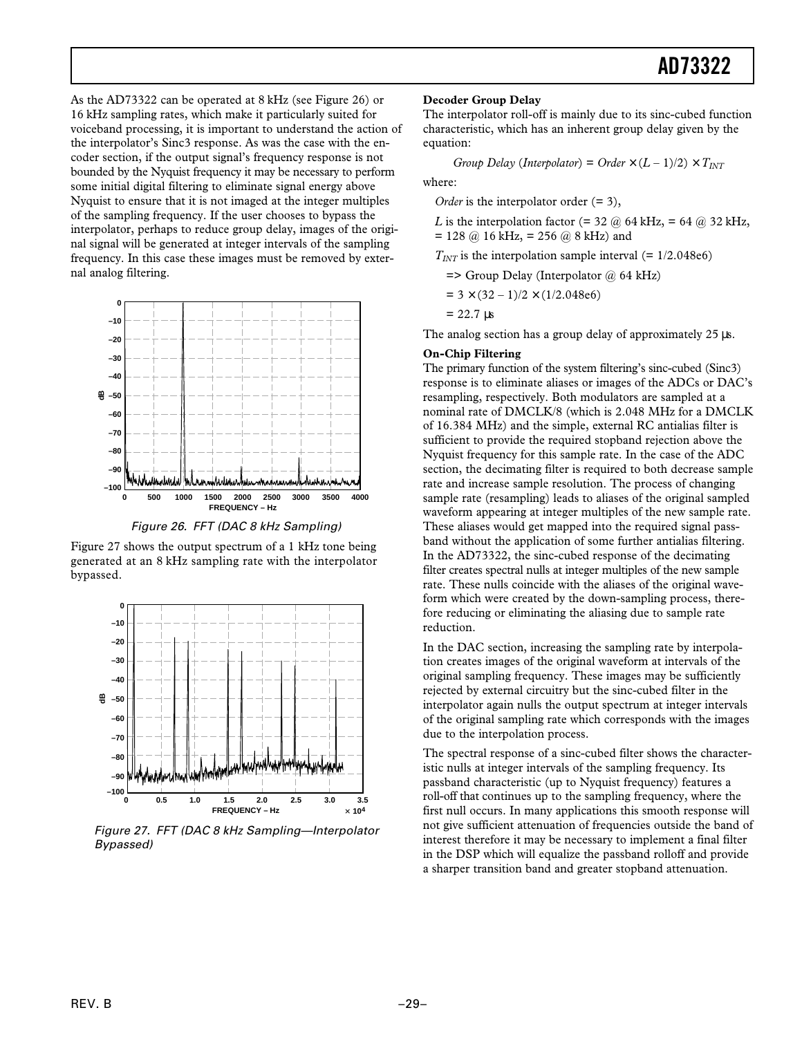As the AD73322 can be operated at 8 kHz (see Figure 26) or 16 kHz sampling rates, which make it particularly suited for voiceband processing, it is important to understand the action of the interpolator's Sinc3 response. As was the case with the encoder section, if the output signal's frequency response is not bounded by the Nyquist frequency it may be necessary to perform some initial digital filtering to eliminate signal energy above Nyquist to ensure that it is not imaged at the integer multiples of the sampling frequency. If the user chooses to bypass the interpolator, perhaps to reduce group delay, images of the original signal will be generated at integer intervals of the sampling frequency. In this case these images must be removed by external analog filtering.

*Figure 26. FFT (DAC 8 kHz Sampling)*

Figure 27 shows the output spectrum of a 1 kHz tone being generated at an 8 kHz sampling rate with the interpolator bypassed.

*Figure 27. FFT (DAC 8 kHz Sampling—Interpolator Bypassed)*

**Decoder Group Delay**

The interpolator roll-off is mainly due to its sinc-cubed function characteristic, which has an inherent group delay given by the equation:

$$Group\ Delay\ (Interpolator) = Order \times (L - 1)/2) \times T_{INT}$$

where:

*Order* is the interpolator order (= 3),

$L$ is the interpolation factor (= 32 @ 64 kHz, = 64 @ 32 kHz, = 128 @ 16 kHz, = 256 @ 8 kHz) and

$T_{INT}$ is the interpolation sample interval (= 1/2.048e6)

=> Group Delay (Interpolator @ 64 kHz)

$= 3 \times (32 - 1)/2 \times (1/2.048e6)$

$= 22.7\ \mu s$

The analog section has a group delay of approximately 25 µs.

**On-Chip Filtering**

The primary function of the system filtering's sinc-cubed (Sinc3) response is to eliminate aliases or images of the ADCs or DAC's resampling, respectively. Both modulators are sampled at a nominal rate of DMCLK/8 (which is 2.048 MHz for a DMCLK of 16.384 MHz) and the simple, external RC antialias filter is sufficient to provide the required stopband rejection above the Nyquist frequency for this sample rate. In the case of the ADC section, the decimating filter is required to both decrease sample rate and increase sample resolution. The process of changing sample rate (resampling) leads to aliases of the original sampled waveform appearing at integer multiples of the new sample rate. These aliases would get mapped into the required signal passband without the application of some further antialias filtering. In the AD73322, the sinc-cubed response of the decimating filter creates spectral nulls at integer multiples of the new sample rate. These nulls coincide with the aliases of the original waveform which were created by the down-sampling process, therefore reducing or eliminating the aliasing due to sample rate reduction.

In the DAC section, increasing the sampling rate by interpolation creates images of the original waveform at intervals of the original sampling frequency. These images may be sufficiently rejected by external circuitry but the sinc-cubed filter in the interpolator again nulls the output spectrum at integer intervals of the original sampling rate which corresponds with the images due to the interpolation process.

The spectral response of a sinc-cubed filter shows the characteristic nulls at integer intervals of the sampling frequency. Its passband characteristic (up to Nyquist frequency) features a roll-off that continues up to the sampling frequency, where the first null occurs. In many applications this smooth response will not give sufficient attenuation of frequencies outside the band of interest therefore it may be necessary to implement a final filter in the DSP which will equalize the passband rolloff and provide a sharper transition band and greater stopband attenuation.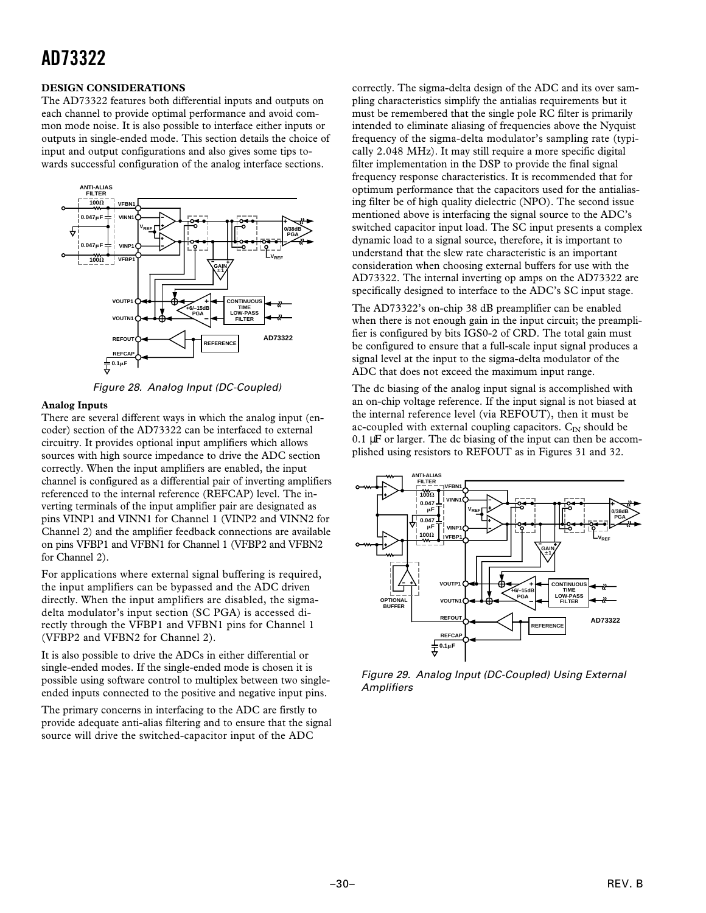## DESIGN CONSIDERATIONS

The AD73322 features both differential inputs and outputs on each channel to provide optimal performance and avoid common mode noise. It is also possible to interface either inputs or outputs in single-ended mode. This section details the choice of input and output configurations and also gives some tips towards successful configuration of the analog interface sections.

*Figure 28. Analog Input (DC-Coupled)*

### Analog Inputs

There are several different ways in which the analog input (encoder) section of the AD73322 can be interfaced to external circuitry. It provides optional input amplifiers which allows sources with high source impedance to drive the ADC section correctly. When the input amplifiers are enabled, the input channel is configured as a differential pair of inverting amplifiers referenced to the internal reference (REFCAP) level. The inverting terminals of the input amplifier pair are designated as pins VINP1 and VINN1 for Channel 1 (VINP2 and VINN2 for Channel 2) and the amplifier feedback connections are available on pins VFBP1 and VFBN1 for Channel 1 (VFBP2 and VFBN2 for Channel 2).

For applications where external signal buffering is required, the input amplifiers can be bypassed and the ADC driven directly. When the input amplifiers are disabled, the sigma-delta modulator's input section (SC PGA) is accessed directly through the VFBP1 and VFBN1 pins for Channel 1 (VFBP2 and VFBN2 for Channel 2).

It is also possible to drive the ADCs in either differential or single-ended modes. If the single-ended mode is chosen it is possible using software control to multiplex between two single-ended inputs connected to the positive and negative input pins.

The primary concerns in interfacing to the ADC are firstly to provide adequate anti-alias filtering and to ensure that the signal source will drive the switched-capacitor input of the ADC correctly. The sigma-delta design of the ADC and its over sampling characteristics simplify the antialias requirements but it must be remembered that the single pole RC filter is primarily intended to eliminate aliasing of frequencies above the Nyquist frequency of the sigma-delta modulator's sampling rate (typically 2.048 MHz). It may still require a more specific digital filter implementation in the DSP to provide the final signal frequency response characteristics. It is recommended that for optimum performance that the capacitors used for the antialiasing filter be of high quality dielectric (NPO). The second issue mentioned above is interfacing the signal source to the ADC's switched capacitor input load. The SC input presents a complex dynamic load to a signal source, therefore, it is important to understand that the slew rate characteristic is an important consideration when choosing external buffers for use with the AD73322. The internal inverting op amps on the AD73322 are specifically designed to interface to the ADC's SC input stage.

The AD73322's on-chip 38 dB preamplifier can be enabled when there is not enough gain in the input circuit; the preamplifier is configured by bits IGS0-2 of CRD. The total gain must be configured to ensure that a full-scale input signal produces a signal level at the input to the sigma-delta modulator of the ADC that does not exceed the maximum input range.

The dc biasing of the analog input signal is accomplished with an on-chip voltage reference. If the input signal is not biased at the internal reference level (via REFOUT), then it must be ac-coupled with external coupling capacitors. $C_{IN}$ should be 0.1 µF or larger. The dc biasing of the input can then be accomplished using resistors to REFOUT as in Figures 31 and 32.

*Figure 29. Analog Input (DC-Coupled) Using External Amplifiers*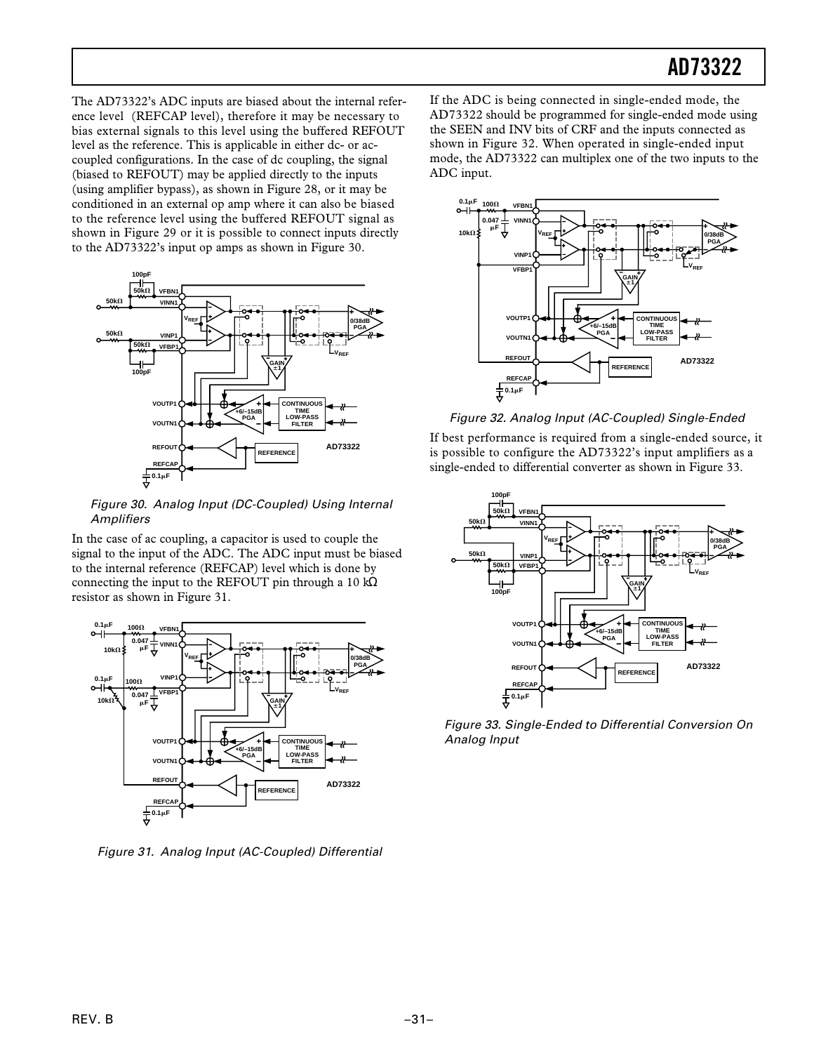The AD73322's ADC inputs are biased about the internal reference level (REFCAP level), therefore it may be necessary to bias external signals to this level using the buffered REFOUT level as the reference. This is applicable in either dc- or ac-coupled configurations. In the case of dc coupling, the signal (biased to REFOUT) may be applied directly to the inputs (using amplifier bypass), as shown in Figure 28, or it may be conditioned in an external op amp where it can also be biased to the reference level using the buffered REFOUT signal as shown in Figure 29 or it is possible to connect inputs directly to the AD73322's input op amps as shown in Figure 30.

*Figure 30. Analog Input (DC-Coupled) Using Internal Amplifiers*

In the case of ac coupling, a capacitor is used to couple the signal to the input of the ADC. The ADC input must be biased to the internal reference (REFCAP) level which is done by connecting the input to the REFOUT pin through a 10 kΩ resistor as shown in Figure 31.

*Figure 31. Analog Input (AC-Coupled) Differential*

If the ADC is being connected in single-ended mode, the AD73322 should be programmed for single-ended mode using the SEEN and INV bits of CRF and the inputs connected as shown in Figure 32. When operated in single-ended input mode, the AD73322 can multiplex one of the two inputs to the ADC input.

*Figure 32. Analog Input (AC-Coupled) Single-Ended*

If best performance is required from a single-ended source, it is possible to configure the AD73322's input amplifiers as a single-ended to differential converter as shown in Figure 33.

*Figure 33. Single-Ended to Differential Conversion On Analog Input*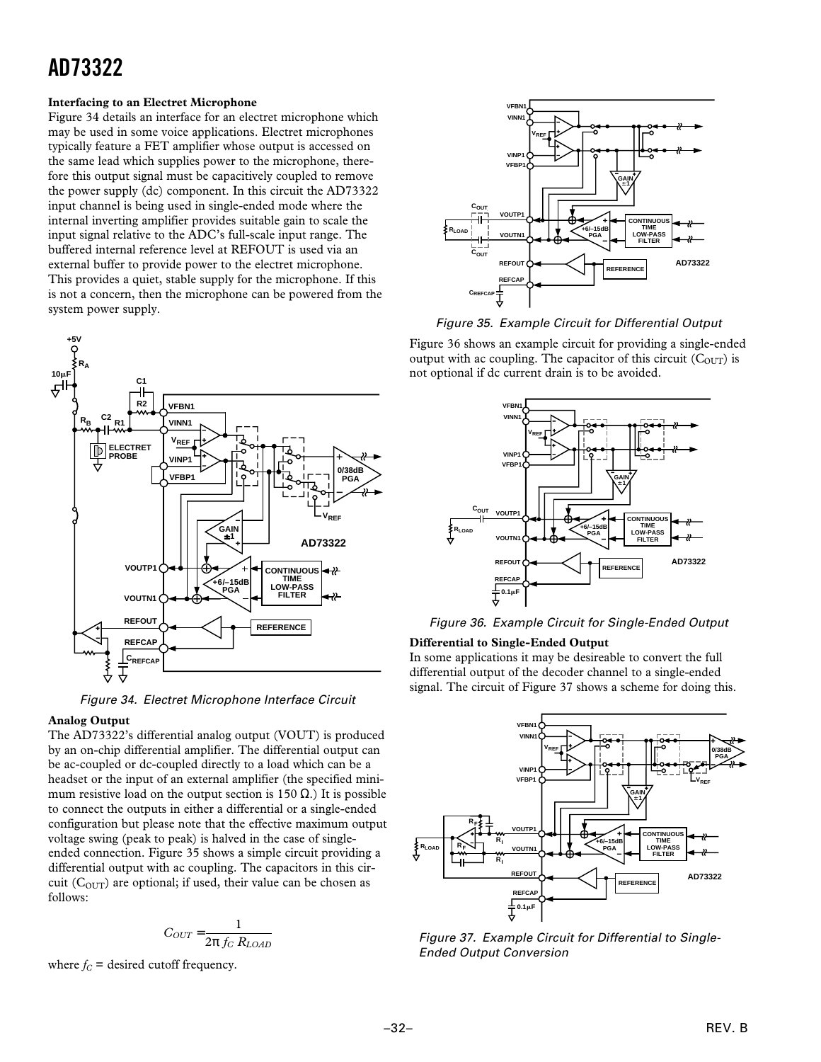### Interfacing to an Electret Microphone

Figure 34 details an interface for an electret microphone which may be used in some voice applications. Electret microphones typically feature a FET amplifier whose output is accessed on the same lead which supplies power to the microphone, therefore this output signal must be capacitively coupled to remove the power supply (dc) component. In this circuit the AD73322 input channel is being used in single-ended mode where the internal inverting amplifier provides suitable gain to scale the input signal relative to the ADC's full-scale input range. The buffered internal reference level at REFOUT is used via an external buffer to provide power to the electret microphone. This provides a quiet, stable supply for the microphone. If this is not a concern, then the microphone can be powered from the system power supply.

Figure 34. Electret Microphone Interface Circuit

### Analog Output

The AD73322's differential analog output (VOUT) is produced by an on-chip differential amplifier. The differential output can be ac-coupled or dc-coupled directly to a load which can be a headset or the input of an external amplifier (the specified minimum resistive load on the output section is 150 Ω.) It is possible to connect the outputs in either a differential or a single-ended configuration but please note that the effective maximum output voltage swing (peak to peak) is halved in the case of single-ended connection. Figure 35 shows a simple circuit providing a differential output with ac coupling. The capacitors in this circuit ($C_{OUT}$) are optional; if used, their value can be chosen as follows:

$$C_{OUT} = \frac{1}{2\pi f_C R_{LOAD}}$$

where $f_C$ = desired cutoff frequency.

Figure 35. Example Circuit for Differential Output

Figure 36 shows an example circuit for providing a single-ended output with ac coupling. The capacitor of this circuit ($C_{OUT}$) is not optional if dc current drain is to be avoided.

Figure 36. Example Circuit for Single-Ended Output

### Differential to Single-Ended Output

In some applications it may be desireable to convert the full differential output of the decoder channel to a single-ended signal. The circuit of Figure 37 shows a scheme for doing this.

Figure 37. Example Circuit for Differential to Single-Ended Output Conversion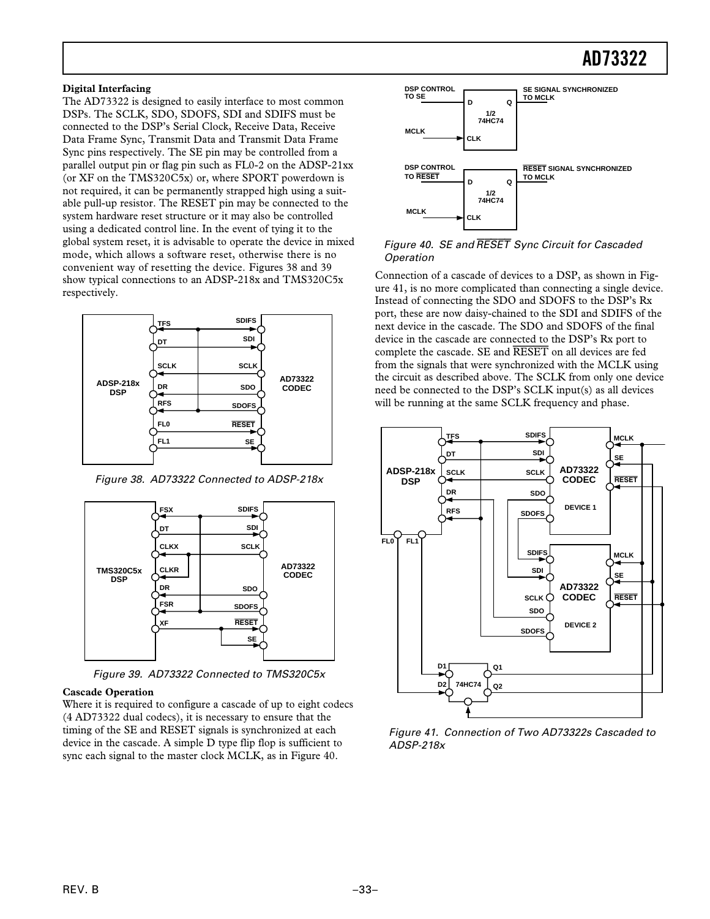**Digital Interfacing**

The AD73322 is designed to easily interface to most common DSPs. The SCLK, SDO, SDOFS, SDI and SDIFS must be connected to the DSP's Serial Clock, Receive Data, Receive Data Frame Sync, Transmit Data and Transmit Data Frame Sync pins respectively. The SE pin may be controlled from a parallel output pin or flag pin such as FL0-2 on the ADSP-21xx (or XF on the TMS320C5x) or, where SPORT powerdown is not required, it can be permanently strapped high using a suitable pull-up resistor. The RESET pin may be connected to the system hardware reset structure or it may also be controlled using a dedicated control line. In the event of tying it to the global system reset, it is advisable to operate the device in mixed mode, which allows a software reset, otherwise there is no convenient way of resetting the device. Figures 38 and 39 show typical connections to an ADSP-218x and TMS320C5x respectively.

Figure 38. AD73322 Connected to ADSP-218x

Figure 39. AD73322 Connected to TMS320C5x

**Cascade Operation**

Where it is required to configure a cascade of up to eight codecs (4 AD73322 dual codecs), it is necessary to ensure that the timing of the SE and RESET signals is synchronized at each device in the cascade. A simple D type flip flop is sufficient to sync each signal to the master clock MCLK, as in Figure 40.

Figure 40. SE and RESET Sync Circuit for Cascaded Operation

Connection of a cascade of devices to a DSP, as shown in Figure 41, is no more complicated than connecting a single device. Instead of connecting the SDO and SDOFS to the DSP's Rx port, these are now daisy-chained to the SDI and SDIFS of the next device in the cascade. The SDO and SDOFS of the final device in the cascade are connected to the DSP's Rx port to complete the cascade. SE and RESET on all devices are fed from the signals that were synchronized with the MCLK using the circuit as described above. The SCLK from only one device need be connected to the DSP's SCLK input(s) as all devices will be running at the same SCLK frequency and phase.

Figure 41. Connection of Two AD73322s Cascaded to ADSP-218x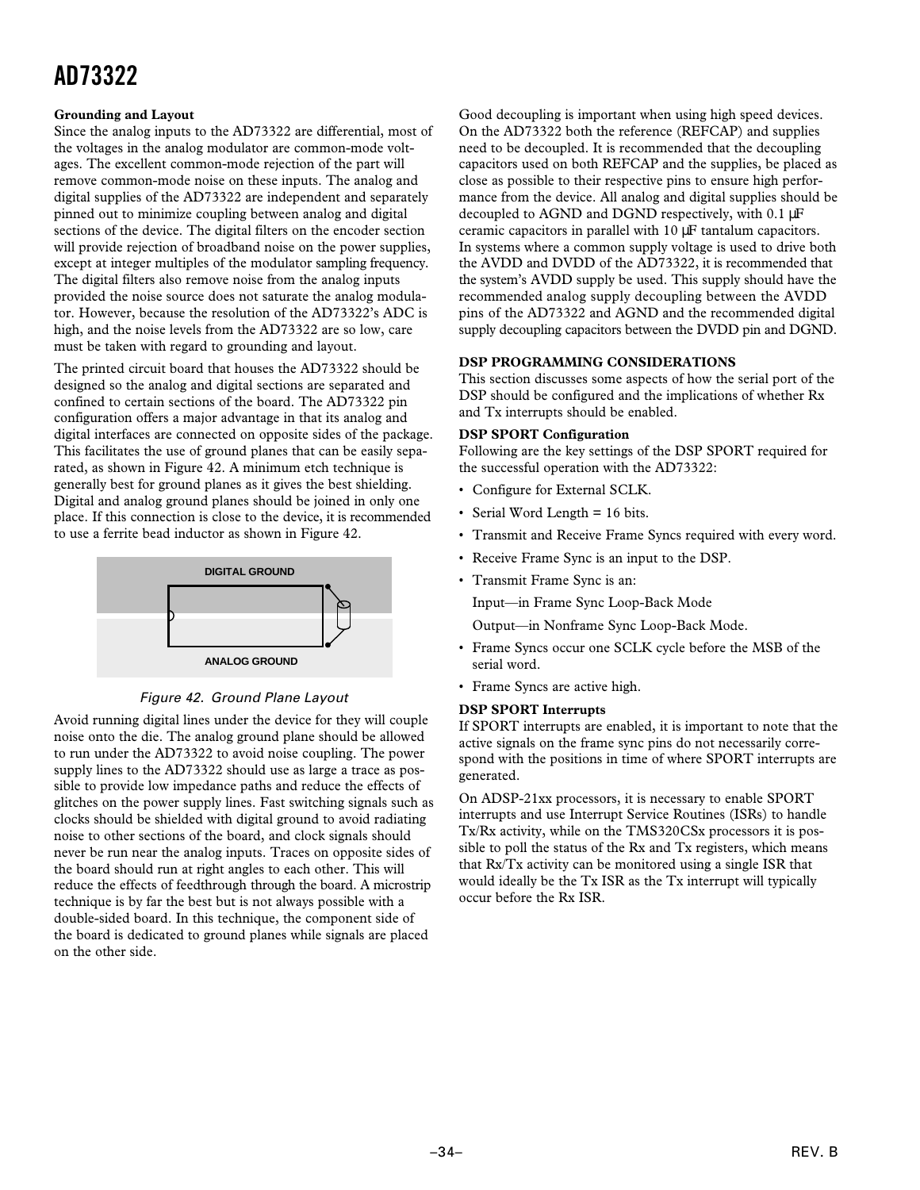### Grounding and Layout

Since the analog inputs to the AD73322 are differential, most of the voltages in the analog modulator are common-mode voltages. The excellent common-mode rejection of the part will remove common-mode noise on these inputs. The analog and digital supplies of the AD73322 are independent and separately pinned out to minimize coupling between analog and digital sections of the device. The digital filters on the encoder section will provide rejection of broadband noise on the power supplies, except at integer multiples of the modulator sampling frequency. The digital filters also remove noise from the analog inputs provided the noise source does not saturate the analog modulator. However, because the resolution of the AD73322's ADC is high, and the noise levels from the AD73322 are so low, care must be taken with regard to grounding and layout.

The printed circuit board that houses the AD73322 should be designed so the analog and digital sections are separated and confined to certain sections of the board. The AD73322 pin configuration offers a major advantage in that its analog and digital interfaces are connected on opposite sides of the package. This facilitates the use of ground planes that can be easily separated, as shown in Figure 42. A minimum etch technique is generally best for ground planes as it gives the best shielding. Digital and analog ground planes should be joined in only one place. If this connection is close to the device, it is recommended to use a ferrite bead inductor as shown in Figure 42.

DIGITAL GROUND

ANALOG GROUND

*Figure 42. Ground Plane Layout*

Avoid running digital lines under the device for they will couple noise onto the die. The analog ground plane should be allowed to run under the AD73322 to avoid noise coupling. The power supply lines to the AD73322 should use as large a trace as possible to provide low impedance paths and reduce the effects of glitches on the power supply lines. Fast switching signals such as clocks should be shielded with digital ground to avoid radiating noise to other sections of the board, and clock signals should never be run near the analog inputs. Traces on opposite sides of the board should run at right angles to each other. This will reduce the effects of feedthrough through the board. A microstrip technique is by far the best but is not always possible with a double-sided board. In this technique, the component side of the board is dedicated to ground planes while signals are placed on the other side.

Good decoupling is important when using high speed devices. On the AD73322 both the reference (REFCAP) and supplies need to be decoupled. It is recommended that the decoupling capacitors used on both REFCAP and the supplies, be placed as close as possible to their respective pins to ensure high performance from the device. All analog and digital supplies should be decoupled to AGND and DGND respectively, with 0.1 µF ceramic capacitors in parallel with 10 µF tantalum capacitors. In systems where a common supply voltage is used to drive both the AVDD and DVDD of the AD73322, it is recommended that the system's AVDD supply be used. This supply should have the recommended analog supply decoupling between the AVDD pins of the AD73322 and AGND and the recommended digital supply decoupling capacitors between the DVDD pin and DGND.

## DSP PROGRAMMING CONSIDERATIONS

This section discusses some aspects of how the serial port of the DSP should be configured and the implications of whether Rx and Tx interrupts should be enabled.

### DSP SPORT Configuration

Following are the key settings of the DSP SPORT required for the successful operation with the AD73322:

- Configure for External SCLK.
- Serial Word Length = 16 bits.
- Transmit and Receive Frame Syncs required with every word.
- Receive Frame Sync is an input to the DSP.
- Transmit Frame Sync is an:

  Input—in Frame Sync Loop-Back Mode

  Output—in Nonframe Sync Loop-Back Mode.
- Frame Syncs occur one SCLK cycle before the MSB of the serial word.
- Frame Syncs are active high.

### DSP SPORT Interrupts

If SPORT interrupts are enabled, it is important to note that the active signals on the frame sync pins do not necessarily correspond with the positions in time of where SPORT interrupts are generated.

On ADSP-21xx processors, it is necessary to enable SPORT interrupts and use Interrupt Service Routines (ISRs) to handle Tx/Rx activity, while on the TMS320CSx processors it is possible to poll the status of the Rx and Tx registers, which means that Rx/Tx activity can be monitored using a single ISR that would ideally be the Tx ISR as the Tx interrupt will typically occur before the Rx ISR.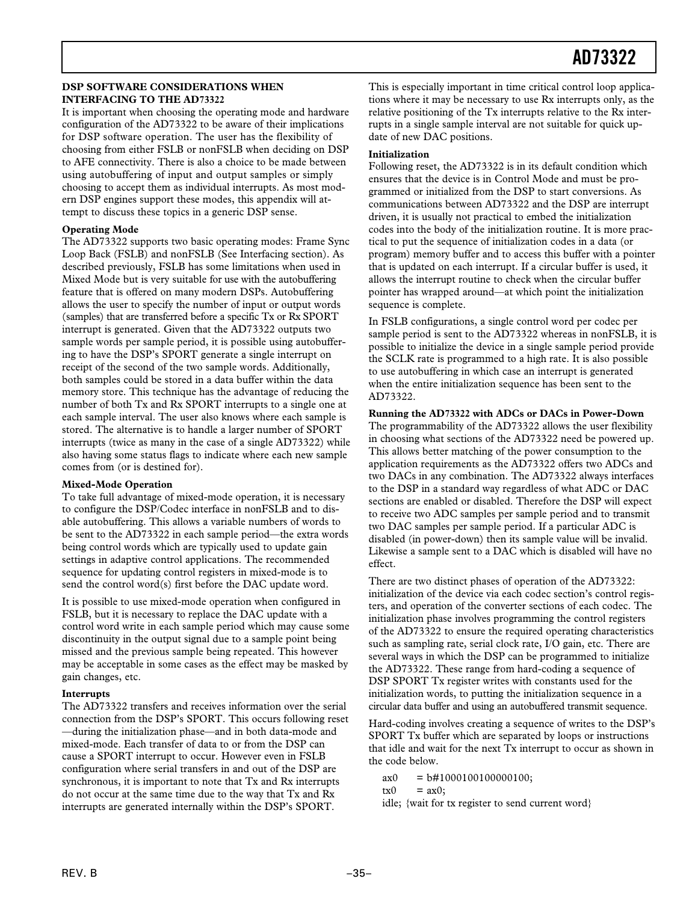## DSP SOFTWARE CONSIDERATIONS WHEN INTERFACING TO THE AD73322

It is important when choosing the operating mode and hardware configuration of the AD73322 to be aware of their implications for DSP software operation. The user has the flexibility of choosing from either FSLB or nonFSLB when deciding on DSP to AFE connectivity. There is also a choice to be made between using autobuffering of input and output samples or simply choosing to accept them as individual interrupts. As most modern DSP engines support these modes, this appendix will attempt to discuss these topics in a generic DSP sense.

### Operating Mode

The AD73322 supports two basic operating modes: Frame Sync Loop Back (FSLB) and nonFSLB (See Interfacing section). As described previously, FSLB has some limitations when used in Mixed Mode but is very suitable for use with the autobuffering feature that is offered on many modern DSPs. Autobuffering allows the user to specify the number of input or output words (samples) that are transferred before a specific Tx or Rx SPORT interrupt is generated. Given that the AD73322 outputs two sample words per sample period, it is possible using autobuffering to have the DSP's SPORT generate a single interrupt on receipt of the second of the two sample words. Additionally, both samples could be stored in a data buffer within the data memory store. This technique has the advantage of reducing the number of both Tx and Rx SPORT interrupts to a single one at each sample interval. The user also knows where each sample is stored. The alternative is to handle a larger number of SPORT interrupts (twice as many in the case of a single AD73322) while also having some status flags to indicate where each new sample comes from (or is destined for).

### Mixed-Mode Operation

To take full advantage of mixed-mode operation, it is necessary to configure the DSP/Codec interface in nonFSLB and to disable autobuffering. This allows a variable numbers of words to be sent to the AD73322 in each sample period—the extra words being control words which are typically used to update gain settings in adaptive control applications. The recommended sequence for updating control registers in mixed-mode is to send the control word(s) first before the DAC update word.

It is possible to use mixed-mode operation when configured in FSLB, but it is necessary to replace the DAC update with a control word write in each sample period which may cause some discontinuity in the output signal due to a sample point being missed and the previous sample being repeated. This however may be acceptable in some cases as the effect may be masked by gain changes, etc.

### Interrupts

The AD73322 transfers and receives information over the serial connection from the DSP's SPORT. This occurs following reset—during the initialization phase—and in both data-mode and mixed-mode. Each transfer of data to or from the DSP can cause a SPORT interrupt to occur. However even in FSLB configuration where serial transfers in and out of the DSP are synchronous, it is important to note that Tx and Rx interrupts do not occur at the same time due to the way that Tx and Rx interrupts are generated internally within the DSP's SPORT. This is especially important in time critical control loop applications where it may be necessary to use Rx interrupts only, as the relative positioning of the Tx interrupts relative to the Rx interrupts in a single sample interval are not suitable for quick update of new DAC positions.

### Initialization

Following reset, the AD73322 is in its default condition which ensures that the device is in Control Mode and must be programmed or initialized from the DSP to start conversions. As communications between AD73322 and the DSP are interrupt driven, it is usually not practical to embed the initialization codes into the body of the initialization routine. It is more practical to put the sequence of initialization codes in a data (or program) memory buffer and to access this buffer with a pointer that is updated on each interrupt. If a circular buffer is used, it allows the interrupt routine to check when the circular buffer pointer has wrapped around—at which point the initialization sequence is complete.

In FSLB configurations, a single control word per codec per sample period is sent to the AD73322 whereas in nonFSLB, it is possible to initialize the device in a single sample period provide the SCLK rate is programmed to a high rate. It is also possible to use autobuffering in which case an interrupt is generated when the entire initialization sequence has been sent to the AD73322.

### Running the AD73322 with ADCs or DACs in Power-Down

The programmability of the AD73322 allows the user flexibility in choosing what sections of the AD73322 need be powered up. This allows better matching of the power consumption to the application requirements as the AD73322 offers two ADCs and two DACs in any combination. The AD73322 always interfaces to the DSP in a standard way regardless of what ADC or DAC sections are enabled or disabled. Therefore the DSP will expect to receive two ADC samples per sample period and to transmit two DAC samples per sample period. If a particular ADC is disabled (in power-down) then its sample value will be invalid. Likewise a sample sent to a DAC which is disabled will have no effect.

There are two distinct phases of operation of the AD73322: initialization of the device via each codec section's control registers, and operation of the converter sections of each codec. The initialization phase involves programming the control registers of the AD73322 to ensure the required operating characteristics such as sampling rate, serial clock rate, I/O gain, etc. There are several ways in which the DSP can be programmed to initialize the AD73322. These range from hard-coding a sequence of DSP SPORT Tx register writes with constants used for the initialization words, to putting the initialization sequence in a circular data buffer and using an autobuffered transmit sequence.

Hard-coding involves creating a sequence of writes to the DSP's SPORT Tx buffer which are separated by loops or instructions that idle and wait for the next Tx interrupt to occur as shown in the code below.

```
ax0    = b#1000100100000100;
tx0    = ax0;
idle; {wait for tx register to send current word}
```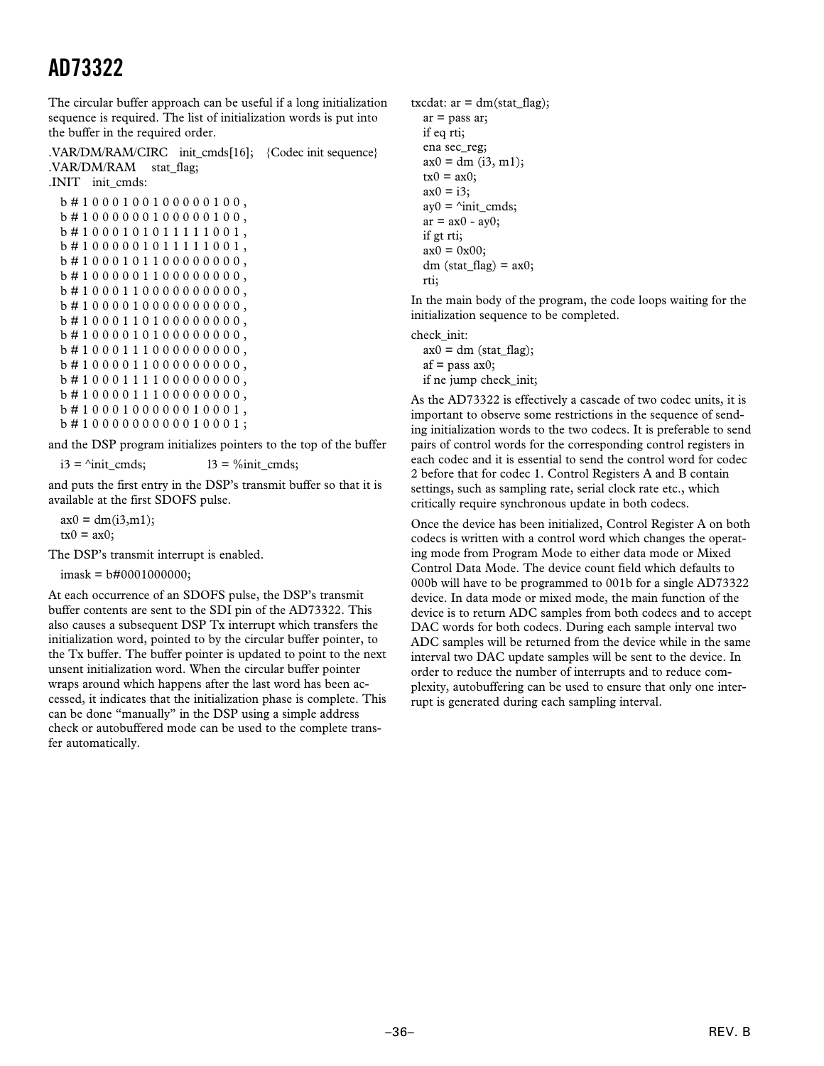The circular buffer approach can be useful if a long initialization sequence is required. The list of initialization words is put into the buffer in the required order.

```
.VAR/DM/RAM/CIRC   init_cmds[16];   {Codec init sequence}
.VAR/DM/RAM    stat_flag;
.INIT   init_cmds:

    b#1000100100000100,
    b#1000000100000100,
    b#1000101011111001,
    b#1000001011111001,
    b#1000101100000000,
    b#1000001100000000,
    b#1000110000000000,
    b#1000010000000000,
    b#1000110100000000,
    b#1000010100000000,
    b#1000111000000000,
    b#1000011000000000,
    b#1000111100000000,
    b#1000011100000000,
    b#1000100000010001,
    b#1000000000010001;
```

and the DSP program initializes pointers to the top of the buffer

```
i3 = ^init_cmds;          l3 = %init_cmds;
```

and puts the first entry in the DSP's transmit buffer so that it is available at the first SDOFS pulse.

```
ax0 = dm(i3,m1);
tx0 = ax0;
```

The DSP's transmit interrupt is enabled.

```
imask = b#0001000000;
```

At each occurrence of an SDOFS pulse, the DSP's transmit buffer contents are sent to the SDI pin of the AD73322. This also causes a subsequent DSP Tx interrupt which transfers the initialization word, pointed to by the circular buffer pointer, to the Tx buffer. The buffer pointer is updated to point to the next unsent initialization word. When the circular buffer pointer wraps around which happens after the last word has been accessed, it indicates that the initialization phase is complete. This can be done "manually" in the DSP using a simple address check or autobuffered mode can be used to the complete transfer automatically.

```
txcdat: ar = dm(stat_flag);
    ar = pass ar;
    if eq rti;
    ena sec_reg;
    ax0 = dm (i3, m1);
    tx0 = ax0;
    ax0 = i3;
    ay0 = ^init_cmds;
    ar = ax0 - ay0;
    if gt rti;
    ax0 = 0x00;
    dm (stat_flag) = ax0;
    rti;
```

In the main body of the program, the code loops waiting for the initialization sequence to be completed.

```
check_init:
    ax0 = dm (stat_flag);
    af = pass ax0;
    if ne jump check_init;
```

As the AD73322 is effectively a cascade of two codec units, it is important to observe some restrictions in the sequence of sending initialization words to the two codecs. It is preferable to send pairs of control words for the corresponding control registers in each codec and it is essential to send the control word for codec 2 before that for codec 1. Control Registers A and B contain settings, such as sampling rate, serial clock rate etc., which critically require synchronous update in both codecs.

Once the device has been initialized, Control Register A on both codecs is written with a control word which changes the operating mode from Program Mode to either data mode or Mixed Control Data Mode. The device count field which defaults to 000b will have to be programmed to 001b for a single AD73322 device. In data mode or mixed mode, the main function of the device is to return ADC samples from both codecs and to accept DAC words for both codecs. During each sample interval two ADC samples will be returned from the device while in the same interval two DAC update samples will be sent to the device. In order to reduce the number of interrupts and to reduce complexity, autobuffering can be used to ensure that only one interrupt is generated during each sampling interval.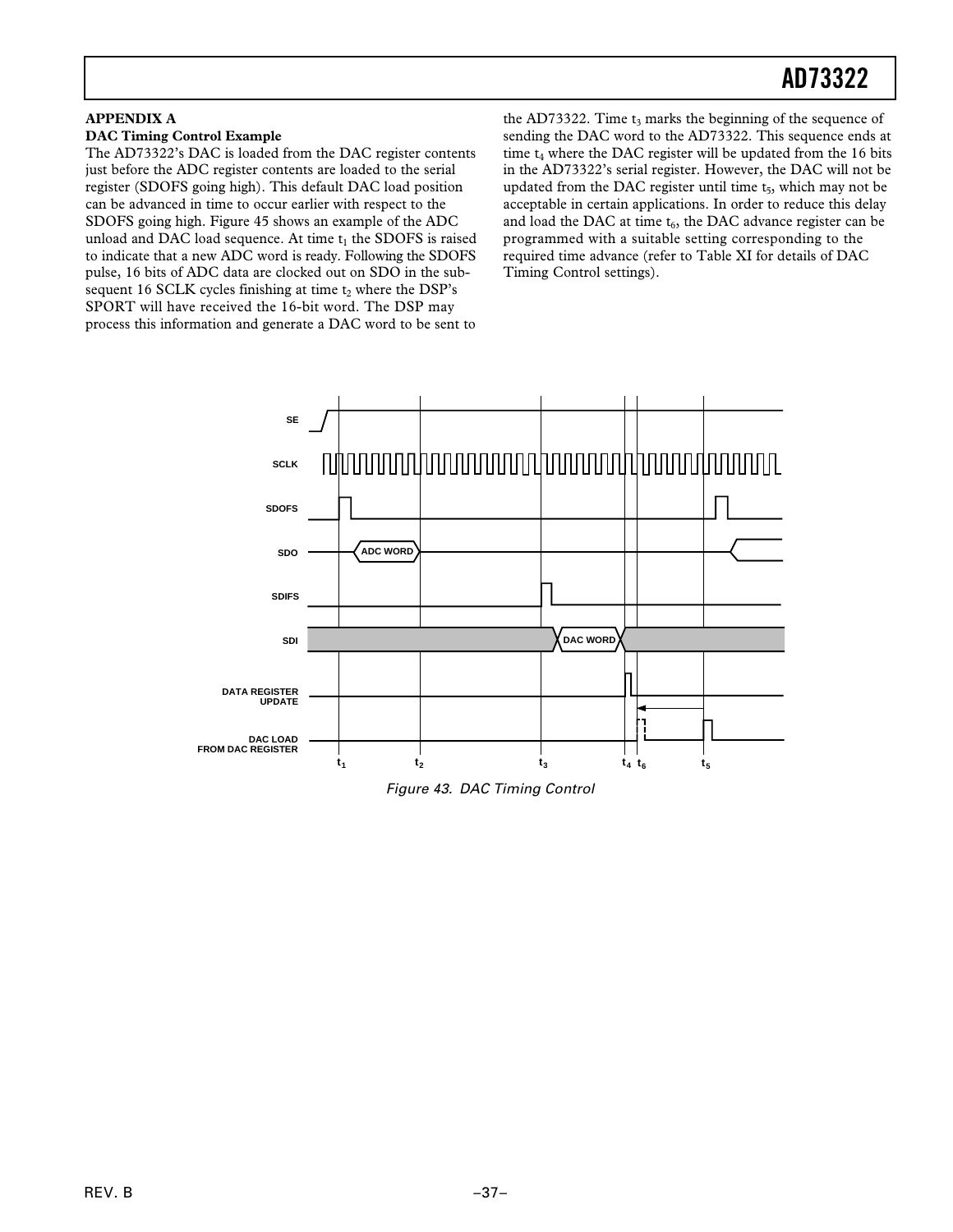## APPENDIX A

### DAC Timing Control Example

The AD73322's DAC is loaded from the DAC register contents just before the ADC register contents are loaded to the serial register (SDOFS going high). This default DAC load position can be advanced in time to occur earlier with respect to the SDOFS going high. Figure 45 shows an example of the ADC unload and DAC load sequence. At time $t_1$ the SDOFS is raised to indicate that a new ADC word is ready. Following the SDOFS pulse, 16 bits of ADC data are clocked out on SDO in the subsequent 16 SCLK cycles finishing at time $t_2$ where the DSP's SPORT will have received the 16-bit word. The DSP may process this information and generate a DAC word to be sent to the AD73322. Time $t_3$ marks the beginning of the sequence of sending the DAC word to the AD73322. This sequence ends at time $t_4$ where the DAC register will be updated from the 16 bits in the AD73322's serial register. However, the DAC will not be updated from the DAC register until time $t_5$, which may not be acceptable in certain applications. In order to reduce this delay and load the DAC at time $t_6$, the DAC advance register can be programmed with a suitable setting corresponding to the required time advance (refer to Table XI for details of DAC Timing Control settings).

*Figure 43. DAC Timing Control*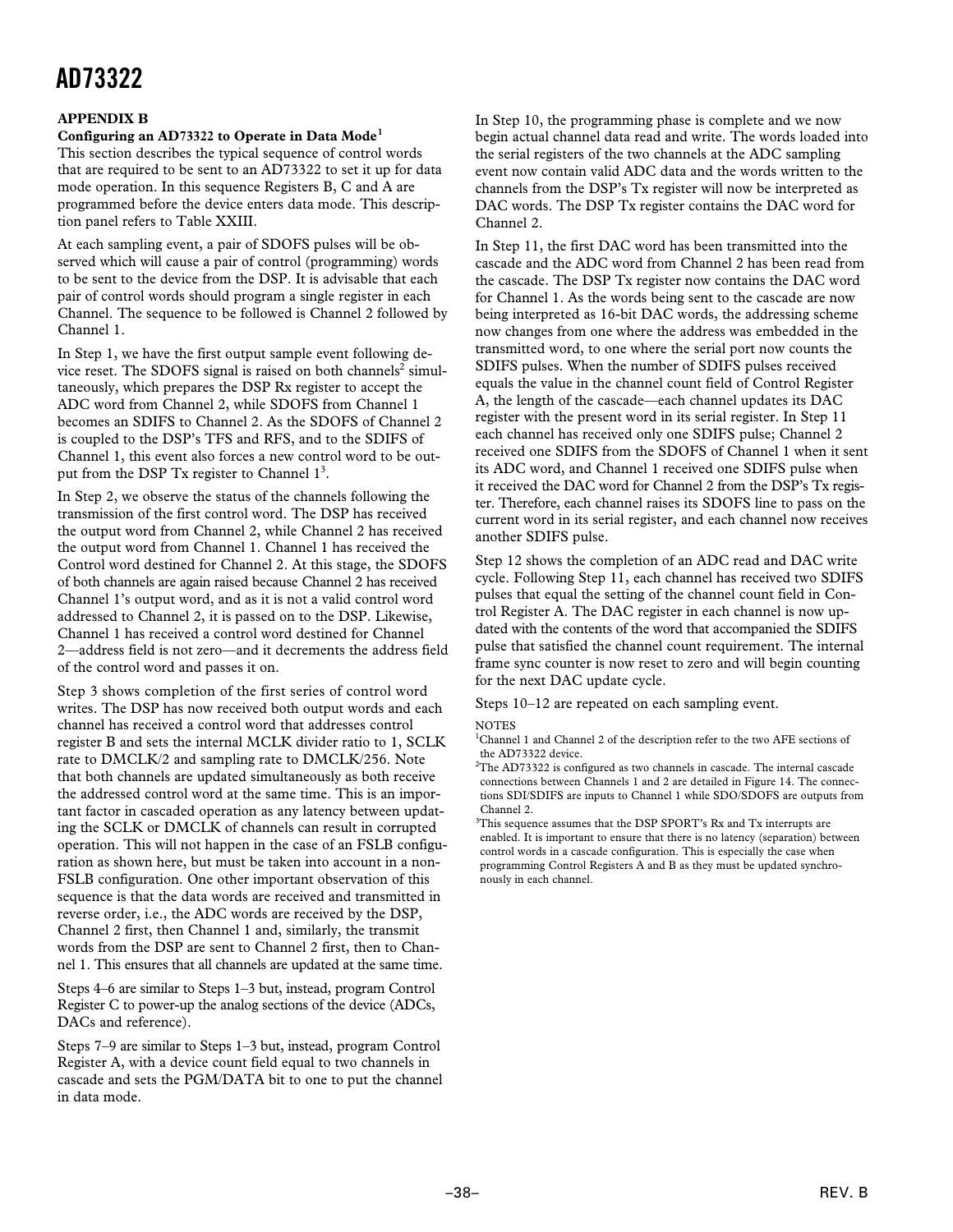## APPENDIX B

### Configuring an AD73322 to Operate in Data Mode[1]

This section describes the typical sequence of control words that are required to be sent to an AD73322 to set it up for data mode operation. In this sequence Registers B, C and A are programmed before the device enters data mode. This description panel refers to Table XXIII.

At each sampling event, a pair of SDOFS pulses will be observed which will cause a pair of control (programming) words to be sent to the device from the DSP. It is advisable that each pair of control words should program a single register in each Channel. The sequence to be followed is Channel 2 followed by Channel 1.

In Step 1, we have the first output sample event following device reset. The SDOFS signal is raised on both channels[2] simultaneously, which prepares the DSP Rx register to accept the ADC word from Channel 2, while SDOFS from Channel 1 becomes an SDIFS to Channel 2. As the SDOFS of Channel 2 is coupled to the DSP's TFS and RFS, and to the SDIFS of Channel 1, this event also forces a new control word to be output from the DSP Tx register to Channel 1[3].

In Step 2, we observe the status of the channels following the transmission of the first control word. The DSP has received the output word from Channel 2, while Channel 2 has received the output word from Channel 1. Channel 1 has received the Control word destined for Channel 2. At this stage, the SDOFS of both channels are again raised because Channel 2 has received Channel 1's output word, and as it is not a valid control word addressed to Channel 2, it is passed on to the DSP. Likewise, Channel 1 has received a control word destined for Channel 2—address field is not zero—and it decrements the address field of the control word and passes it on.

Step 3 shows completion of the first series of control word writes. The DSP has now received both output words and each channel has received a control word that addresses control register B and sets the internal MCLK divider ratio to 1, SCLK rate to DMCLK/2 and sampling rate to DMCLK/256. Note that both channels are updated simultaneously as both receive the addressed control word at the same time. This is an important factor in cascaded operation as any latency between updating the SCLK or DMCLK of channels can result in corrupted operation. This will not happen in the case of an FSLB configuration as shown here, but must be taken into account in a non-FSLB configuration. One other important observation of this sequence is that the data words are received and transmitted in reverse order, i.e., the ADC words are received by the DSP, Channel 2 first, then Channel 1 and, similarly, the transmit words from the DSP are sent to Channel 2 first, then to Channel 1. This ensures that all channels are updated at the same time.

Steps 4–6 are similar to Steps 1–3 but, instead, program Control Register C to power-up the analog sections of the device (ADCs, DACs and reference).

Steps 7–9 are similar to Steps 1–3 but, instead, program Control Register A, with a device count field equal to two channels in cascade and sets the PGM/DATA bit to one to put the channel in data mode.

In Step 10, the programming phase is complete and we now begin actual channel data read and write. The words loaded into the serial registers of the two channels at the ADC sampling event now contain valid ADC data and the words written to the channels from the DSP's Tx register will now be interpreted as DAC words. The DSP Tx register contains the DAC word for Channel 2.

In Step 11, the first DAC word has been transmitted into the cascade and the ADC word from Channel 2 has been read from the cascade. The DSP Tx register now contains the DAC word for Channel 1. As the words being sent to the cascade are now being interpreted as 16-bit DAC words, the addressing scheme now changes from one where the address was embedded in the transmitted word, to one where the serial port now counts the SDIFS pulses. When the number of SDIFS pulses received equals the value in the channel count field of Control Register A, the length of the cascade—each channel updates its DAC register with the present word in its serial register. In Step 11 each channel has received only one SDIFS pulse; Channel 2 received one SDIFS from the SDOFS of Channel 1 when it sent its ADC word, and Channel 1 received one SDIFS pulse when it received the DAC word for Channel 2 from the DSP's Tx register. Therefore, each channel raises its SDOFS line to pass on the current word in its serial register, and each channel now receives another SDIFS pulse.

Step 12 shows the completion of an ADC read and DAC write cycle. Following Step 11, each channel has received two SDIFS pulses that equal the setting of the channel count field in Control Register A. The DAC register in each channel is now updated with the contents of the word that accompanied the SDIFS pulse that satisfied the channel count requirement. The internal frame sync counter is now reset to zero and will begin counting for the next DAC update cycle.

Steps 10–12 are repeated on each sampling event.

NOTES

[1]Channel 1 and Channel 2 of the description refer to the two AFE sections of the AD73322 device.

[2]The AD73322 is configured as two channels in cascade. The internal cascade connections between Channels 1 and 2 are detailed in Figure 14. The connections SDI/SDIFS are inputs to Channel 1 while SDO/SDOFS are outputs from Channel 2.

[3]This sequence assumes that the DSP SPORT's Rx and Tx interrupts are enabled. It is important to ensure that there is no latency (separation) between control words in a cascade configuration. This is especially the case when programming Control Registers A and B as they must be updated synchronously in each channel.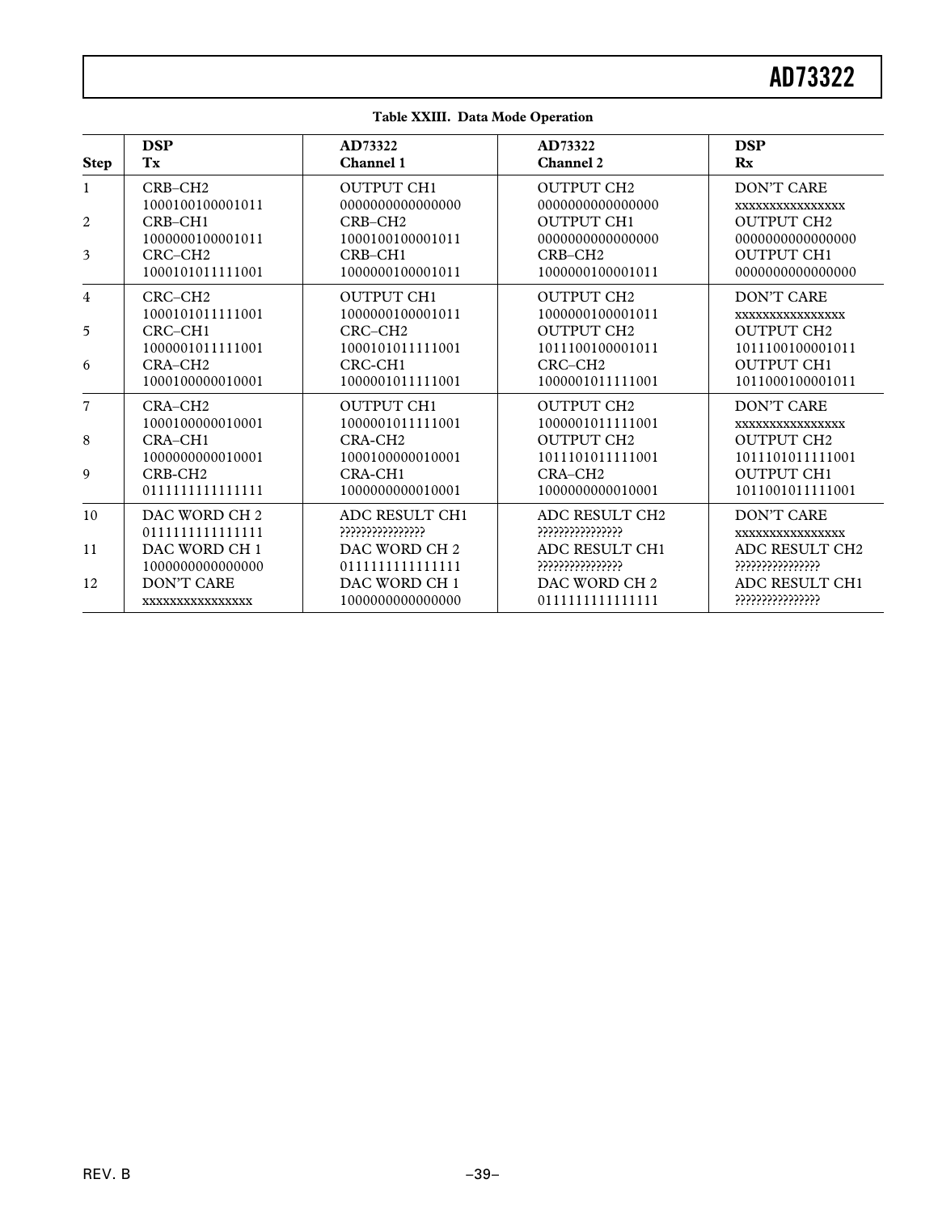**Table XXIII. Data Mode Operation**

| Step | DSP Tx | AD73322 Channel 1 | AD73322 Channel 2 | DSP Rx |
|---|---|---|---|---|
| 1 | CRB–CH2<br>1000100100001011 | OUTPUT CH1<br>0000000000000000 | OUTPUT CH2<br>0000000000000000 | DON'T CARE<br>xxxxxxxxxxxxxxxx |
| 2 | CRB–CH1<br>1000000100001011 | CRB–CH2<br>1000100100001011 | OUTPUT CH1<br>0000000000000000 | OUTPUT CH2<br>0000000000000000 |
| 3 | CRC–CH2<br>1000101011111001 | CRB–CH1<br>1000000100001011 | CRB–CH2<br>1000000100001011 | OUTPUT CH1<br>0000000000000000 |
| 4 | CRC–CH2<br>1000101011111001 | OUTPUT CH1<br>1000000100001011 | OUTPUT CH2<br>1000000100001011 | DON'T CARE<br>xxxxxxxxxxxxxxxx |
| 5 | CRC–CH1<br>1000001011111001 | CRC–CH2<br>1000101011111001 | OUTPUT CH2<br>1011100100001011 | OUTPUT CH2<br>1011100100001011 |
| 6 | CRA–CH2<br>1000100000010001 | CRC-CH1<br>1000001011111001 | CRC–CH2<br>1000001011111001 | OUTPUT CH1<br>1011000100001011 |
| 7 | CRA–CH2<br>1000100000010001 | OUTPUT CH1<br>1000001011111001 | OUTPUT CH2<br>1000001011111001 | DON'T CARE<br>xxxxxxxxxxxxxxxx |
| 8 | CRA–CH1<br>1000000000010001 | CRA-CH2<br>1000100000010001 | OUTPUT CH2<br>1011101011111001 | OUTPUT CH2<br>1011101011111001 |
| 9 | CRB-CH2<br>0111111111111111 | CRA-CH1<br>1000000000010001 | CRA–CH2<br>1000000000010001 | OUTPUT CH1<br>1011001011111001 |
| 10 | DAC WORD CH 2<br>0111111111111111 | ADC RESULT CH1<br>???????????????? | ADC RESULT CH2<br>???????????????? | DON'T CARE<br>xxxxxxxxxxxxxxxx |
| 11 | DAC WORD CH 1<br>1000000000000000 | DAC WORD CH 2<br>0111111111111111 | ADC RESULT CH1<br>???????????????? | ADC RESULT CH2<br>???????????????? |
| 12 | DON'T CARE<br>xxxxxxxxxxxxxxxx | DAC WORD CH 1<br>1000000000000000 | DAC WORD CH 2<br>0111111111111111 | ADC RESULT CH1<br>???????????????? |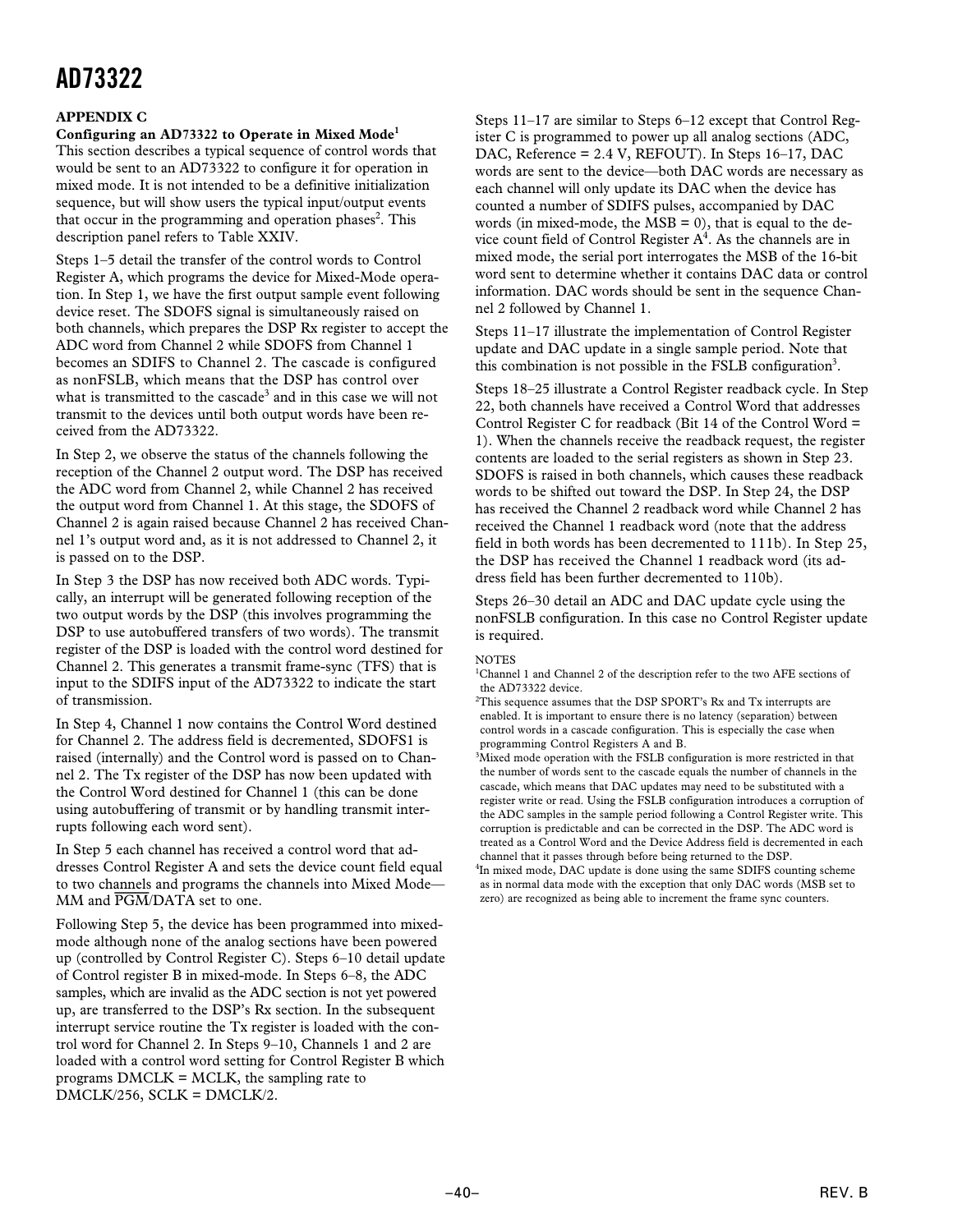## APPENDIX C

**Configuring an AD73322 to Operate in Mixed Mode[1]**

This section describes a typical sequence of control words that would be sent to an AD73322 to configure it for operation in mixed mode. It is not intended to be a definitive initialization sequence, but will show users the typical input/output events that occur in the programming and operation phases[2]. This description panel refers to Table XXIV.

Steps 1–5 detail the transfer of the control words to Control Register A, which programs the device for Mixed-Mode operation. In Step 1, we have the first output sample event following device reset. The SDOFS signal is simultaneously raised on both channels, which prepares the DSP Rx register to accept the ADC word from Channel 2 while SDOFS from Channel 1 becomes an SDIFS to Channel 2. The cascade is configured as nonFSLB, which means that the DSP has control over what is transmitted to the cascade[3] and in this case we will not transmit to the devices until both output words have been received from the AD73322.

In Step 2, we observe the status of the channels following the reception of the Channel 2 output word. The DSP has received the ADC word from Channel 2, while Channel 2 has received the output word from Channel 1. At this stage, the SDOFS of Channel 2 is again raised because Channel 2 has received Channel 1's output word and, as it is not addressed to Channel 2, it is passed on to the DSP.

In Step 3 the DSP has now received both ADC words. Typically, an interrupt will be generated following reception of the two output words by the DSP (this involves programming the DSP to use autobuffered transfers of two words). The transmit register of the DSP is loaded with the control word destined for Channel 2. This generates a transmit frame-sync (TFS) that is input to the SDIFS input of the AD73322 to indicate the start of transmission.

In Step 4, Channel 1 now contains the Control Word destined for Channel 2. The address field is decremented, SDOFS1 is raised (internally) and the Control word is passed on to Channel 2. The Tx register of the DSP has now been updated with the Control Word destined for Channel 1 (this can be done using autobuffering of transmit or by handling transmit interrupts following each word sent).

In Step 5 each channel has received a control word that addresses Control Register A and sets the device count field equal to two channels and programs the channels into Mixed Mode—MM and $\overline{\text{PGM}}$/DATA set to one.

Following Step 5, the device has been programmed into mixed-mode although none of the analog sections have been powered up (controlled by Control Register C). Steps 6–10 detail update of Control register B in mixed-mode. In Steps 6–8, the ADC samples, which are invalid as the ADC section is not yet powered up, are transferred to the DSP's Rx section. In the subsequent interrupt service routine the Tx register is loaded with the control word for Channel 2. In Steps 9–10, Channels 1 and 2 are loaded with a control word setting for Control Register B which programs DMCLK = MCLK, the sampling rate to DMCLK/256, SCLK = DMCLK/2.

Steps 11–17 are similar to Steps 6–12 except that Control Register C is programmed to power up all analog sections (ADC, DAC, Reference = 2.4 V, REFOUT). In Steps 16–17, DAC words are sent to the device—both DAC words are necessary as each channel will only update its DAC when the device has counted a number of SDIFS pulses, accompanied by DAC words (in mixed-mode, the MSB = 0), that is equal to the device count field of Control Register A[4]. As the channels are in mixed mode, the serial port interrogates the MSB of the 16-bit word sent to determine whether it contains DAC data or control information. DAC words should be sent in the sequence Channel 2 followed by Channel 1.

Steps 11–17 illustrate the implementation of Control Register update and DAC update in a single sample period. Note that this combination is not possible in the FSLB configuration[3].

Steps 18–25 illustrate a Control Register readback cycle. In Step 22, both channels have received a Control Word that addresses Control Register C for readback (Bit 14 of the Control Word = 1). When the channels receive the readback request, the register contents are loaded to the serial registers as shown in Step 23. SDOFS is raised in both channels, which causes these readback words to be shifted out toward the DSP. In Step 24, the DSP has received the Channel 2 readback word while Channel 2 has received the Channel 1 readback word (note that the address field in both words has been decremented to 111b). In Step 25, the DSP has received the Channel 1 readback word (its address field has been further decremented to 110b).

Steps 26–30 detail an ADC and DAC update cycle using the nonFSLB configuration. In this case no Control Register update is required.

NOTES

[1]Channel 1 and Channel 2 of the description refer to the two AFE sections of the AD73322 device.

[2]This sequence assumes that the DSP SPORT's Rx and Tx interrupts are enabled. It is important to ensure there is no latency (separation) between control words in a cascade configuration. This is especially the case when programming Control Registers A and B.

[3]Mixed mode operation with the FSLB configuration is more restricted in that the number of words sent to the cascade equals the number of channels in the cascade, which means that DAC updates may need to be substituted with a register write or read. Using the FSLB configuration introduces a corruption of the ADC samples in the sample period following a Control Register write. This corruption is predictable and can be corrected in the DSP. The ADC word is treated as a Control Word and the Device Address field is decremented in each channel that it passes through before being returned to the DSP.

[4]In mixed mode, DAC update is done using the same SDIFS counting scheme as in normal data mode with the exception that only DAC words (MSB set to zero) are recognized as being able to increment the frame sync counters.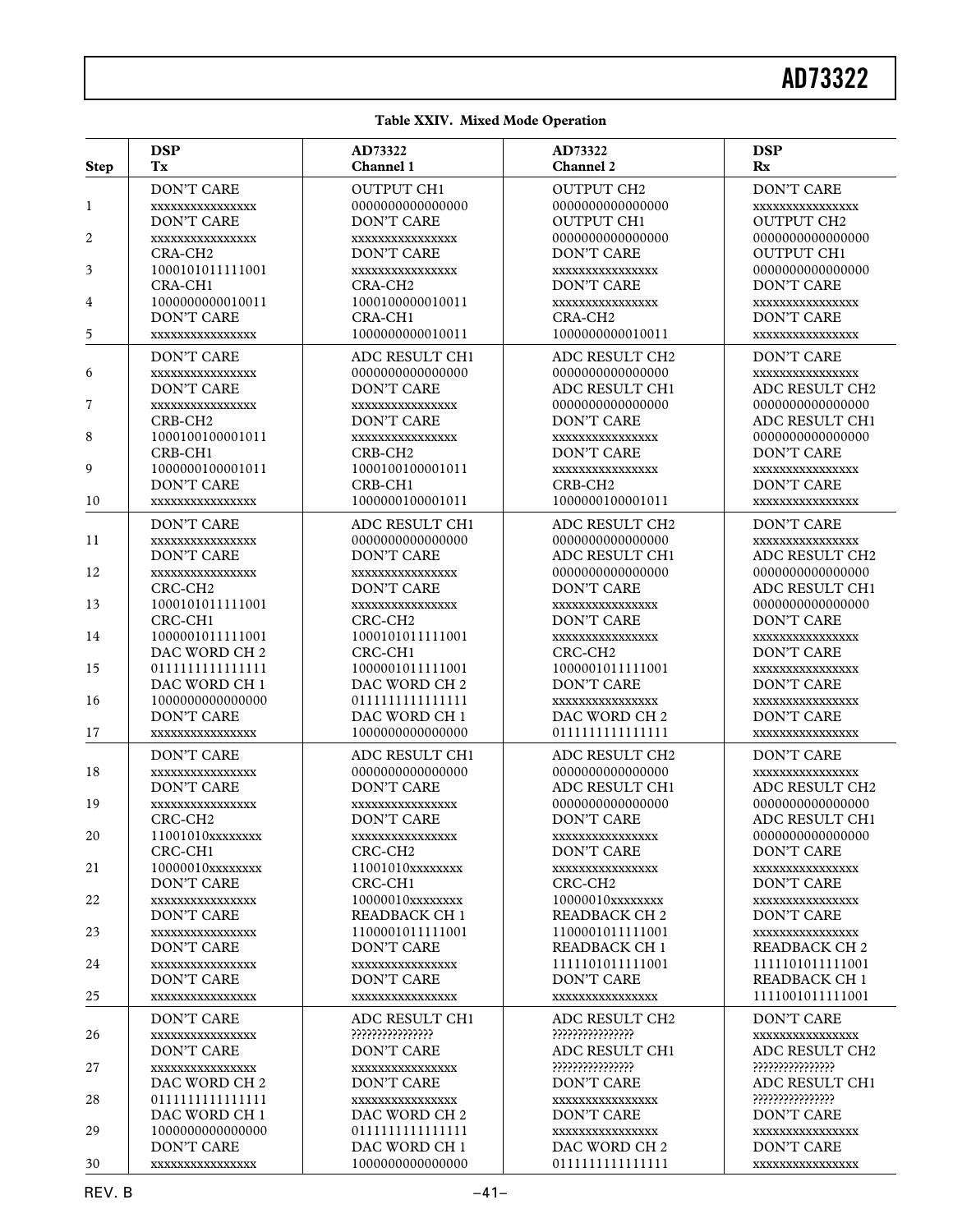**Table XXIV. Mixed Mode Operation**

| Step | DSP Tx | AD73322 Channel 1 | AD73322 Channel 2 | DSP Rx |
|---|---|---|---|---|
| 1 | DON'T CARE xxxxxxxxxxxxxxxx | OUTPUT CH1 0000000000000000 | OUTPUT CH2 0000000000000000 | DON'T CARE xxxxxxxxxxxxxxxx |
| 2 | DON'T CARE xxxxxxxxxxxxxxxx | DON'T CARE xxxxxxxxxxxxxxxx | OUTPUT CH1 0000000000000000 | OUTPUT CH2 0000000000000000 |
| 3 | CRA-CH2 1000101011111001 | DON'T CARE xxxxxxxxxxxxxxxx | DON'T CARE xxxxxxxxxxxxxxxx | OUTPUT CH1 0000000000000000 |
| 4 | CRA-CH1 1000000000010011 | CRA-CH2 1000100000010011 | DON'T CARE xxxxxxxxxxxxxxxx | DON'T CARE xxxxxxxxxxxxxxxx |
| 5 | DON'T CARE xxxxxxxxxxxxxxxx | CRA-CH1 1000000000010011 | CRA-CH2 1000000000010011 | DON'T CARE xxxxxxxxxxxxxxxx |
| 6 | DON'T CARE xxxxxxxxxxxxxxxx | ADC RESULT CH1 0000000000000000 | ADC RESULT CH2 0000000000000000 | DON'T CARE xxxxxxxxxxxxxxxx |
| 7 | DON'T CARE xxxxxxxxxxxxxxxx | DON'T CARE xxxxxxxxxxxxxxxx | ADC RESULT CH1 0000000000000000 | ADC RESULT CH2 0000000000000000 |
| 8 | CRB-CH2 1000100100001011 | DON'T CARE xxxxxxxxxxxxxxxx | DON'T CARE xxxxxxxxxxxxxxxx | ADC RESULT CH1 0000000000000000 |
| 9 | CRB-CH1 1000000100001011 | CRB-CH2 1000100100001011 | DON'T CARE xxxxxxxxxxxxxxxx | DON'T CARE xxxxxxxxxxxxxxxx |
| 10 | DON'T CARE xxxxxxxxxxxxxxxx | CRB-CH1 1000000100001011 | CRB-CH2 1000000100001011 | DON'T CARE xxxxxxxxxxxxxxxx |
| 11 | DON'T CARE xxxxxxxxxxxxxxxx | ADC RESULT CH1 0000000000000000 | ADC RESULT CH2 0000000000000000 | DON'T CARE xxxxxxxxxxxxxxxx |
| 12 | DON'T CARE xxxxxxxxxxxxxxxx | DON'T CARE xxxxxxxxxxxxxxxx | ADC RESULT CH1 0000000000000000 | ADC RESULT CH2 0000000000000000 |
| 13 | CRC-CH2 1000101011111001 | DON'T CARE xxxxxxxxxxxxxxxx | DON'T CARE xxxxxxxxxxxxxxxx | ADC RESULT CH1 0000000000000000 |
| 14 | CRC-CH1 1000001011111001 | CRC-CH2 1000101011111001 | DON'T CARE xxxxxxxxxxxxxxxx | DON'T CARE xxxxxxxxxxxxxxxx |
| 15 | DAC WORD CH 2 0111111111111111 | CRC-CH1 1000001011111001 | CRC-CH2 1000001011111001 | DON'T CARE xxxxxxxxxxxxxxxx |
| 16 | DAC WORD CH 1 1000000000000000 | DAC WORD CH 2 0111111111111111 | DON'T CARE xxxxxxxxxxxxxxxx | DON'T CARE xxxxxxxxxxxxxxxx |
| 17 | DON'T CARE xxxxxxxxxxxxxxxx | DAC WORD CH 1 1000000000000000 | DAC WORD CH 2 0111111111111111 | DON'T CARE xxxxxxxxxxxxxxxx |
| 18 | DON'T CARE xxxxxxxxxxxxxxxx | ADC RESULT CH1 0000000000000000 | ADC RESULT CH2 0000000000000000 | DON'T CARE xxxxxxxxxxxxxxxx |
| 19 | DON'T CARE xxxxxxxxxxxxxxxx | DON'T CARE xxxxxxxxxxxxxxxx | ADC RESULT CH1 0000000000000000 | ADC RESULT CH2 0000000000000000 |
| 20 | CRC-CH2 11001010xxxxxxxx | DON'T CARE xxxxxxxxxxxxxxxx | DON'T CARE xxxxxxxxxxxxxxxx | ADC RESULT CH1 0000000000000000 |
| 21 | CRC-CH1 10000010xxxxxxxx | CRC-CH2 11001010xxxxxxxx | DON'T CARE xxxxxxxxxxxxxxxx | DON'T CARE xxxxxxxxxxxxxxxx |
| 22 | DON'T CARE xxxxxxxxxxxxxxxx | CRC-CH1 10000010xxxxxxxx | CRC-CH2 10000010xxxxxxxx | DON'T CARE xxxxxxxxxxxxxxxx |
| 23 | DON'T CARE xxxxxxxxxxxxxxxx | READBACK CH 1 1100001011111001 | READBACK CH 2 1100001011111001 | DON'T CARE xxxxxxxxxxxxxxxx |
| 24 | DON'T CARE xxxxxxxxxxxxxxxx | DON'T CARE xxxxxxxxxxxxxxxx | READBACK CH 1 1111101011111001 | READBACK CH 2 1111101011111001 |
| 25 | DON'T CARE xxxxxxxxxxxxxxxx | DON'T CARE xxxxxxxxxxxxxxxx | DON'T CARE xxxxxxxxxxxxxxxx | READBACK CH 1 1111001011111001 |
| 26 | DON'T CARE xxxxxxxxxxxxxxxx | ADC RESULT CH1 ???????????????? | ADC RESULT CH2 ???????????????? | DON'T CARE xxxxxxxxxxxxxxxx |
| 27 | DON'T CARE xxxxxxxxxxxxxxxx | DON'T CARE xxxxxxxxxxxxxxxx | ADC RESULT CH1 ???????????????? | ADC RESULT CH2 ???????????????? |
| 28 | DAC WORD CH 2 0111111111111111 | DON'T CARE xxxxxxxxxxxxxxxx | DON'T CARE xxxxxxxxxxxxxxxx | ADC RESULT CH1 ???????????????? |
| 29 | DAC WORD CH 1 1000000000000000 | DAC WORD CH 2 0111111111111111 | DON'T CARE xxxxxxxxxxxxxxxx | DON'T CARE xxxxxxxxxxxxxxxx |
| 30 | DON'T CARE xxxxxxxxxxxxxxxx | DAC WORD CH 1 1000000000000000 | DAC WORD CH 2 0111111111111111 | DON'T CARE xxxxxxxxxxxxxxxx |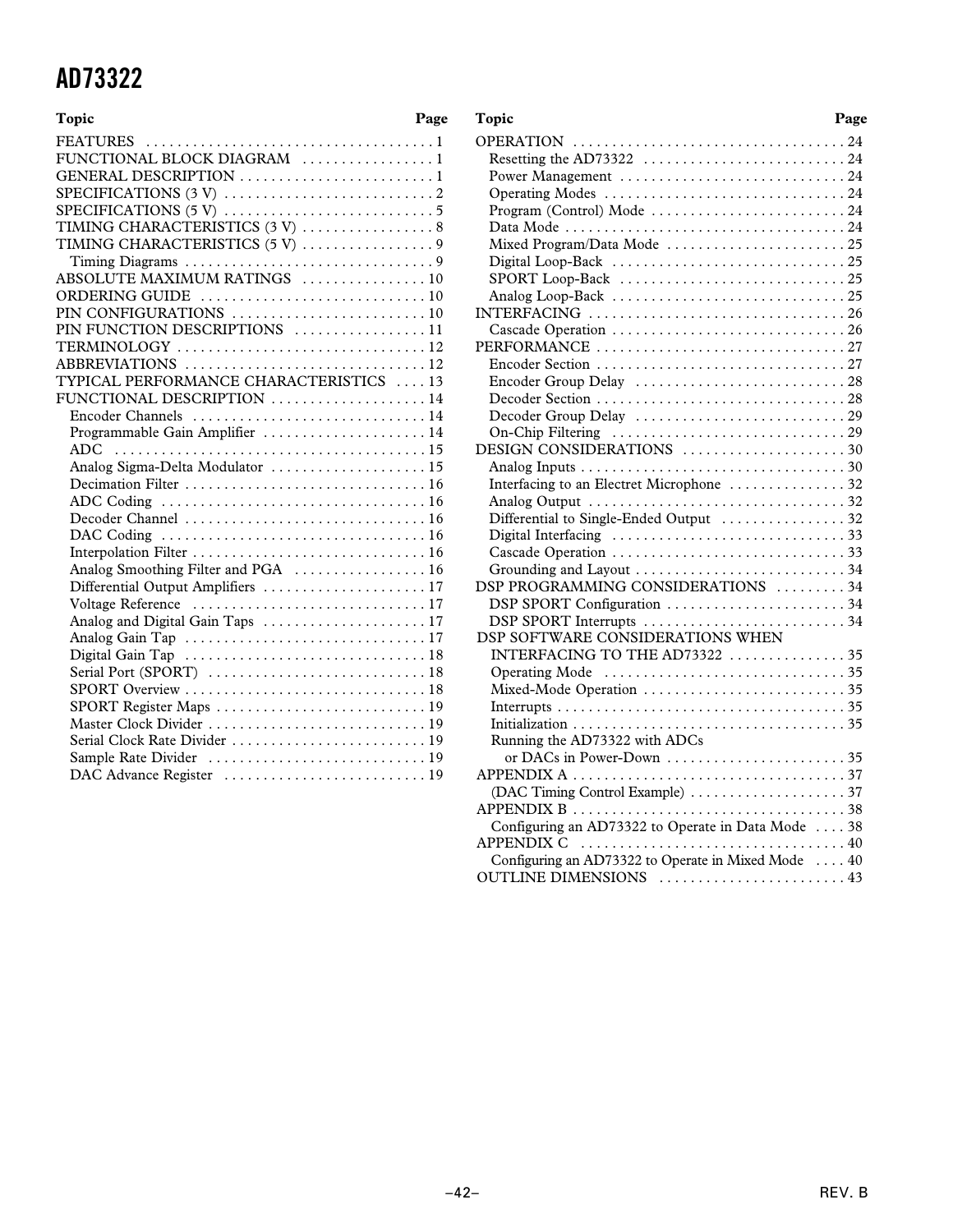| Topic | Page |
|---|---|
| FEATURES | 1 |
| FUNCTIONAL BLOCK DIAGRAM | 1 |
| GENERAL DESCRIPTION | 1 |
| SPECIFICATIONS (3 V) | 2 |
| SPECIFICATIONS (5 V) | 5 |
| TIMING CHARACTERISTICS (3 V) | 8 |
| TIMING CHARACTERISTICS (5 V) | 9 |
| Timing Diagrams | 9 |
| ABSOLUTE MAXIMUM RATINGS | 10 |
| ORDERING GUIDE | 10 |
| PIN CONFIGURATIONS | 10 |
| PIN FUNCTION DESCRIPTIONS | 11 |
| TERMINOLOGY | 12 |
| ABBREVIATIONS | 12 |
| TYPICAL PERFORMANCE CHARACTERISTICS | 13 |
| FUNCTIONAL DESCRIPTION | 14 |
| Encoder Channels | 14 |
| Programmable Gain Amplifier | 14 |
| ADC | 15 |
| Analog Sigma-Delta Modulator | 15 |
| Decimation Filter | 16 |
| ADC Coding | 16 |
| Decoder Channel | 16 |
| DAC Coding | 16 |
| Interpolation Filter | 16 |
| Analog Smoothing Filter and PGA | 16 |
| Differential Output Amplifiers | 17 |
| Voltage Reference | 17 |
| Analog and Digital Gain Taps | 17 |
| Analog Gain Tap | 17 |
| Digital Gain Tap | 18 |
| Serial Port (SPORT) | 18 |
| SPORT Overview | 18 |
| SPORT Register Maps | 19 |
| Master Clock Divider | 19 |
| Serial Clock Rate Divider | 19 |
| Sample Rate Divider | 19 |
| DAC Advance Register | 19 |
| OPERATION | 24 |
| Resetting the AD73322 | 24 |
| Power Management | 24 |
| Operating Modes | 24 |
| Program (Control) Mode | 24 |
| Data Mode | 24 |
| Mixed Program/Data Mode | 25 |
| Digital Loop-Back | 25 |
| SPORT Loop-Back | 25 |
| Analog Loop-Back | 25 |
| INTERFACING | 26 |
| Cascade Operation | 26 |
| PERFORMANCE | 27 |
| Encoder Section | 27 |
| Encoder Group Delay | 28 |
| Decoder Section | 28 |
| Decoder Group Delay | 29 |
| On-Chip Filtering | 29 |
| DESIGN CONSIDERATIONS | 30 |
| Analog Inputs | 30 |
| Interfacing to an Electret Microphone | 32 |
| Analog Output | 32 |
| Differential to Single-Ended Output | 32 |
| Digital Interfacing | 33 |
| Cascade Operation | 33 |
| Grounding and Layout | 34 |
| DSP PROGRAMMING CONSIDERATIONS | 34 |
| DSP SPORT Configuration | 34 |
| DSP SPORT Interrupts | 34 |
| DSP SOFTWARE CONSIDERATIONS WHEN INTERFACING TO THE AD73322 | 35 |
| Operating Mode | 35 |
| Mixed-Mode Operation | 35 |
| Interrupts | 35 |
| Initialization | 35 |
| Running the AD73322 with ADCs or DACs in Power-Down | 35 |
| APPENDIX A | 37 |
| (DAC Timing Control Example) | 37 |
| APPENDIX B | 38 |
| Configuring an AD73322 to Operate in Data Mode | 38 |
| APPENDIX C | 40 |
| Configuring an AD73322 to Operate in Mixed Mode | 40 |
| OUTLINE DIMENSIONS | 43 |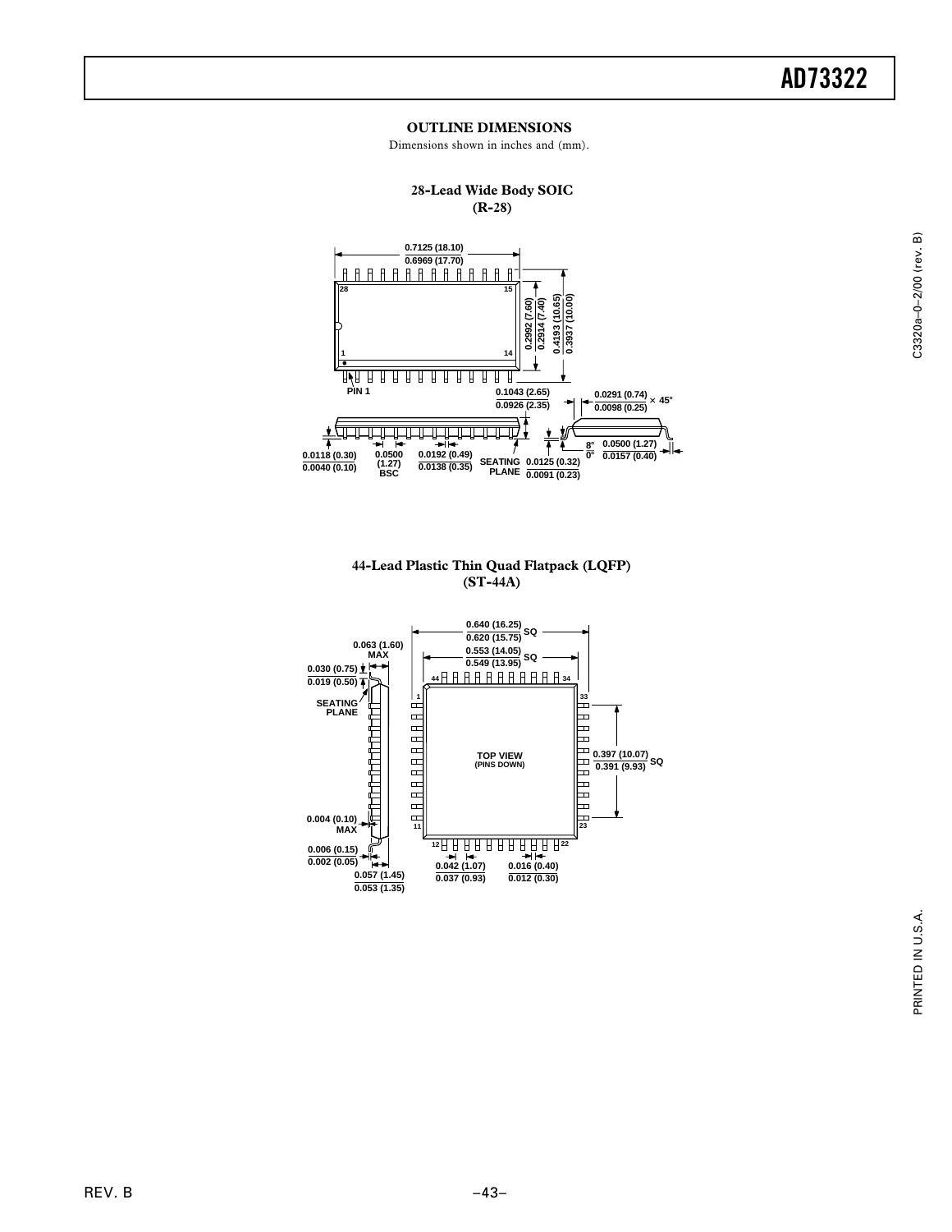## OUTLINE DIMENSIONS

Dimensions shown in inches and (mm).

### 28-Lead Wide Body SOIC (R-28)

0.7125 (18.10)
0.6969 (17.70)

28
15
1
14

PIN 1

0.2992 (7.60)
0.2914 (7.40)

0.4193 (10.65)
0.3937 (10.00)

0.1043 (2.65)
0.0926 (2.35)

0.0291 (0.74)
0.0098 (0.25) × 45°

0.0118 (0.30)
0.0040 (0.10)

0.0500 (1.27) BSC

0.0192 (0.49)
0.0138 (0.35)

SEATING PLANE

0.0125 (0.32)
0.0091 (0.23)

8°
0°

0.0500 (1.27)
0.0157 (0.40)

### 44-Lead Plastic Thin Quad Flatpack (LQFP) (ST-44A)

0.640 (16.25)
0.620 (15.75) SQ

0.553 (14.05)
0.549 (13.95) SQ

0.063 (1.60) MAX

0.030 (0.75)
0.019 (0.50)

SEATING PLANE

44
34
1
33
11
23
12
22

TOP VIEW (PINS DOWN)

0.397 (10.07)
0.391 (9.93) SQ

0.004 (0.10) MAX

0.006 (0.15)
0.002 (0.05)

0.057 (1.45)
0.053 (1.35)

0.042 (1.07)
0.037 (0.93)

0.016 (0.40)
0.012 (0.30)

C3320a–0–2/00 (rev. B)

PRINTED IN U.S.A.